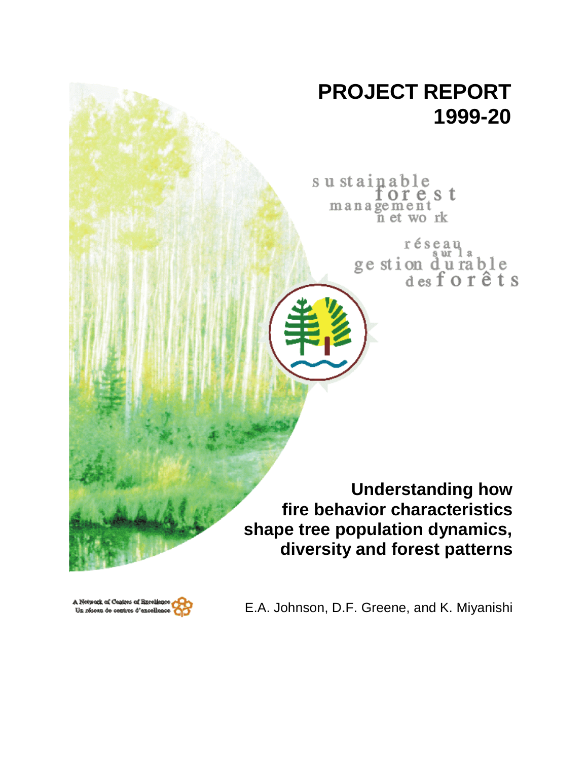# PROJECT REPORT 1999-20

sustainable forest management network

réseau sur la gestion durable des forêts

## Understanding how fire behavior characteristics shape tree population dynamics, diversity and forest patterns

E.A. Johnson, D.F. Greene, and K. Miyanishi

A Network of Centres of Excellence
Un réseau de centres d'excellence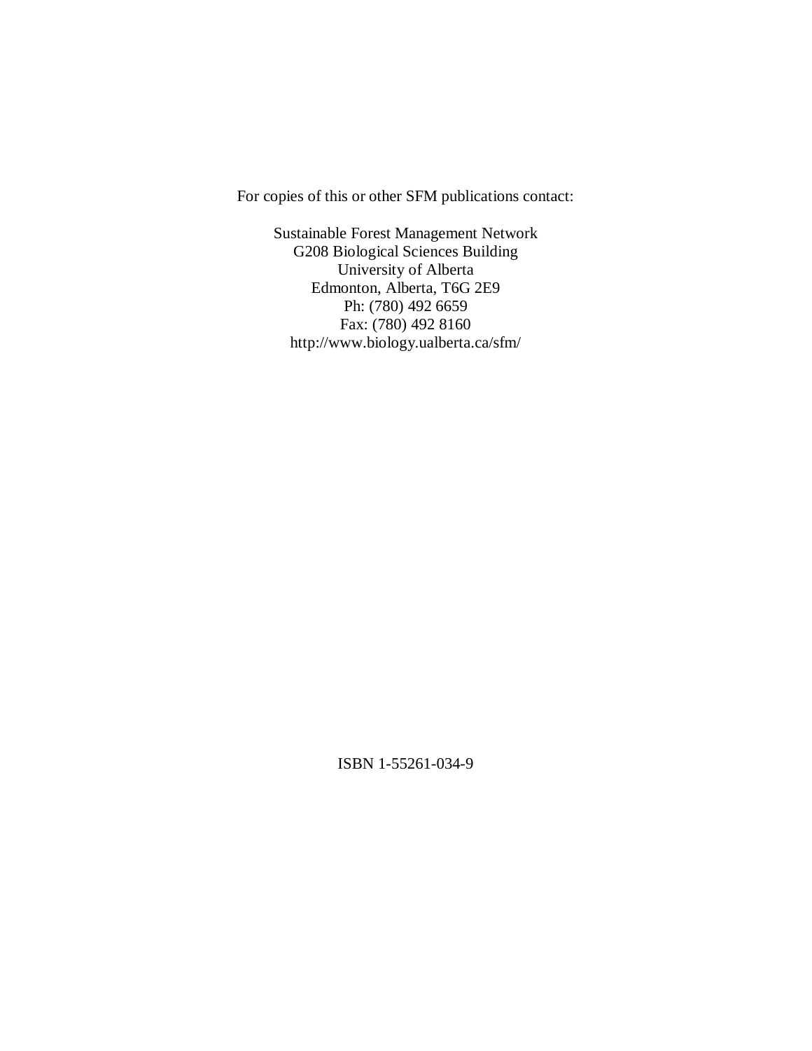For copies of this or other SFM publications contact:

Sustainable Forest Management Network
G208 Biological Sciences Building
University of Alberta
Edmonton, Alberta, T6G 2E9
Ph: (780) 492 6659
Fax: (780) 492 8160
http://www.biology.ualberta.ca/sfm/

ISBN 1-55261-034-9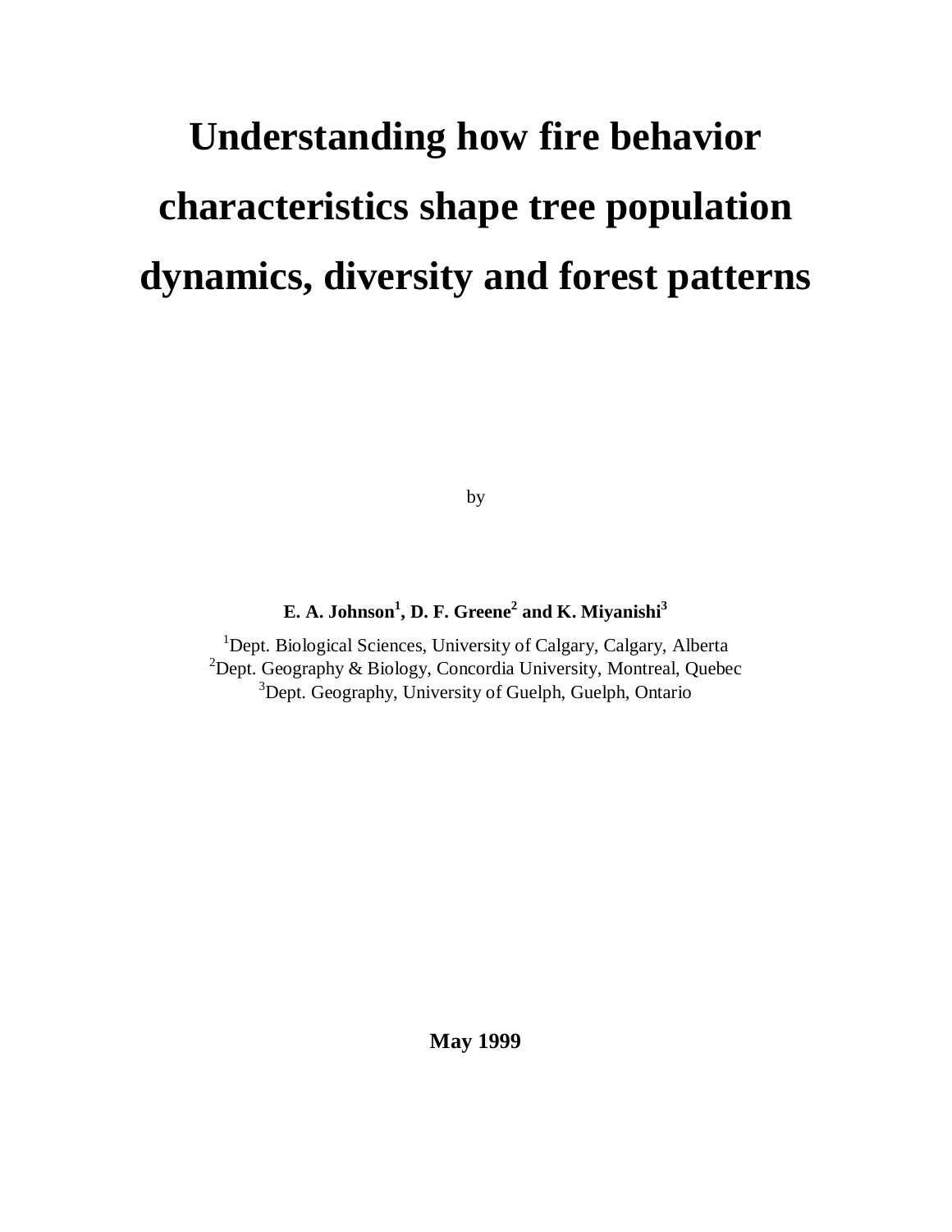# Understanding how fire behavior characteristics shape tree population dynamics, diversity and forest patterns

by

**E. A. Johnson[1], D. F. Greene[2] and K. Miyanishi[3]**

[1]Dept. Biological Sciences, University of Calgary, Calgary, Alberta
[2]Dept. Geography & Biology, Concordia University, Montreal, Quebec
[3]Dept. Geography, University of Guelph, Guelph, Ontario

**May 1999**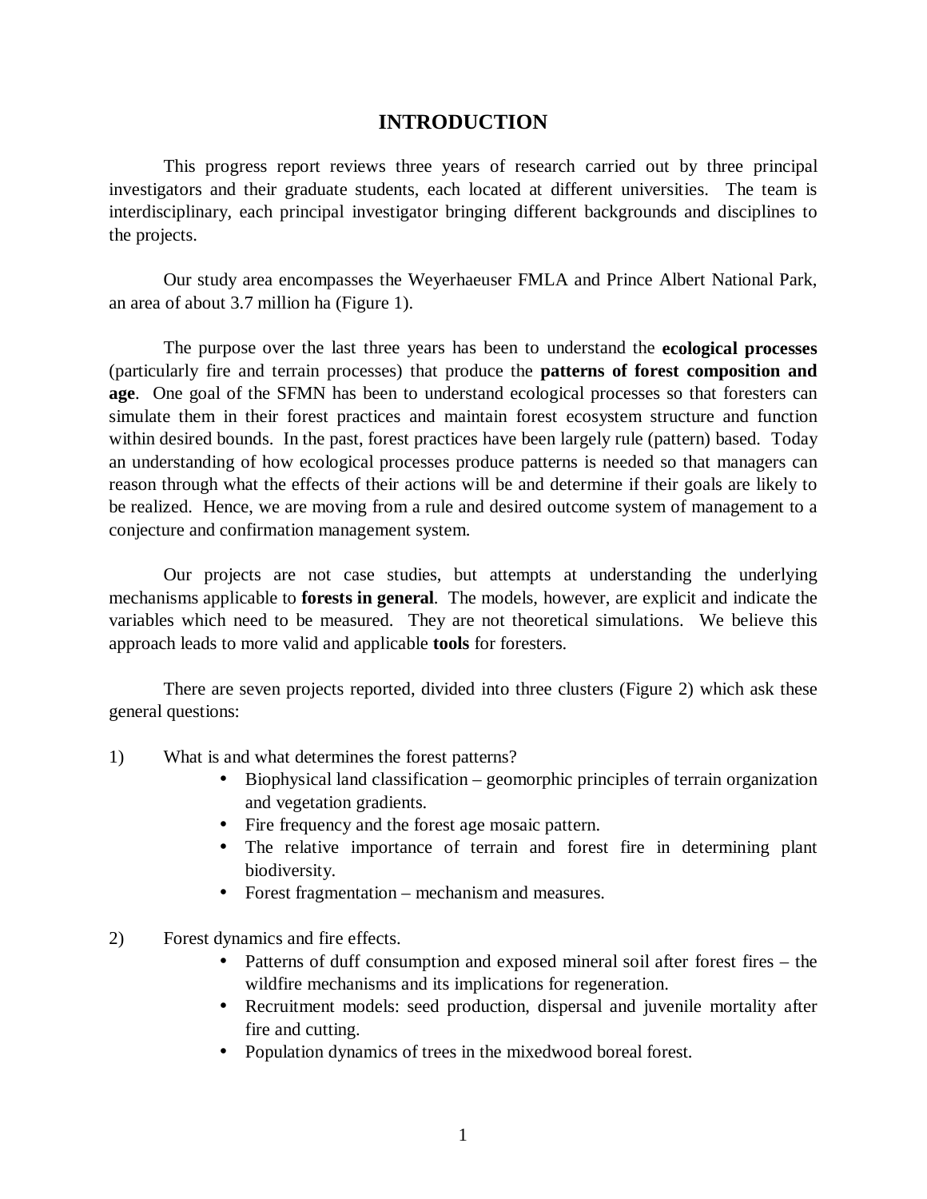# INTRODUCTION

This progress report reviews three years of research carried out by three principal investigators and their graduate students, each located at different universities. The team is interdisciplinary, each principal investigator bringing different backgrounds and disciplines to the projects.

Our study area encompasses the Weyerhaeuser FMLA and Prince Albert National Park, an area of about 3.7 million ha (Figure 1).

The purpose over the last three years has been to understand the **ecological processes** (particularly fire and terrain processes) that produce the **patterns of forest composition and age**. One goal of the SFMN has been to understand ecological processes so that foresters can simulate them in their forest practices and maintain forest ecosystem structure and function within desired bounds. In the past, forest practices have been largely rule (pattern) based. Today an understanding of how ecological processes produce patterns is needed so that managers can reason through what the effects of their actions will be and determine if their goals are likely to be realized. Hence, we are moving from a rule and desired outcome system of management to a conjecture and confirmation management system.

Our projects are not case studies, but attempts at understanding the underlying mechanisms applicable to **forests in general**. The models, however, are explicit and indicate the variables which need to be measured. They are not theoretical simulations. We believe this approach leads to more valid and applicable **tools** for foresters.

There are seven projects reported, divided into three clusters (Figure 2) which ask these general questions:

1) What is and what determines the forest patterns?
   - Biophysical land classification – geomorphic principles of terrain organization and vegetation gradients.
   - Fire frequency and the forest age mosaic pattern.
   - The relative importance of terrain and forest fire in determining plant biodiversity.
   - Forest fragmentation – mechanism and measures.

2) Forest dynamics and fire effects.
   - Patterns of duff consumption and exposed mineral soil after forest fires – the wildfire mechanisms and its implications for regeneration.
   - Recruitment models: seed production, dispersal and juvenile mortality after fire and cutting.
   - Population dynamics of trees in the mixedwood boreal forest.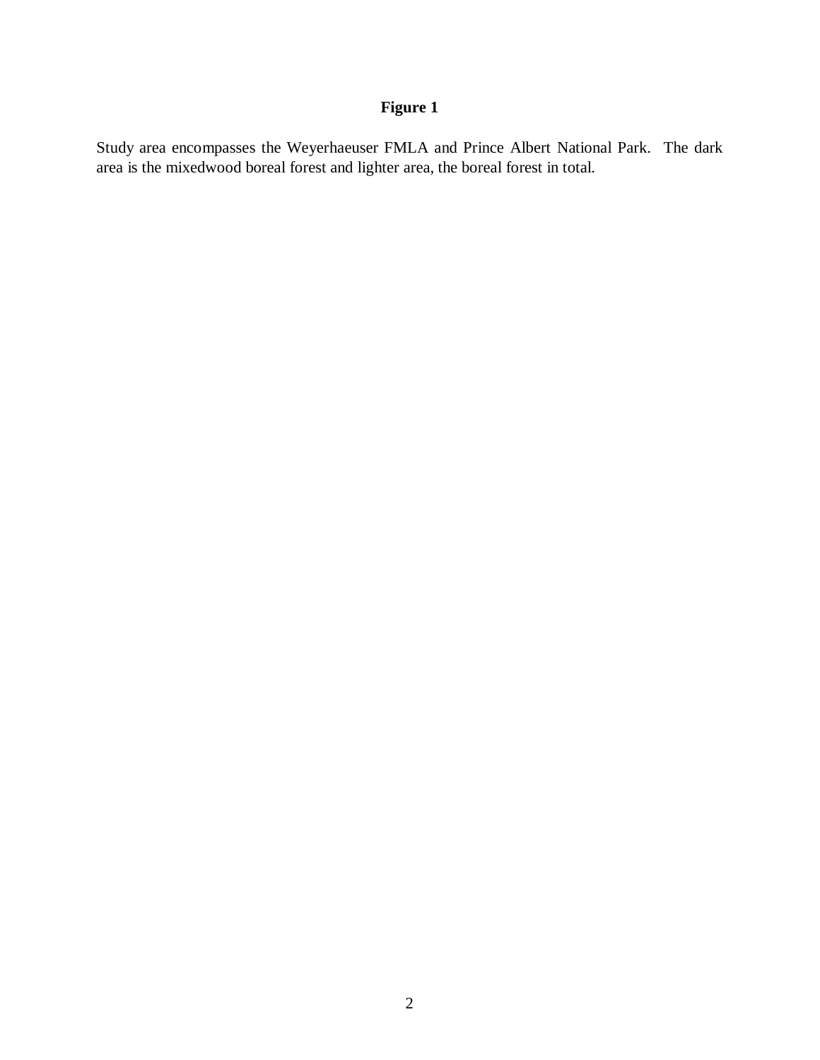**Figure 1**

Study area encompasses the Weyerhaeuser FMLA and Prince Albert National Park. The dark area is the mixedwood boreal forest and lighter area, the boreal forest in total.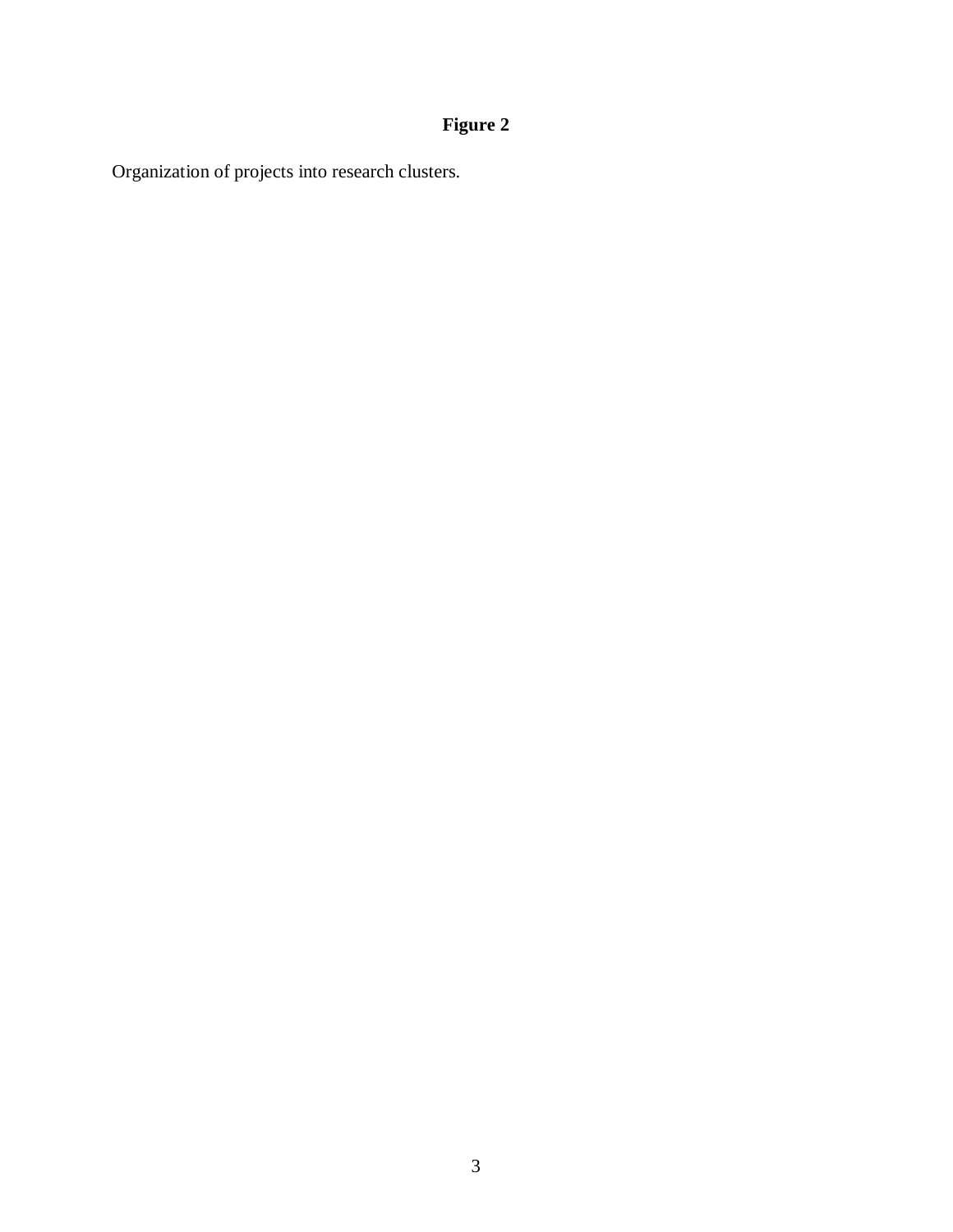**Figure 2**

Organization of projects into research clusters.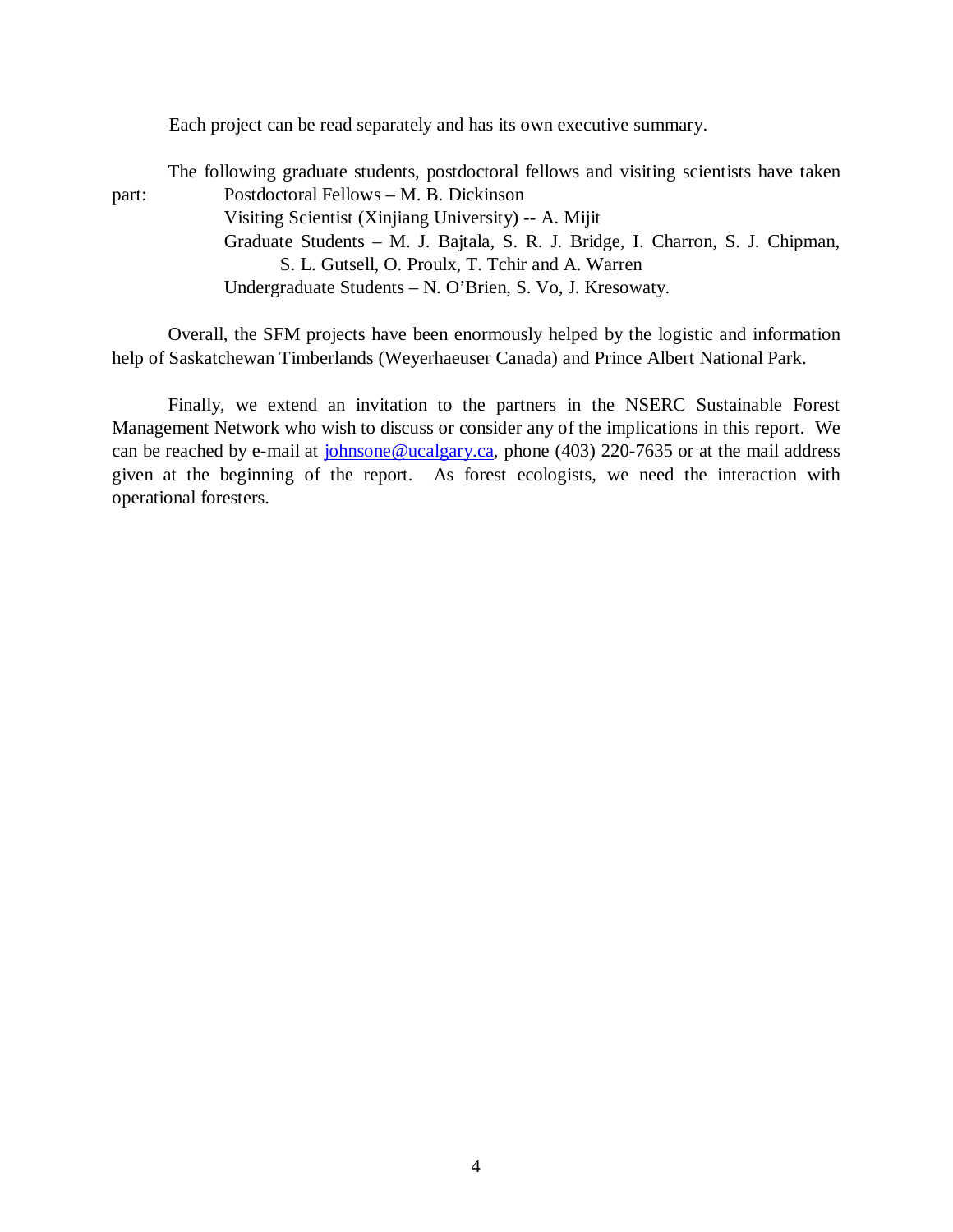Each project can be read separately and has its own executive summary.

The following graduate students, postdoctoral fellows and visiting scientists have taken part:

- Postdoctoral Fellows – M. B. Dickinson
- Visiting Scientist (Xinjiang University) -- A. Mijit
- Graduate Students – M. J. Bajtala, S. R. J. Bridge, I. Charron, S. J. Chipman, S. L. Gutsell, O. Proulx, T. Tchir and A. Warren
- Undergraduate Students – N. O'Brien, S. Vo, J. Kresowaty.

Overall, the SFM projects have been enormously helped by the logistic and information help of Saskatchewan Timberlands (Weyerhaeuser Canada) and Prince Albert National Park.

Finally, we extend an invitation to the partners in the NSERC Sustainable Forest Management Network who wish to discuss or consider any of the implications in this report. We can be reached by e-mail at johnsone@ucalgary.ca, phone (403) 220-7635 or at the mail address given at the beginning of the report. As forest ecologists, we need the interaction with operational foresters.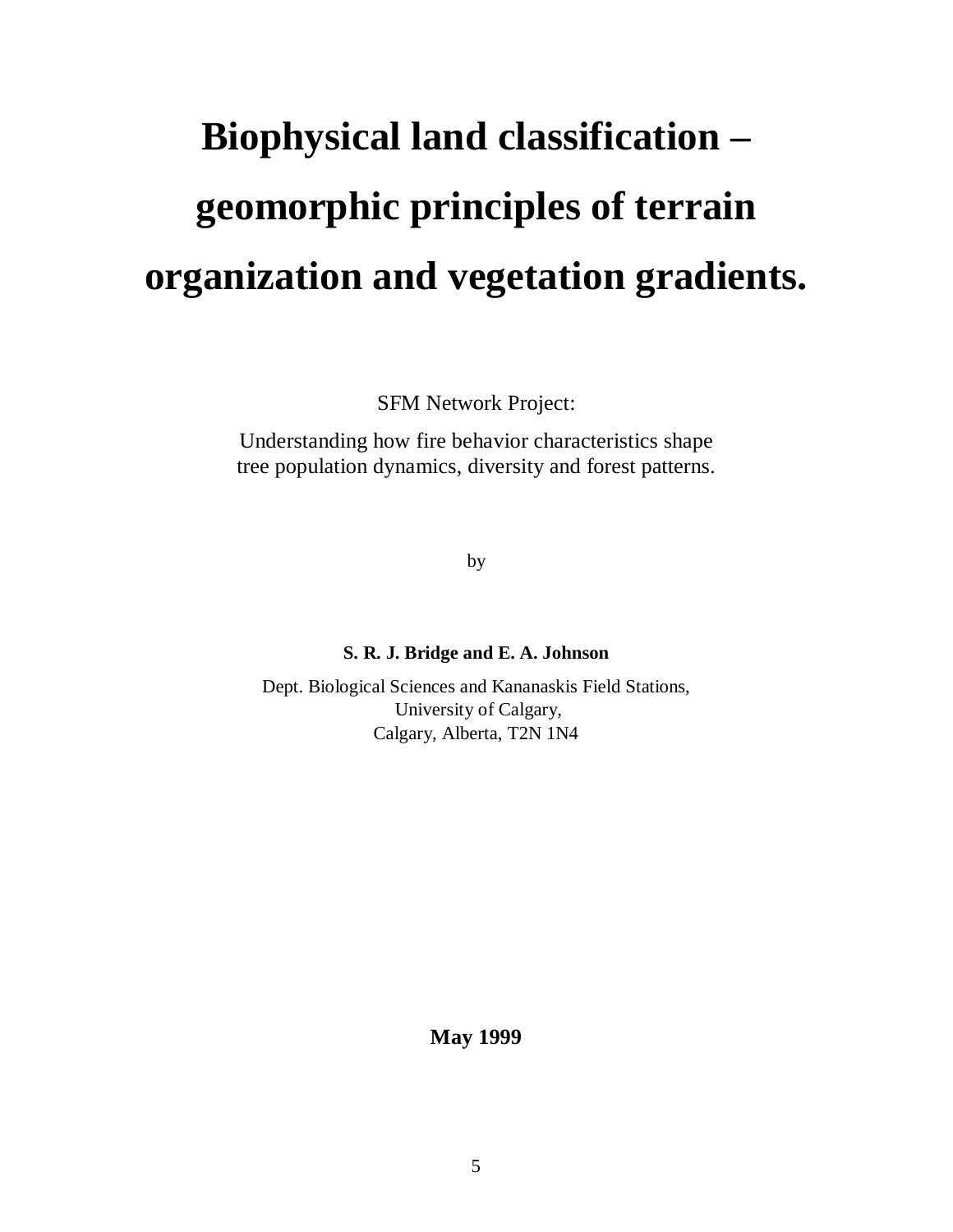# Biophysical land classification – geomorphic principles of terrain organization and vegetation gradients.

SFM Network Project:

Understanding how fire behavior characteristics shape tree population dynamics, diversity and forest patterns.

by

**S. R. J. Bridge and E. A. Johnson**

Dept. Biological Sciences and Kananaskis Field Stations,
University of Calgary,
Calgary, Alberta, T2N 1N4

**May 1999**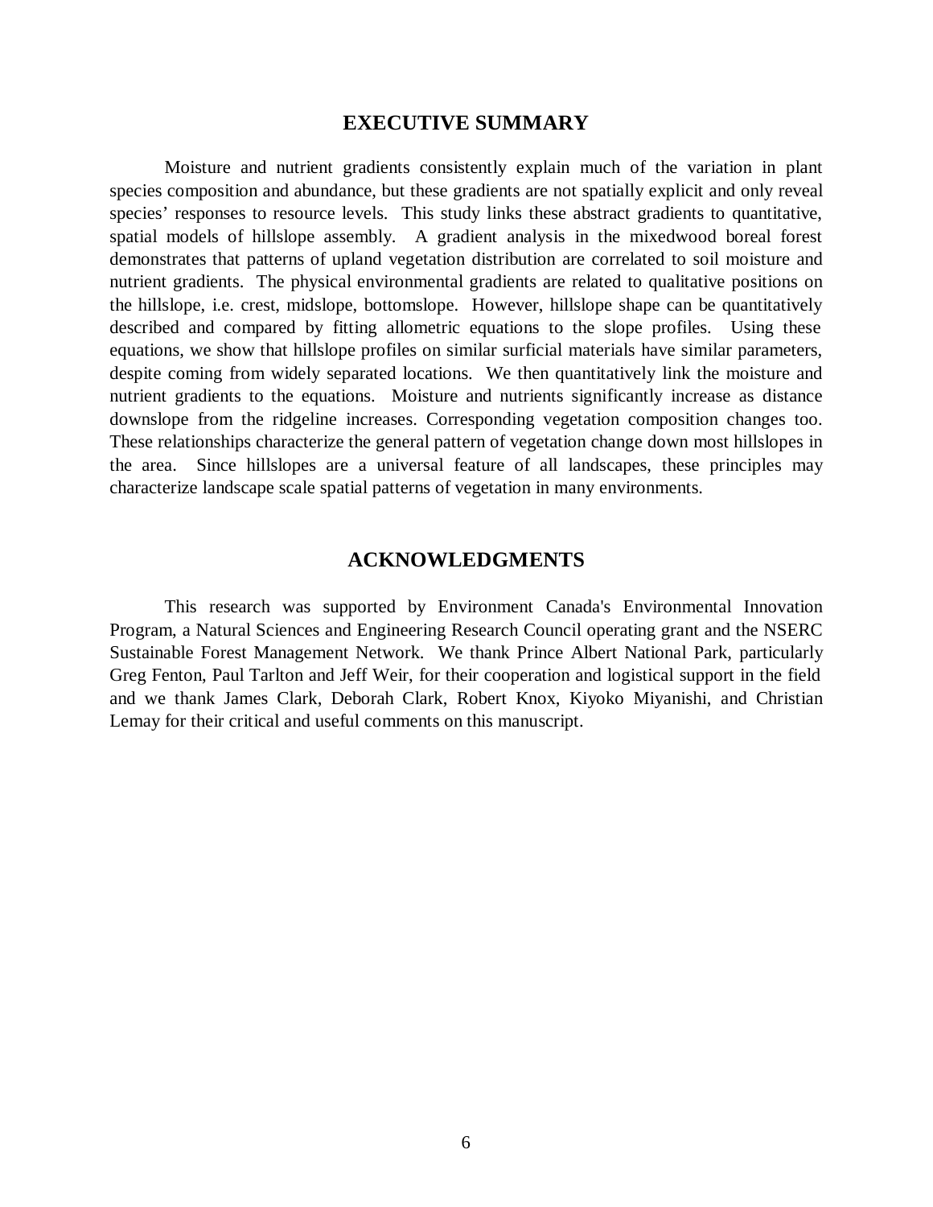## EXECUTIVE SUMMARY

Moisture and nutrient gradients consistently explain much of the variation in plant species composition and abundance, but these gradients are not spatially explicit and only reveal species' responses to resource levels. This study links these abstract gradients to quantitative, spatial models of hillslope assembly. A gradient analysis in the mixedwood boreal forest demonstrates that patterns of upland vegetation distribution are correlated to soil moisture and nutrient gradients. The physical environmental gradients are related to qualitative positions on the hillslope, i.e. crest, midslope, bottomslope. However, hillslope shape can be quantitatively described and compared by fitting allometric equations to the slope profiles. Using these equations, we show that hillslope profiles on similar surficial materials have similar parameters, despite coming from widely separated locations. We then quantitatively link the moisture and nutrient gradients to the equations. Moisture and nutrients significantly increase as distance downslope from the ridgeline increases. Corresponding vegetation composition changes too. These relationships characterize the general pattern of vegetation change down most hillslopes in the area. Since hillslopes are a universal feature of all landscapes, these principles may characterize landscape scale spatial patterns of vegetation in many environments.

## ACKNOWLEDGMENTS

This research was supported by Environment Canada's Environmental Innovation Program, a Natural Sciences and Engineering Research Council operating grant and the NSERC Sustainable Forest Management Network. We thank Prince Albert National Park, particularly Greg Fenton, Paul Tarlton and Jeff Weir, for their cooperation and logistical support in the field and we thank James Clark, Deborah Clark, Robert Knox, Kiyoko Miyanishi, and Christian Lemay for their critical and useful comments on this manuscript.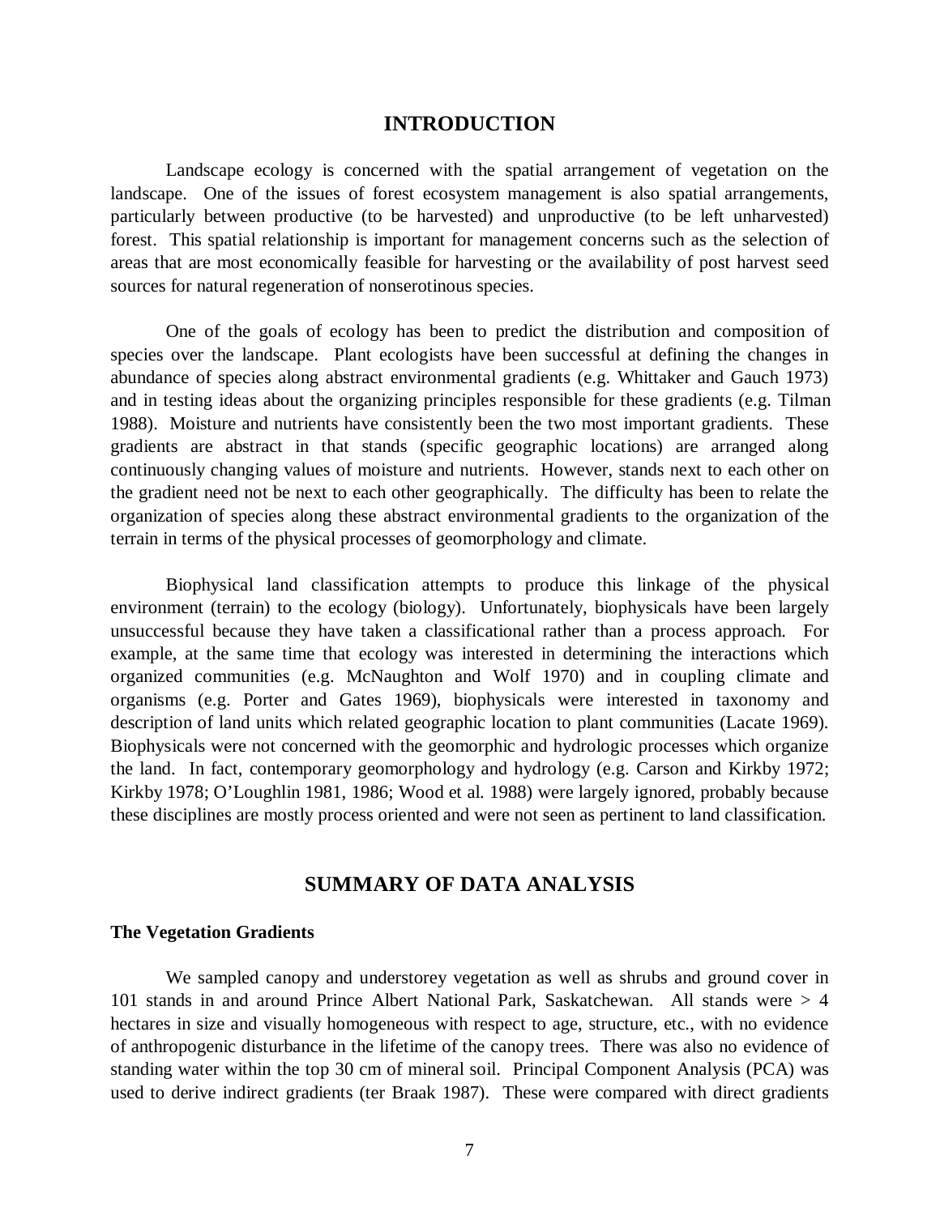## INTRODUCTION

Landscape ecology is concerned with the spatial arrangement of vegetation on the landscape. One of the issues of forest ecosystem management is also spatial arrangements, particularly between productive (to be harvested) and unproductive (to be left unharvested) forest. This spatial relationship is important for management concerns such as the selection of areas that are most economically feasible for harvesting or the availability of post harvest seed sources for natural regeneration of nonserotinous species.

One of the goals of ecology has been to predict the distribution and composition of species over the landscape. Plant ecologists have been successful at defining the changes in abundance of species along abstract environmental gradients (e.g. Whittaker and Gauch 1973) and in testing ideas about the organizing principles responsible for these gradients (e.g. Tilman 1988). Moisture and nutrients have consistently been the two most important gradients. These gradients are abstract in that stands (specific geographic locations) are arranged along continuously changing values of moisture and nutrients. However, stands next to each other on the gradient need not be next to each other geographically. The difficulty has been to relate the organization of species along these abstract environmental gradients to the organization of the terrain in terms of the physical processes of geomorphology and climate.

Biophysical land classification attempts to produce this linkage of the physical environment (terrain) to the ecology (biology). Unfortunately, biophysicals have been largely unsuccessful because they have taken a classificational rather than a process approach. For example, at the same time that ecology was interested in determining the interactions which organized communities (e.g. McNaughton and Wolf 1970) and in coupling climate and organisms (e.g. Porter and Gates 1969), biophysicals were interested in taxonomy and description of land units which related geographic location to plant communities (Lacate 1969). Biophysicals were not concerned with the geomorphic and hydrologic processes which organize the land. In fact, contemporary geomorphology and hydrology (e.g. Carson and Kirkby 1972; Kirkby 1978; O'Loughlin 1981, 1986; Wood et al. 1988) were largely ignored, probably because these disciplines are mostly process oriented and were not seen as pertinent to land classification.

## SUMMARY OF DATA ANALYSIS

### The Vegetation Gradients

We sampled canopy and understorey vegetation as well as shrubs and ground cover in 101 stands in and around Prince Albert National Park, Saskatchewan. All stands were > 4 hectares in size and visually homogeneous with respect to age, structure, etc., with no evidence of anthropogenic disturbance in the lifetime of the canopy trees. There was also no evidence of standing water within the top 30 cm of mineral soil. Principal Component Analysis (PCA) was used to derive indirect gradients (ter Braak 1987). These were compared with direct gradients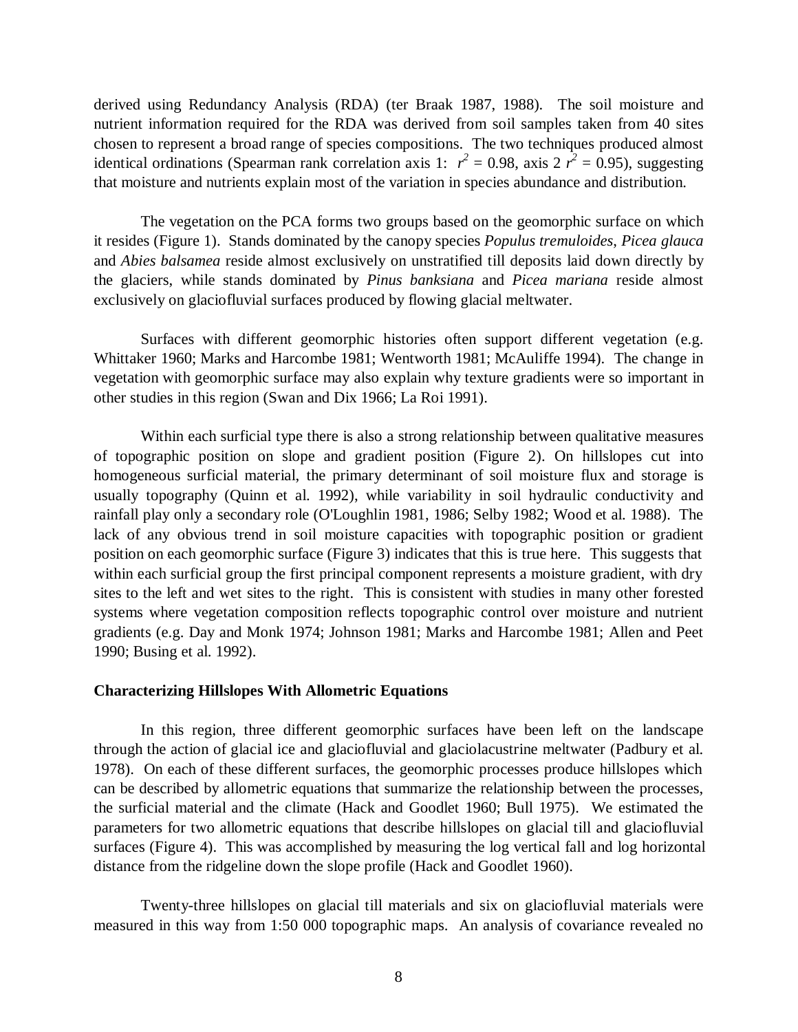derived using Redundancy Analysis (RDA) (ter Braak 1987, 1988). The soil moisture and nutrient information required for the RDA was derived from soil samples taken from 40 sites chosen to represent a broad range of species compositions. The two techniques produced almost identical ordinations (Spearman rank correlation axis 1: $r^2 = 0.98$, axis 2 $r^2 = 0.95$), suggesting that moisture and nutrients explain most of the variation in species abundance and distribution.

The vegetation on the PCA forms two groups based on the geomorphic surface on which it resides (Figure 1). Stands dominated by the canopy species *Populus tremuloides*, *Picea glauca* and *Abies balsamea* reside almost exclusively on unstratified till deposits laid down directly by the glaciers, while stands dominated by *Pinus banksiana* and *Picea mariana* reside almost exclusively on glaciofluvial surfaces produced by flowing glacial meltwater.

Surfaces with different geomorphic histories often support different vegetation (e.g. Whittaker 1960; Marks and Harcombe 1981; Wentworth 1981; McAuliffe 1994). The change in vegetation with geomorphic surface may also explain why texture gradients were so important in other studies in this region (Swan and Dix 1966; La Roi 1991).

Within each surficial type there is also a strong relationship between qualitative measures of topographic position on slope and gradient position (Figure 2). On hillslopes cut into homogeneous surficial material, the primary determinant of soil moisture flux and storage is usually topography (Quinn et al. 1992), while variability in soil hydraulic conductivity and rainfall play only a secondary role (O'Loughlin 1981, 1986; Selby 1982; Wood et al. 1988). The lack of any obvious trend in soil moisture capacities with topographic position or gradient position on each geomorphic surface (Figure 3) indicates that this is true here. This suggests that within each surficial group the first principal component represents a moisture gradient, with dry sites to the left and wet sites to the right. This is consistent with studies in many other forested systems where vegetation composition reflects topographic control over moisture and nutrient gradients (e.g. Day and Monk 1974; Johnson 1981; Marks and Harcombe 1981; Allen and Peet 1990; Busing et al. 1992).

**Characterizing Hillslopes With Allometric Equations**

In this region, three different geomorphic surfaces have been left on the landscape through the action of glacial ice and glaciofluvial and glaciolacustrine meltwater (Padbury et al. 1978). On each of these different surfaces, the geomorphic processes produce hillslopes which can be described by allometric equations that summarize the relationship between the processes, the surficial material and the climate (Hack and Goodlet 1960; Bull 1975). We estimated the parameters for two allometric equations that describe hillslopes on glacial till and glaciofluvial surfaces (Figure 4). This was accomplished by measuring the log vertical fall and log horizontal distance from the ridgeline down the slope profile (Hack and Goodlet 1960).

Twenty-three hillslopes on glacial till materials and six on glaciofluvial materials were measured in this way from 1:50 000 topographic maps. An analysis of covariance revealed no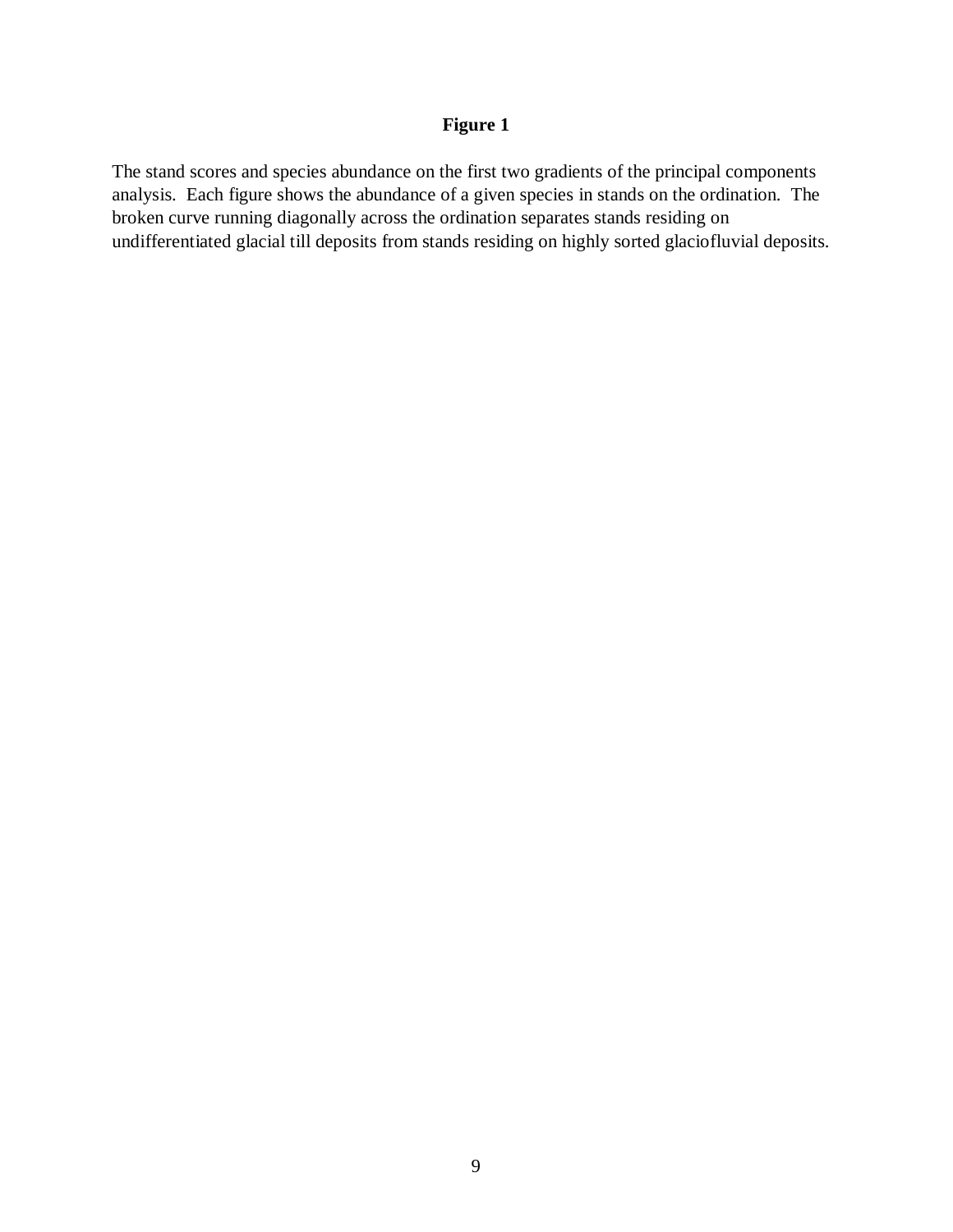**Figure 1**

The stand scores and species abundance on the first two gradients of the principal components analysis. Each figure shows the abundance of a given species in stands on the ordination. The broken curve running diagonally across the ordination separates stands residing on undifferentiated glacial till deposits from stands residing on highly sorted glaciofluvial deposits.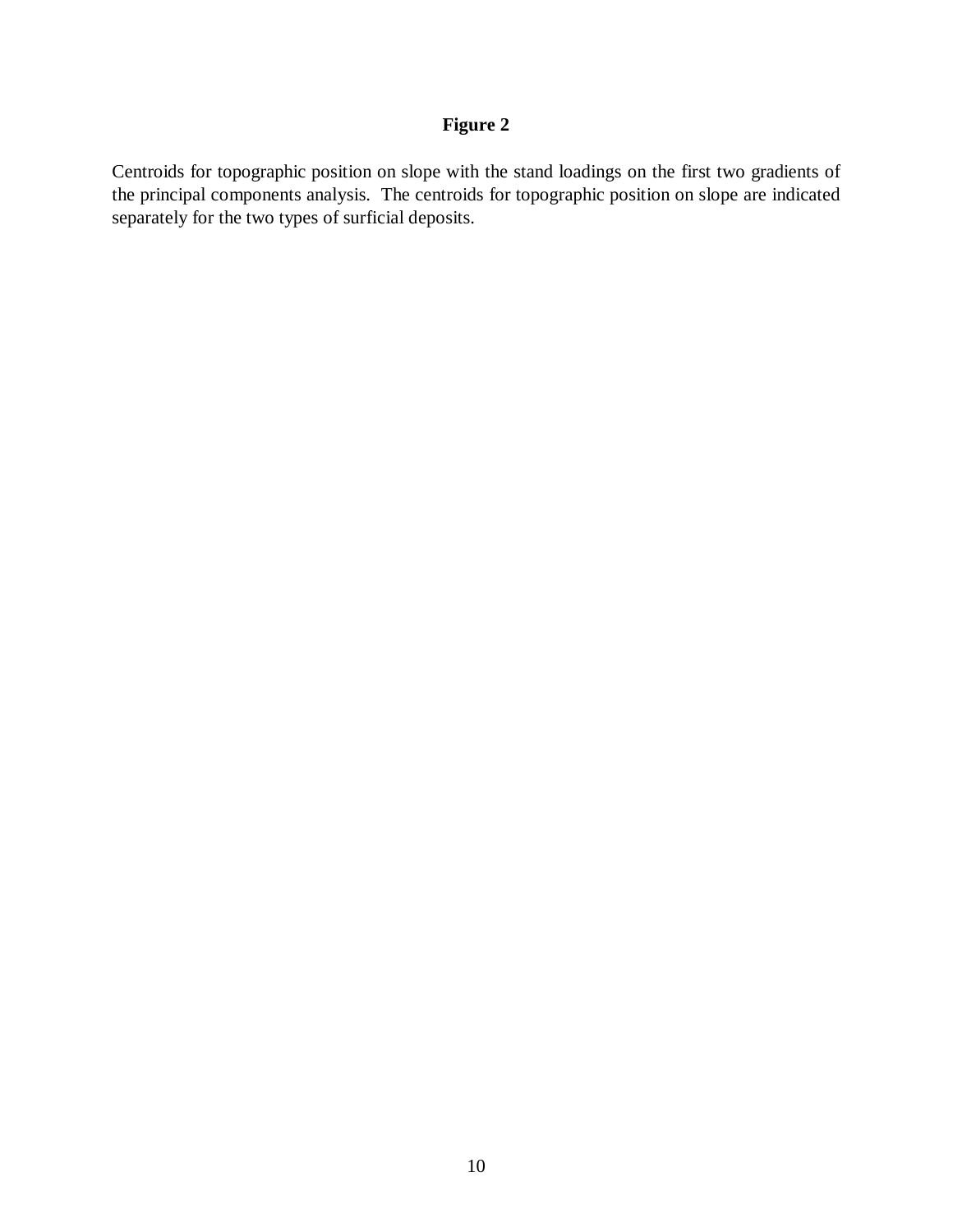**Figure 2**

Centroids for topographic position on slope with the stand loadings on the first two gradients of the principal components analysis. The centroids for topographic position on slope are indicated separately for the two types of surficial deposits.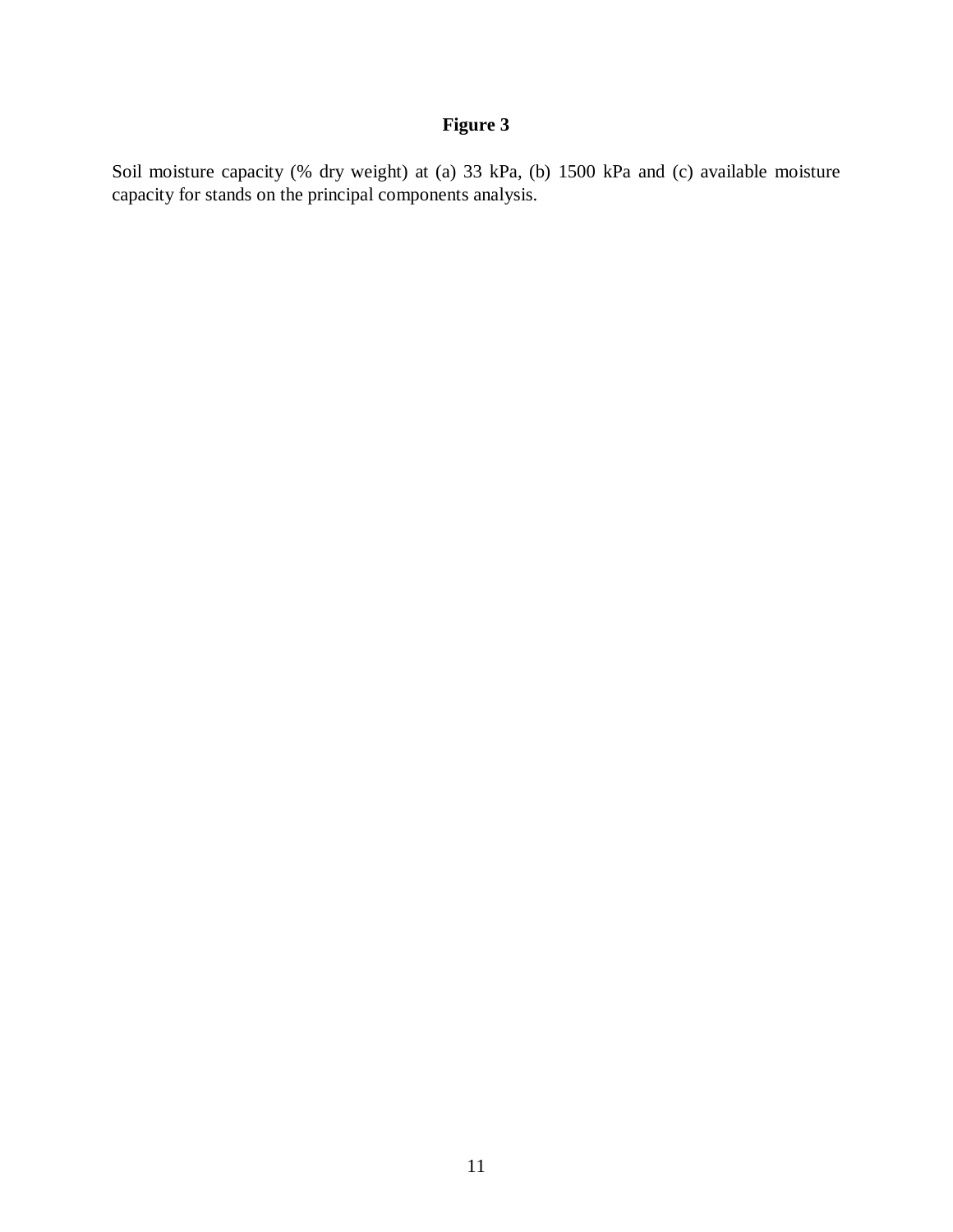**Figure 3**

Soil moisture capacity (% dry weight) at (a) 33 kPa, (b) 1500 kPa and (c) available moisture capacity for stands on the principal components analysis.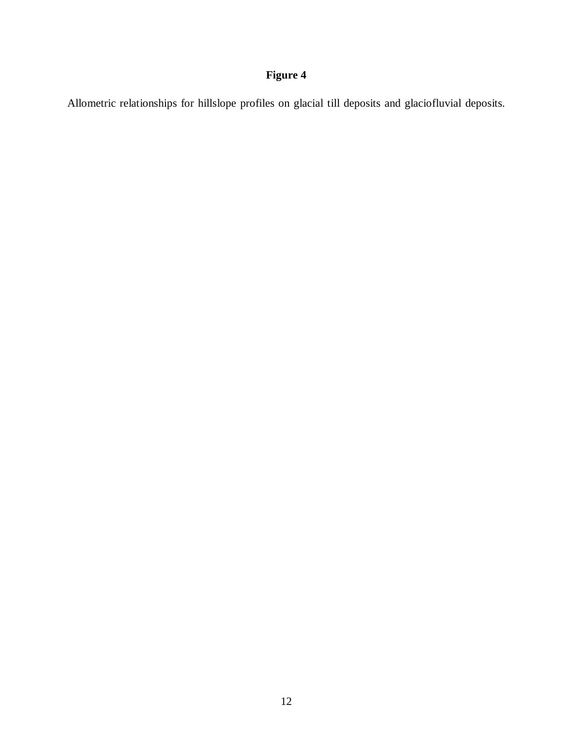**Figure 4**

Allometric relationships for hillslope profiles on glacial till deposits and glaciofluvial deposits.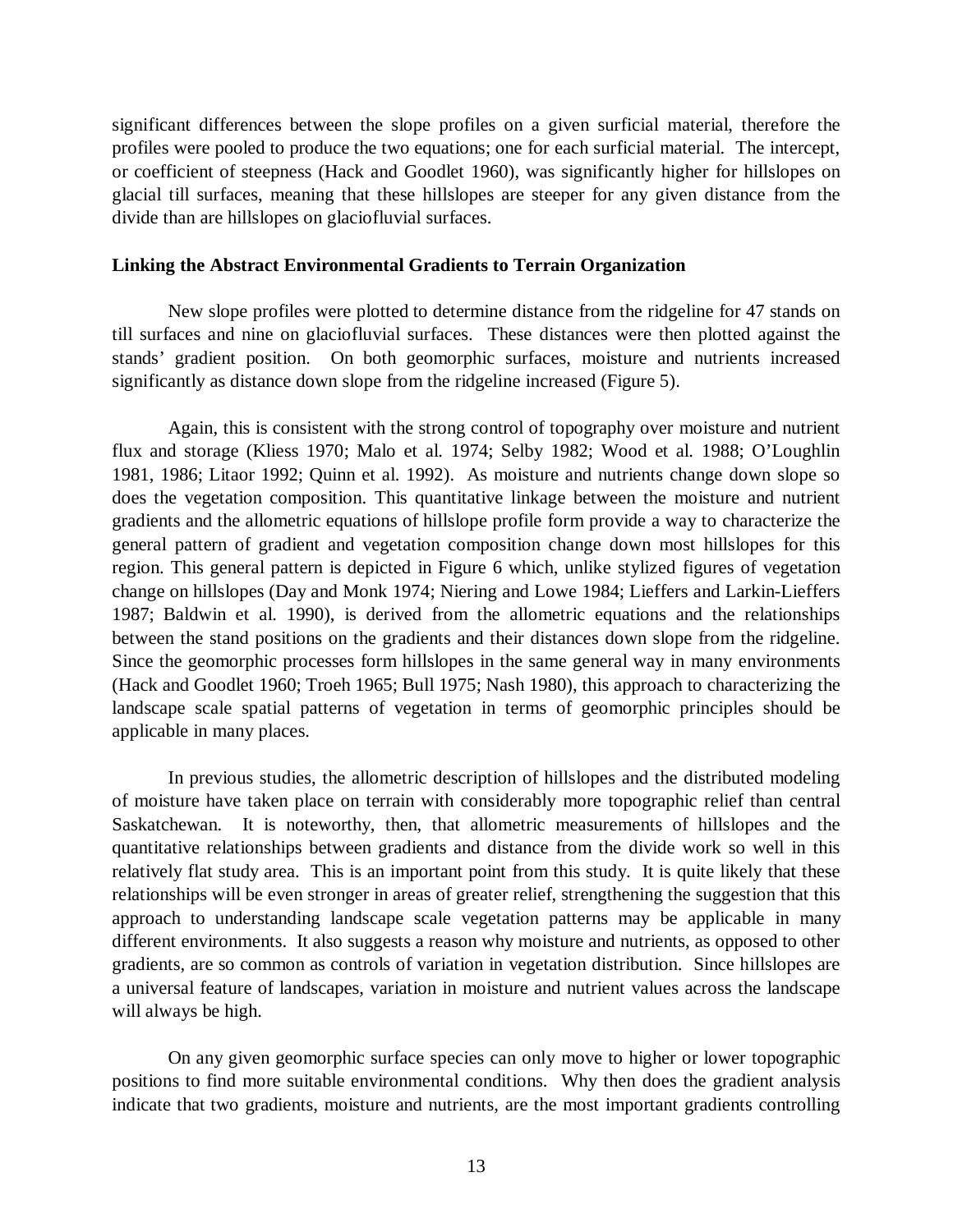significant differences between the slope profiles on a given surficial material, therefore the profiles were pooled to produce the two equations; one for each surficial material. The intercept, or coefficient of steepness (Hack and Goodlet 1960), was significantly higher for hillslopes on glacial till surfaces, meaning that these hillslopes are steeper for any given distance from the divide than are hillslopes on glaciofluvial surfaces.

**Linking the Abstract Environmental Gradients to Terrain Organization**

New slope profiles were plotted to determine distance from the ridgeline for 47 stands on till surfaces and nine on glaciofluvial surfaces. These distances were then plotted against the stands' gradient position. On both geomorphic surfaces, moisture and nutrients increased significantly as distance down slope from the ridgeline increased (Figure 5).

Again, this is consistent with the strong control of topography over moisture and nutrient flux and storage (Kliess 1970; Malo et al. 1974; Selby 1982; Wood et al. 1988; O'Loughlin 1981, 1986; Litaor 1992; Quinn et al. 1992). As moisture and nutrients change down slope so does the vegetation composition. This quantitative linkage between the moisture and nutrient gradients and the allometric equations of hillslope profile form provide a way to characterize the general pattern of gradient and vegetation composition change down most hillslopes for this region. This general pattern is depicted in Figure 6 which, unlike stylized figures of vegetation change on hillslopes (Day and Monk 1974; Niering and Lowe 1984; Lieffers and Larkin-Lieffers 1987; Baldwin et al. 1990), is derived from the allometric equations and the relationships between the stand positions on the gradients and their distances down slope from the ridgeline. Since the geomorphic processes form hillslopes in the same general way in many environments (Hack and Goodlet 1960; Troeh 1965; Bull 1975; Nash 1980), this approach to characterizing the landscape scale spatial patterns of vegetation in terms of geomorphic principles should be applicable in many places.

In previous studies, the allometric description of hillslopes and the distributed modeling of moisture have taken place on terrain with considerably more topographic relief than central Saskatchewan. It is noteworthy, then, that allometric measurements of hillslopes and the quantitative relationships between gradients and distance from the divide work so well in this relatively flat study area. This is an important point from this study. It is quite likely that these relationships will be even stronger in areas of greater relief, strengthening the suggestion that this approach to understanding landscape scale vegetation patterns may be applicable in many different environments. It also suggests a reason why moisture and nutrients, as opposed to other gradients, are so common as controls of variation in vegetation distribution. Since hillslopes are a universal feature of landscapes, variation in moisture and nutrient values across the landscape will always be high.

On any given geomorphic surface species can only move to higher or lower topographic positions to find more suitable environmental conditions. Why then does the gradient analysis indicate that two gradients, moisture and nutrients, are the most important gradients controlling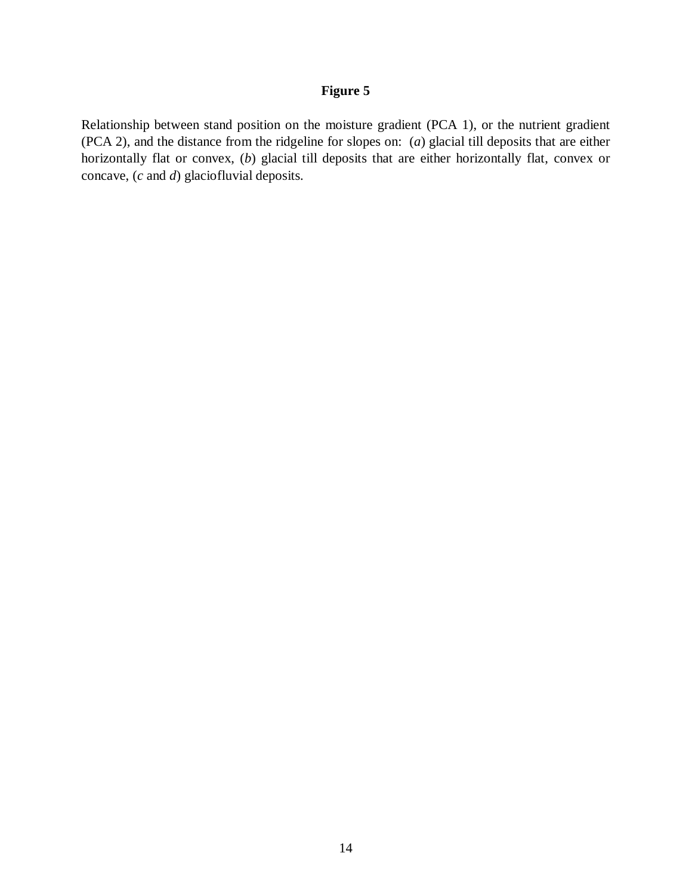**Figure 5**

Relationship between stand position on the moisture gradient (PCA 1), or the nutrient gradient (PCA 2), and the distance from the ridgeline for slopes on: (*a*) glacial till deposits that are either horizontally flat or convex, (*b*) glacial till deposits that are either horizontally flat, convex or concave, (*c* and *d*) glaciofluvial deposits.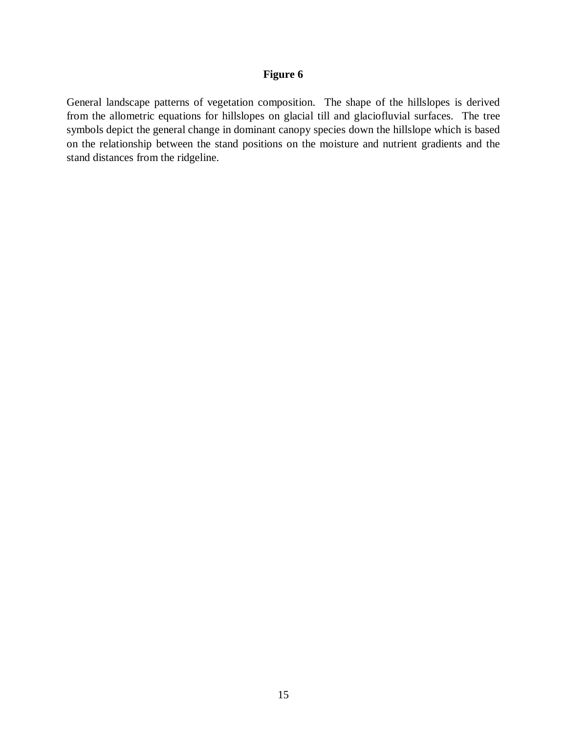**Figure 6**

General landscape patterns of vegetation composition. The shape of the hillslopes is derived from the allometric equations for hillslopes on glacial till and glaciofluvial surfaces. The tree symbols depict the general change in dominant canopy species down the hillslope which is based on the relationship between the stand positions on the moisture and nutrient gradients and the stand distances from the ridgeline.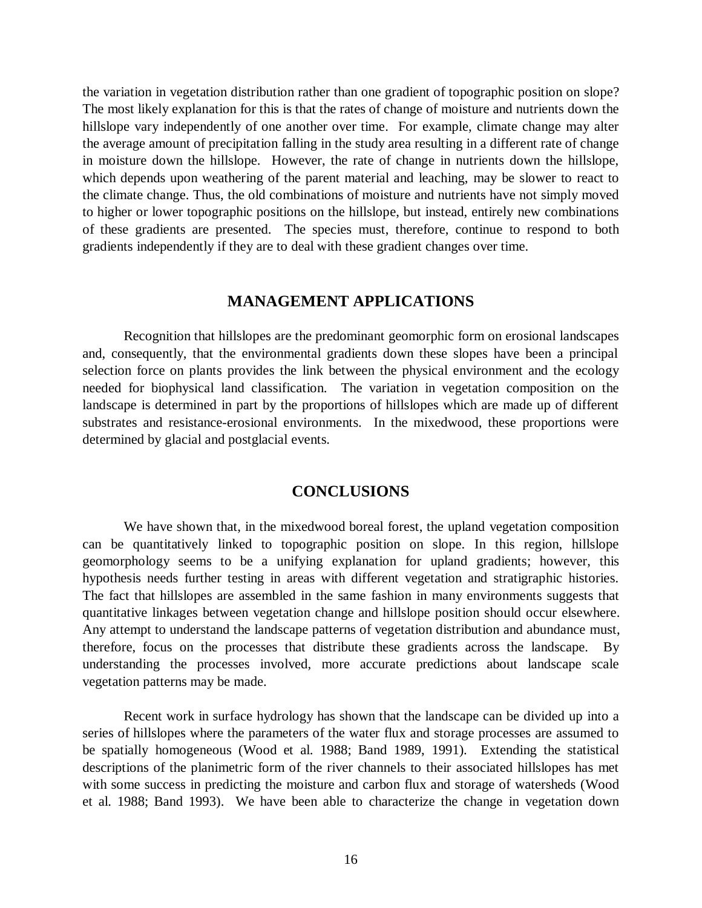the variation in vegetation distribution rather than one gradient of topographic position on slope? The most likely explanation for this is that the rates of change of moisture and nutrients down the hillslope vary independently of one another over time. For example, climate change may alter the average amount of precipitation falling in the study area resulting in a different rate of change in moisture down the hillslope. However, the rate of change in nutrients down the hillslope, which depends upon weathering of the parent material and leaching, may be slower to react to the climate change. Thus, the old combinations of moisture and nutrients have not simply moved to higher or lower topographic positions on the hillslope, but instead, entirely new combinations of these gradients are presented. The species must, therefore, continue to respond to both gradients independently if they are to deal with these gradient changes over time.

## MANAGEMENT APPLICATIONS

Recognition that hillslopes are the predominant geomorphic form on erosional landscapes and, consequently, that the environmental gradients down these slopes have been a principal selection force on plants provides the link between the physical environment and the ecology needed for biophysical land classification. The variation in vegetation composition on the landscape is determined in part by the proportions of hillslopes which are made up of different substrates and resistance-erosional environments. In the mixedwood, these proportions were determined by glacial and postglacial events.

## CONCLUSIONS

We have shown that, in the mixedwood boreal forest, the upland vegetation composition can be quantitatively linked to topographic position on slope. In this region, hillslope geomorphology seems to be a unifying explanation for upland gradients; however, this hypothesis needs further testing in areas with different vegetation and stratigraphic histories. The fact that hillslopes are assembled in the same fashion in many environments suggests that quantitative linkages between vegetation change and hillslope position should occur elsewhere. Any attempt to understand the landscape patterns of vegetation distribution and abundance must, therefore, focus on the processes that distribute these gradients across the landscape. By understanding the processes involved, more accurate predictions about landscape scale vegetation patterns may be made.

Recent work in surface hydrology has shown that the landscape can be divided up into a series of hillslopes where the parameters of the water flux and storage processes are assumed to be spatially homogeneous (Wood et al. 1988; Band 1989, 1991). Extending the statistical descriptions of the planimetric form of the river channels to their associated hillslopes has met with some success in predicting the moisture and carbon flux and storage of watersheds (Wood et al. 1988; Band 1993). We have been able to characterize the change in vegetation down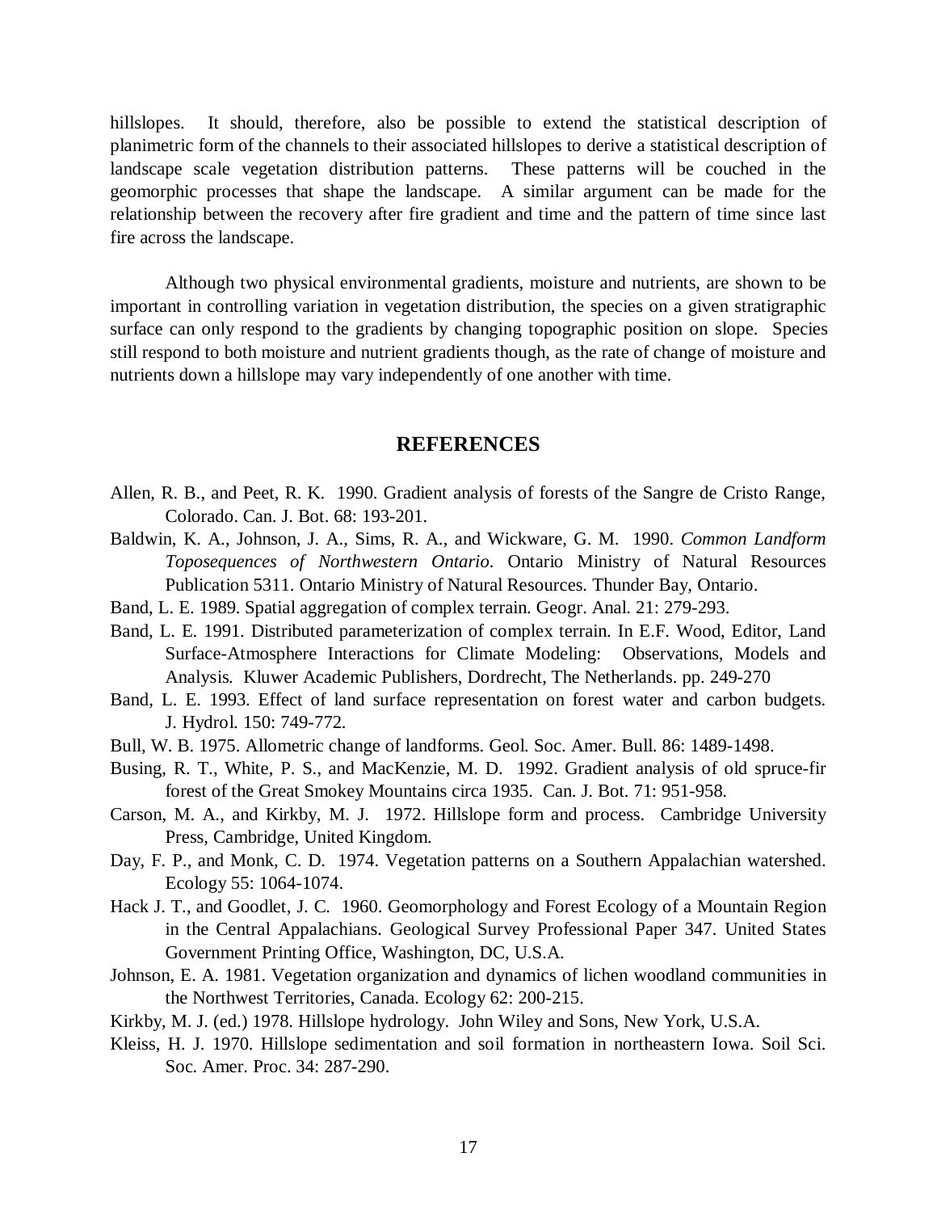hillslopes. It should, therefore, also be possible to extend the statistical description of planimetric form of the channels to their associated hillslopes to derive a statistical description of landscape scale vegetation distribution patterns. These patterns will be couched in the geomorphic processes that shape the landscape. A similar argument can be made for the relationship between the recovery after fire gradient and time and the pattern of time since last fire across the landscape.

Although two physical environmental gradients, moisture and nutrients, are shown to be important in controlling variation in vegetation distribution, the species on a given stratigraphic surface can only respond to the gradients by changing topographic position on slope. Species still respond to both moisture and nutrient gradients though, as the rate of change of moisture and nutrients down a hillslope may vary independently of one another with time.

## REFERENCES

Allen, R. B., and Peet, R. K. 1990. Gradient analysis of forests of the Sangre de Cristo Range, Colorado. Can. J. Bot. 68: 193-201.

Baldwin, K. A., Johnson, J. A., Sims, R. A., and Wickware, G. M. 1990. *Common Landform Toposequences of Northwestern Ontario*. Ontario Ministry of Natural Resources Publication 5311. Ontario Ministry of Natural Resources. Thunder Bay, Ontario.

Band, L. E. 1989. Spatial aggregation of complex terrain. Geogr. Anal. 21: 279-293.

Band, L. E. 1991. Distributed parameterization of complex terrain. In E.F. Wood, Editor, Land Surface-Atmosphere Interactions for Climate Modeling: Observations, Models and Analysis. Kluwer Academic Publishers, Dordrecht, The Netherlands. pp. 249-270

Band, L. E. 1993. Effect of land surface representation on forest water and carbon budgets. J. Hydrol. 150: 749-772.

Bull, W. B. 1975. Allometric change of landforms. Geol. Soc. Amer. Bull. 86: 1489-1498.

Busing, R. T., White, P. S., and MacKenzie, M. D. 1992. Gradient analysis of old spruce-fir forest of the Great Smokey Mountains circa 1935. Can. J. Bot. 71: 951-958.

Carson, M. A., and Kirkby, M. J. 1972. Hillslope form and process. Cambridge University Press, Cambridge, United Kingdom.

Day, F. P., and Monk, C. D. 1974. Vegetation patterns on a Southern Appalachian watershed. Ecology 55: 1064-1074.

Hack J. T., and Goodlet, J. C. 1960. Geomorphology and Forest Ecology of a Mountain Region in the Central Appalachians. Geological Survey Professional Paper 347. United States Government Printing Office, Washington, DC, U.S.A.

Johnson, E. A. 1981. Vegetation organization and dynamics of lichen woodland communities in the Northwest Territories, Canada. Ecology 62: 200-215.

Kirkby, M. J. (ed.) 1978. Hillslope hydrology. John Wiley and Sons, New York, U.S.A.

Kleiss, H. J. 1970. Hillslope sedimentation and soil formation in northeastern Iowa. Soil Sci. Soc. Amer. Proc. 34: 287-290.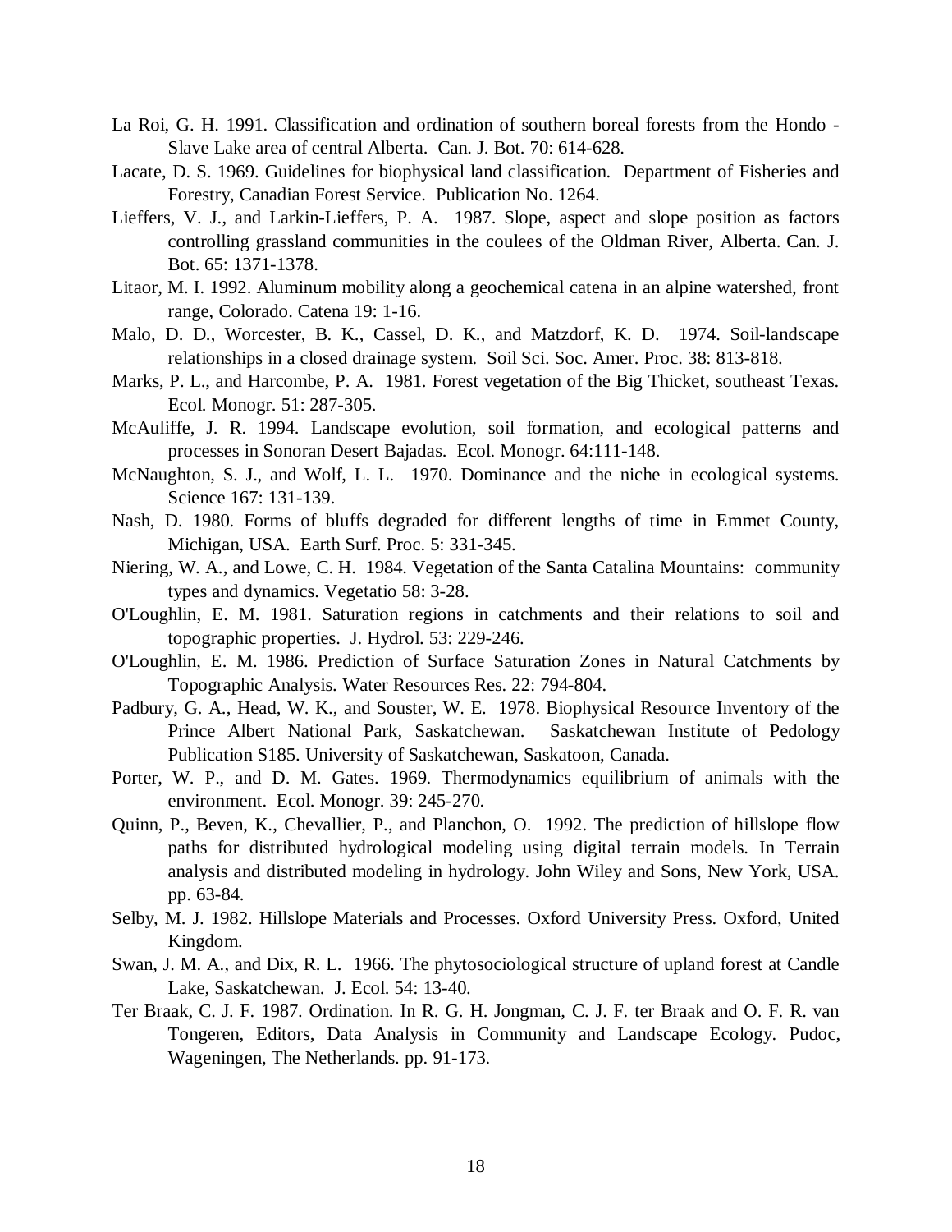La Roi, G. H. 1991. Classification and ordination of southern boreal forests from the Hondo - Slave Lake area of central Alberta. Can. J. Bot. 70: 614-628.

Lacate, D. S. 1969. Guidelines for biophysical land classification. Department of Fisheries and Forestry, Canadian Forest Service. Publication No. 1264.

Lieffers, V. J., and Larkin-Lieffers, P. A. 1987. Slope, aspect and slope position as factors controlling grassland communities in the coulees of the Oldman River, Alberta. Can. J. Bot. 65: 1371-1378.

Litaor, M. I. 1992. Aluminum mobility along a geochemical catena in an alpine watershed, front range, Colorado. Catena 19: 1-16.

Malo, D. D., Worcester, B. K., Cassel, D. K., and Matzdorf, K. D. 1974. Soil-landscape relationships in a closed drainage system. Soil Sci. Soc. Amer. Proc. 38: 813-818.

Marks, P. L., and Harcombe, P. A. 1981. Forest vegetation of the Big Thicket, southeast Texas. Ecol. Monogr. 51: 287-305.

McAuliffe, J. R. 1994. Landscape evolution, soil formation, and ecological patterns and processes in Sonoran Desert Bajadas. Ecol. Monogr. 64:111-148.

McNaughton, S. J., and Wolf, L. L. 1970. Dominance and the niche in ecological systems. Science 167: 131-139.

Nash, D. 1980. Forms of bluffs degraded for different lengths of time in Emmet County, Michigan, USA. Earth Surf. Proc. 5: 331-345.

Niering, W. A., and Lowe, C. H. 1984. Vegetation of the Santa Catalina Mountains: community types and dynamics. Vegetatio 58: 3-28.

O'Loughlin, E. M. 1981. Saturation regions in catchments and their relations to soil and topographic properties. J. Hydrol. 53: 229-246.

O'Loughlin, E. M. 1986. Prediction of Surface Saturation Zones in Natural Catchments by Topographic Analysis. Water Resources Res. 22: 794-804.

Padbury, G. A., Head, W. K., and Souster, W. E. 1978. Biophysical Resource Inventory of the Prince Albert National Park, Saskatchewan. Saskatchewan Institute of Pedology Publication S185. University of Saskatchewan, Saskatoon, Canada.

Porter, W. P., and D. M. Gates. 1969. Thermodynamics equilibrium of animals with the environment. Ecol. Monogr. 39: 245-270.

Quinn, P., Beven, K., Chevallier, P., and Planchon, O. 1992. The prediction of hillslope flow paths for distributed hydrological modeling using digital terrain models. In Terrain analysis and distributed modeling in hydrology. John Wiley and Sons, New York, USA. pp. 63-84.

Selby, M. J. 1982. Hillslope Materials and Processes. Oxford University Press. Oxford, United Kingdom.

Swan, J. M. A., and Dix, R. L. 1966. The phytosociological structure of upland forest at Candle Lake, Saskatchewan. J. Ecol. 54: 13-40.

Ter Braak, C. J. F. 1987. Ordination. In R. G. H. Jongman, C. J. F. ter Braak and O. F. R. van Tongeren, Editors, Data Analysis in Community and Landscape Ecology. Pudoc, Wageningen, The Netherlands. pp. 91-173.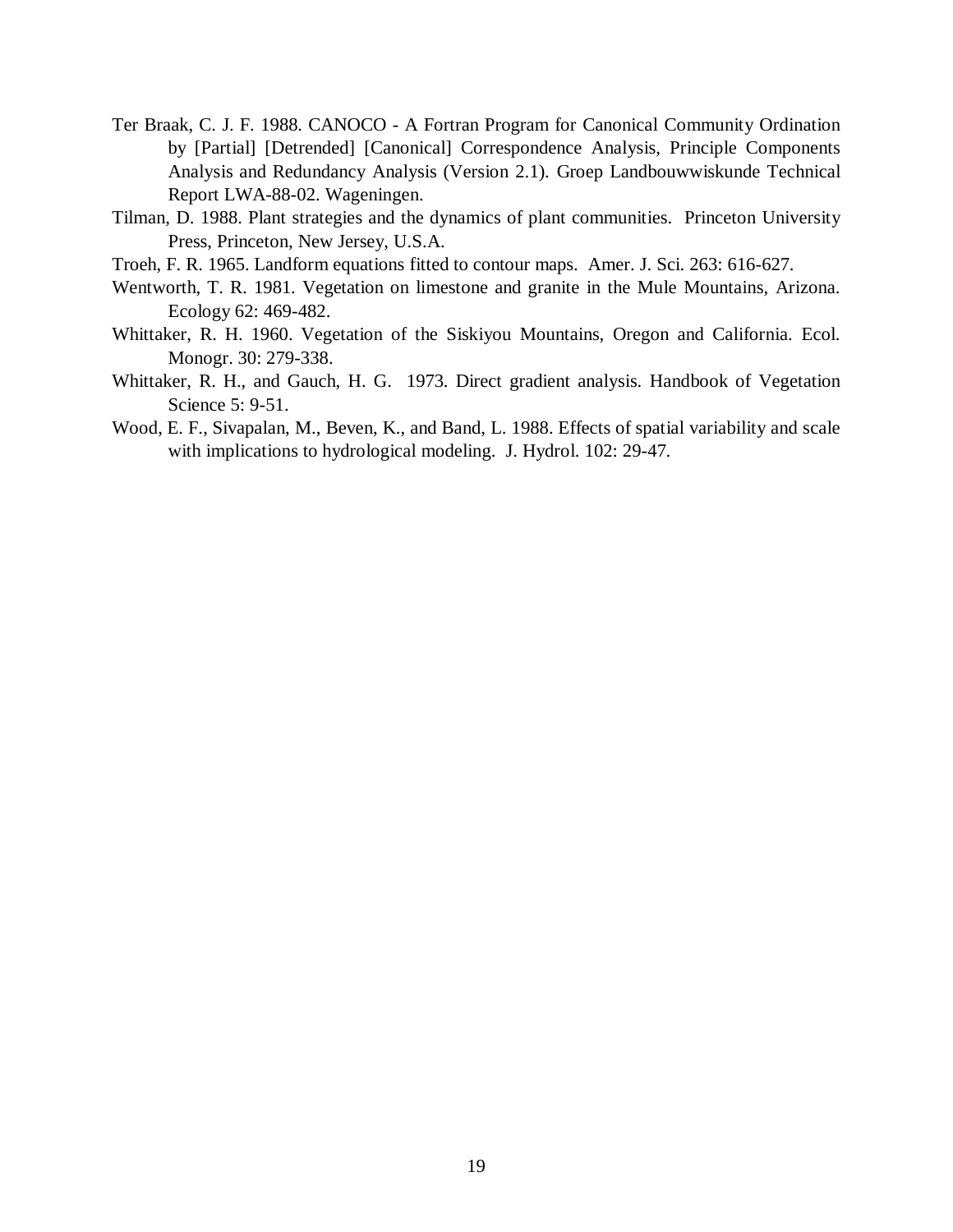Ter Braak, C. J. F. 1988. CANOCO - A Fortran Program for Canonical Community Ordination by [Partial] [Detrended] [Canonical] Correspondence Analysis, Principle Components Analysis and Redundancy Analysis (Version 2.1). Groep Landbouwwiskunde Technical Report LWA-88-02. Wageningen.

Tilman, D. 1988. Plant strategies and the dynamics of plant communities. Princeton University Press, Princeton, New Jersey, U.S.A.

Troeh, F. R. 1965. Landform equations fitted to contour maps. Amer. J. Sci. 263: 616-627.

Wentworth, T. R. 1981. Vegetation on limestone and granite in the Mule Mountains, Arizona. Ecology 62: 469-482.

Whittaker, R. H. 1960. Vegetation of the Siskiyou Mountains, Oregon and California. Ecol. Monogr. 30: 279-338.

Whittaker, R. H., and Gauch, H. G. 1973. Direct gradient analysis. Handbook of Vegetation Science 5: 9-51.

Wood, E. F., Sivapalan, M., Beven, K., and Band, L. 1988. Effects of spatial variability and scale with implications to hydrological modeling. J. Hydrol. 102: 29-47.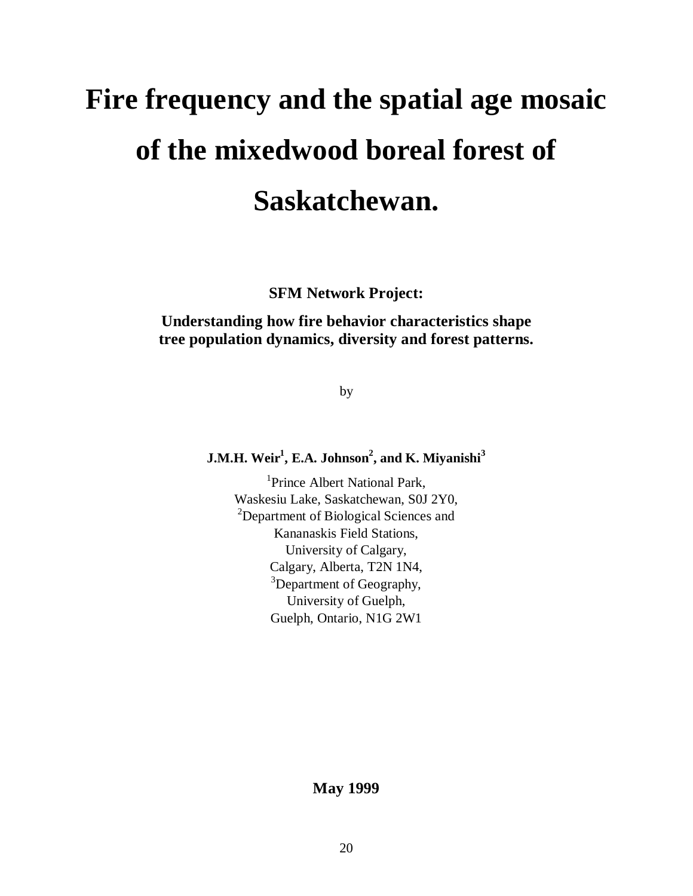# Fire frequency and the spatial age mosaic of the mixedwood boreal forest of Saskatchewan.

**SFM Network Project:**

**Understanding how fire behavior characteristics shape tree population dynamics, diversity and forest patterns.**

by

**J.M.H. Weir[1], E.A. Johnson[2], and K. Miyanishi[3]**

[1]Prince Albert National Park,
Waskesiu Lake, Saskatchewan, S0J 2Y0,
[2]Department of Biological Sciences and
Kananaskis Field Stations,
University of Calgary,
Calgary, Alberta, T2N 1N4,
[3]Department of Geography,
University of Guelph,
Guelph, Ontario, N1G 2W1

**May 1999**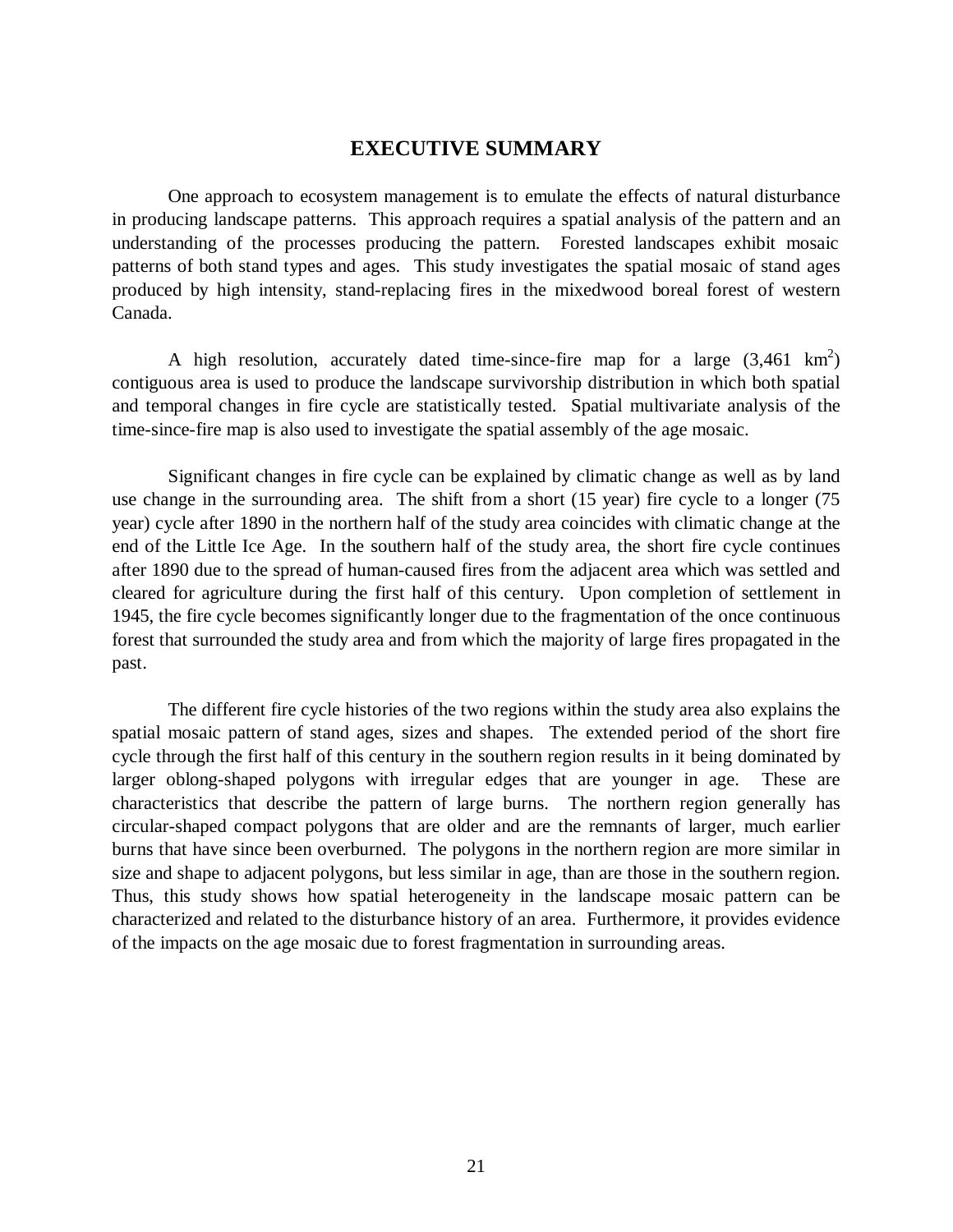# EXECUTIVE SUMMARY

One approach to ecosystem management is to emulate the effects of natural disturbance in producing landscape patterns. This approach requires a spatial analysis of the pattern and an understanding of the processes producing the pattern. Forested landscapes exhibit mosaic patterns of both stand types and ages. This study investigates the spatial mosaic of stand ages produced by high intensity, stand-replacing fires in the mixedwood boreal forest of western Canada.

A high resolution, accurately dated time-since-fire map for a large (3,461 $km^2$) contiguous area is used to produce the landscape survivorship distribution in which both spatial and temporal changes in fire cycle are statistically tested. Spatial multivariate analysis of the time-since-fire map is also used to investigate the spatial assembly of the age mosaic.

Significant changes in fire cycle can be explained by climatic change as well as by land use change in the surrounding area. The shift from a short (15 year) fire cycle to a longer (75 year) cycle after 1890 in the northern half of the study area coincides with climatic change at the end of the Little Ice Age. In the southern half of the study area, the short fire cycle continues after 1890 due to the spread of human-caused fires from the adjacent area which was settled and cleared for agriculture during the first half of this century. Upon completion of settlement in 1945, the fire cycle becomes significantly longer due to the fragmentation of the once continuous forest that surrounded the study area and from which the majority of large fires propagated in the past.

The different fire cycle histories of the two regions within the study area also explains the spatial mosaic pattern of stand ages, sizes and shapes. The extended period of the short fire cycle through the first half of this century in the southern region results in it being dominated by larger oblong-shaped polygons with irregular edges that are younger in age. These are characteristics that describe the pattern of large burns. The northern region generally has circular-shaped compact polygons that are older and are the remnants of larger, much earlier burns that have since been overburned. The polygons in the northern region are more similar in size and shape to adjacent polygons, but less similar in age, than are those in the southern region. Thus, this study shows how spatial heterogeneity in the landscape mosaic pattern can be characterized and related to the disturbance history of an area. Furthermore, it provides evidence of the impacts on the age mosaic due to forest fragmentation in surrounding areas.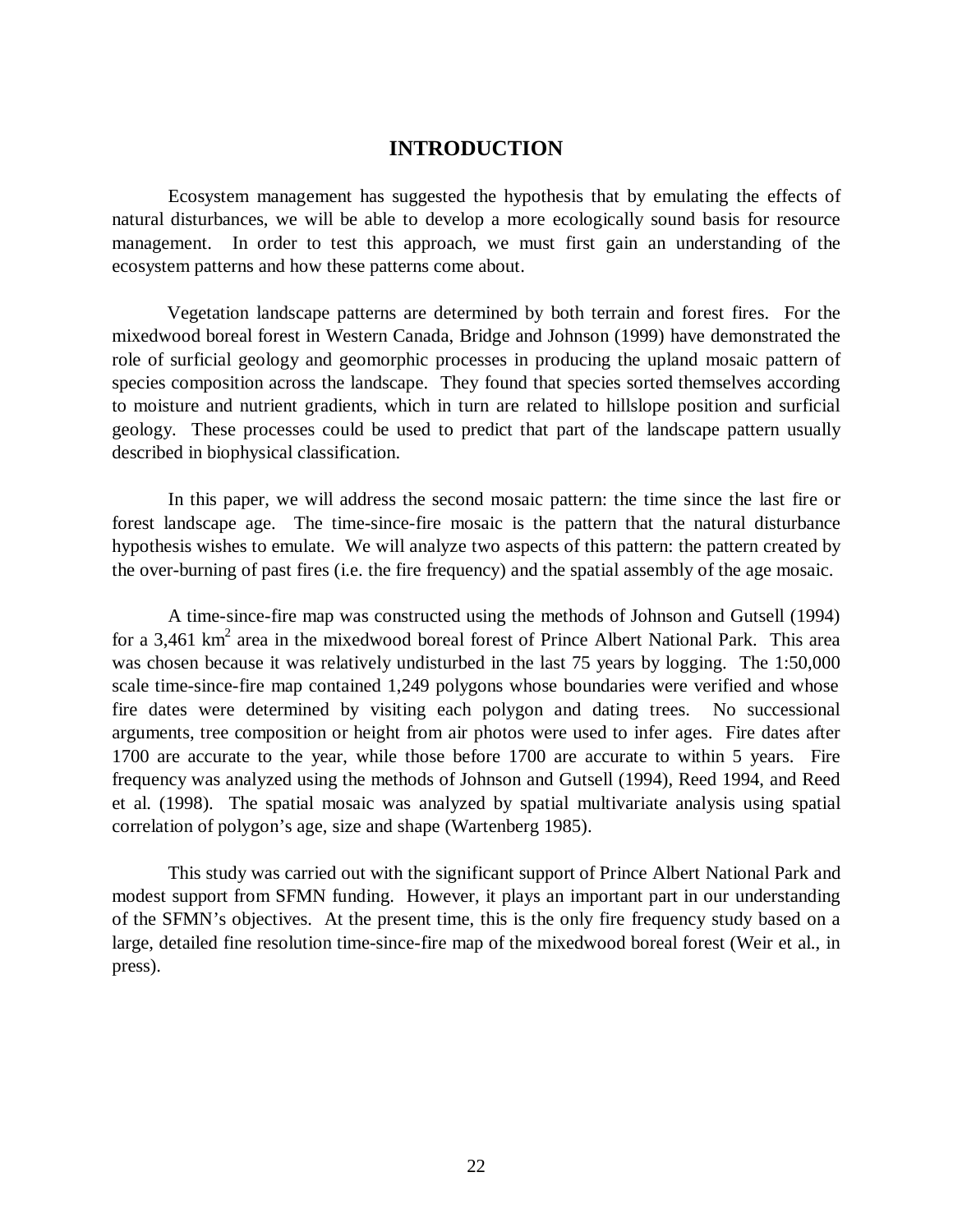# INTRODUCTION

Ecosystem management has suggested the hypothesis that by emulating the effects of natural disturbances, we will be able to develop a more ecologically sound basis for resource management. In order to test this approach, we must first gain an understanding of the ecosystem patterns and how these patterns come about.

Vegetation landscape patterns are determined by both terrain and forest fires. For the mixedwood boreal forest in Western Canada, Bridge and Johnson (1999) have demonstrated the role of surficial geology and geomorphic processes in producing the upland mosaic pattern of species composition across the landscape. They found that species sorted themselves according to moisture and nutrient gradients, which in turn are related to hillslope position and surficial geology. These processes could be used to predict that part of the landscape pattern usually described in biophysical classification.

In this paper, we will address the second mosaic pattern: the time since the last fire or forest landscape age. The time-since-fire mosaic is the pattern that the natural disturbance hypothesis wishes to emulate. We will analyze two aspects of this pattern: the pattern created by the over-burning of past fires (i.e. the fire frequency) and the spatial assembly of the age mosaic.

A time-since-fire map was constructed using the methods of Johnson and Gutsell (1994) for a 3,461 $km^2$ area in the mixedwood boreal forest of Prince Albert National Park. This area was chosen because it was relatively undisturbed in the last 75 years by logging. The 1:50,000 scale time-since-fire map contained 1,249 polygons whose boundaries were verified and whose fire dates were determined by visiting each polygon and dating trees. No successional arguments, tree composition or height from air photos were used to infer ages. Fire dates after 1700 are accurate to the year, while those before 1700 are accurate to within 5 years. Fire frequency was analyzed using the methods of Johnson and Gutsell (1994), Reed 1994, and Reed et al. (1998). The spatial mosaic was analyzed by spatial multivariate analysis using spatial correlation of polygon's age, size and shape (Wartenberg 1985).

This study was carried out with the significant support of Prince Albert National Park and modest support from SFMN funding. However, it plays an important part in our understanding of the SFMN's objectives. At the present time, this is the only fire frequency study based on a large, detailed fine resolution time-since-fire map of the mixedwood boreal forest (Weir et al., in press).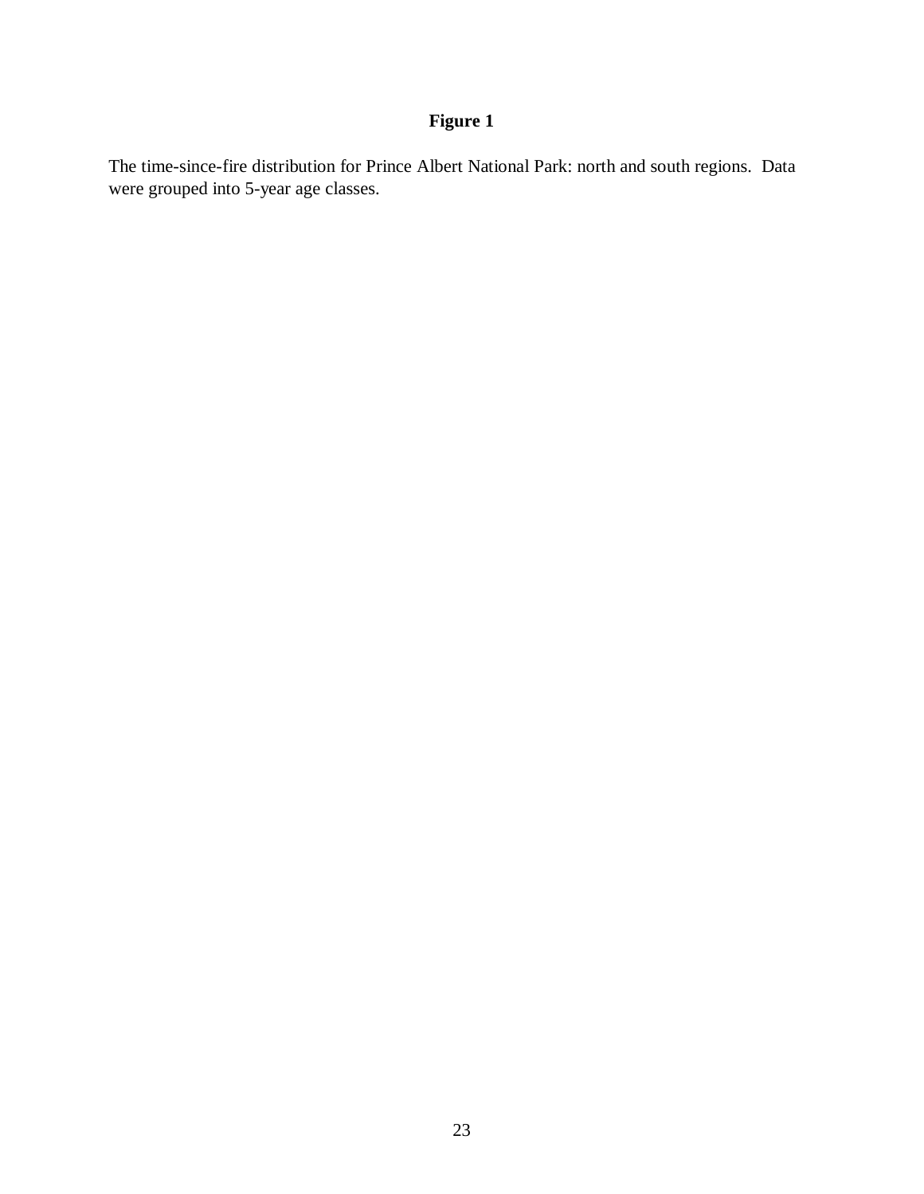**Figure 1**

The time-since-fire distribution for Prince Albert National Park: north and south regions. Data were grouped into 5-year age classes.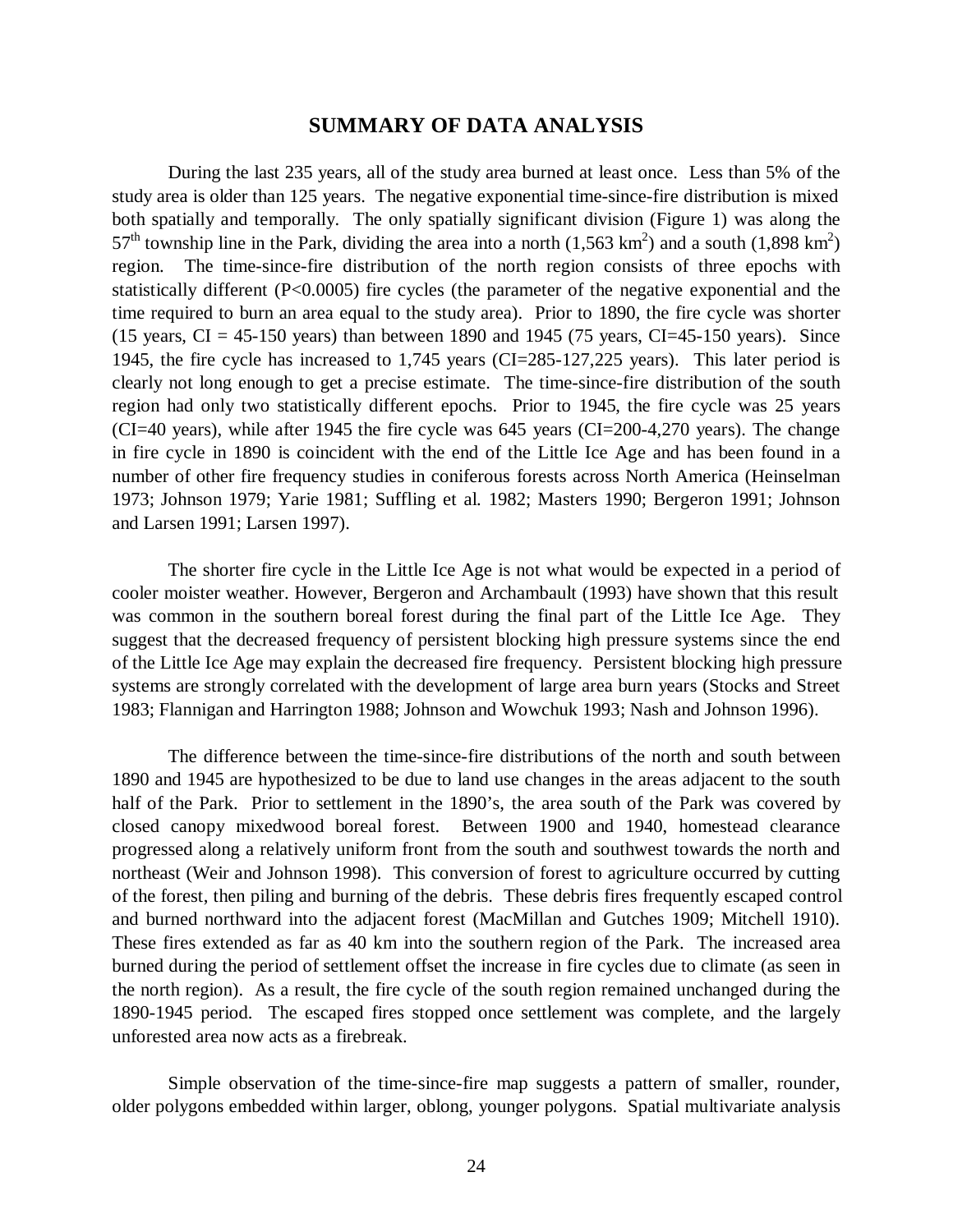## SUMMARY OF DATA ANALYSIS

During the last 235 years, all of the study area burned at least once. Less than 5% of the study area is older than 125 years. The negative exponential time-since-fire distribution is mixed both spatially and temporally. The only spatially significant division (Figure 1) was along the 57th township line in the Park, dividing the area into a north (1,563 $km^2$) and a south (1,898 $km^2$) region. The time-since-fire distribution of the north region consists of three epochs with statistically different ($P<0.0005$) fire cycles (the parameter of the negative exponential and the time required to burn an area equal to the study area). Prior to 1890, the fire cycle was shorter (15 years, CI = 45-150 years) than between 1890 and 1945 (75 years, CI=45-150 years). Since 1945, the fire cycle has increased to 1,745 years (CI=285-127,225 years). This later period is clearly not long enough to get a precise estimate. The time-since-fire distribution of the south region had only two statistically different epochs. Prior to 1945, the fire cycle was 25 years (CI=40 years), while after 1945 the fire cycle was 645 years (CI=200-4,270 years). The change in fire cycle in 1890 is coincident with the end of the Little Ice Age and has been found in a number of other fire frequency studies in coniferous forests across North America (Heinselman 1973; Johnson 1979; Yarie 1981; Suffling et al. 1982; Masters 1990; Bergeron 1991; Johnson and Larsen 1991; Larsen 1997).

The shorter fire cycle in the Little Ice Age is not what would be expected in a period of cooler moister weather. However, Bergeron and Archambault (1993) have shown that this result was common in the southern boreal forest during the final part of the Little Ice Age. They suggest that the decreased frequency of persistent blocking high pressure systems since the end of the Little Ice Age may explain the decreased fire frequency. Persistent blocking high pressure systems are strongly correlated with the development of large area burn years (Stocks and Street 1983; Flannigan and Harrington 1988; Johnson and Wowchuk 1993; Nash and Johnson 1996).

The difference between the time-since-fire distributions of the north and south between 1890 and 1945 are hypothesized to be due to land use changes in the areas adjacent to the south half of the Park. Prior to settlement in the 1890's, the area south of the Park was covered by closed canopy mixedwood boreal forest. Between 1900 and 1940, homestead clearance progressed along a relatively uniform front from the south and southwest towards the north and northeast (Weir and Johnson 1998). This conversion of forest to agriculture occurred by cutting of the forest, then piling and burning of the debris. These debris fires frequently escaped control and burned northward into the adjacent forest (MacMillan and Gutches 1909; Mitchell 1910). These fires extended as far as 40 km into the southern region of the Park. The increased area burned during the period of settlement offset the increase in fire cycles due to climate (as seen in the north region). As a result, the fire cycle of the south region remained unchanged during the 1890-1945 period. The escaped fires stopped once settlement was complete, and the largely unforested area now acts as a firebreak.

Simple observation of the time-since-fire map suggests a pattern of smaller, rounder, older polygons embedded within larger, oblong, younger polygons. Spatial multivariate analysis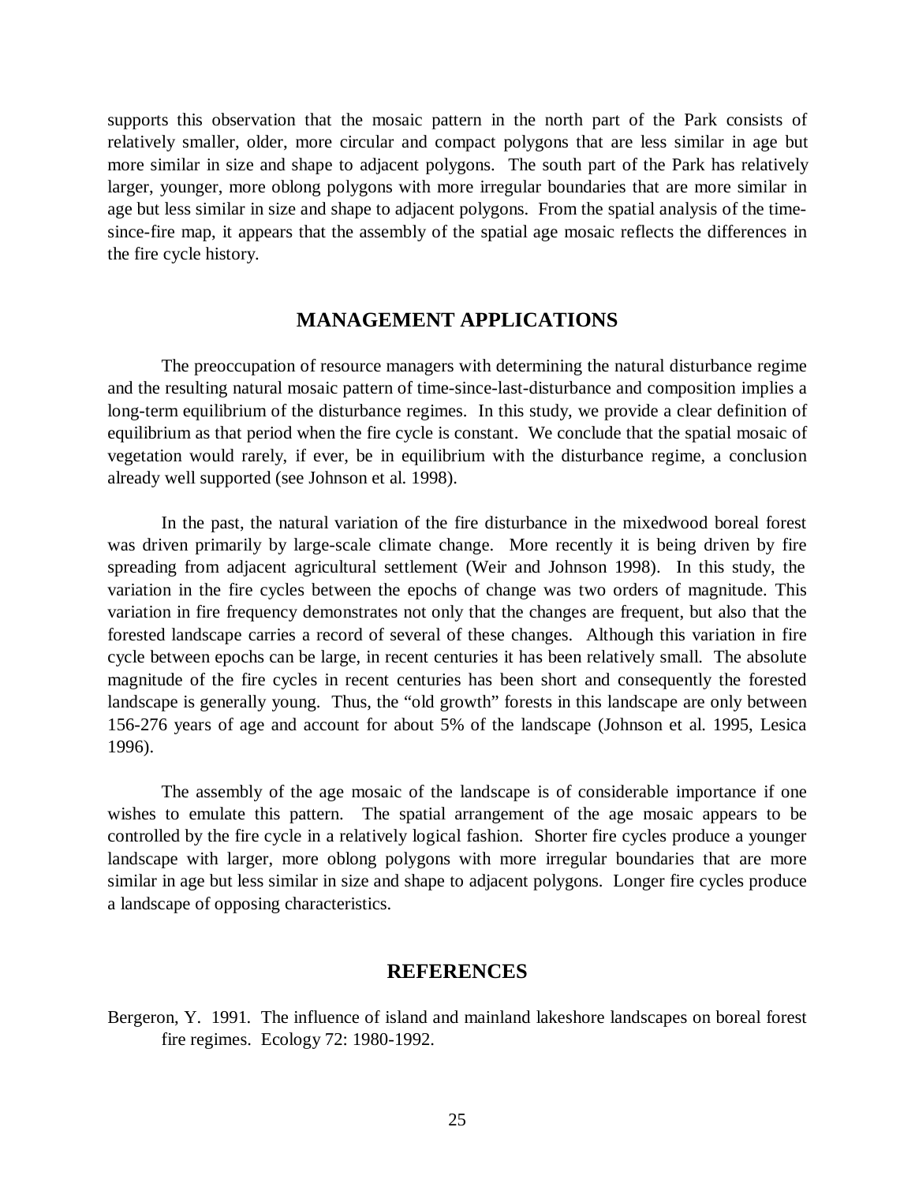supports this observation that the mosaic pattern in the north part of the Park consists of relatively smaller, older, more circular and compact polygons that are less similar in age but more similar in size and shape to adjacent polygons. The south part of the Park has relatively larger, younger, more oblong polygons with more irregular boundaries that are more similar in age but less similar in size and shape to adjacent polygons. From the spatial analysis of the time-since-fire map, it appears that the assembly of the spatial age mosaic reflects the differences in the fire cycle history.

## MANAGEMENT APPLICATIONS

The preoccupation of resource managers with determining the natural disturbance regime and the resulting natural mosaic pattern of time-since-last-disturbance and composition implies a long-term equilibrium of the disturbance regimes. In this study, we provide a clear definition of equilibrium as that period when the fire cycle is constant. We conclude that the spatial mosaic of vegetation would rarely, if ever, be in equilibrium with the disturbance regime, a conclusion already well supported (see Johnson et al. 1998).

In the past, the natural variation of the fire disturbance in the mixedwood boreal forest was driven primarily by large-scale climate change. More recently it is being driven by fire spreading from adjacent agricultural settlement (Weir and Johnson 1998). In this study, the variation in the fire cycles between the epochs of change was two orders of magnitude. This variation in fire frequency demonstrates not only that the changes are frequent, but also that the forested landscape carries a record of several of these changes. Although this variation in fire cycle between epochs can be large, in recent centuries it has been relatively small. The absolute magnitude of the fire cycles in recent centuries has been short and consequently the forested landscape is generally young. Thus, the "old growth" forests in this landscape are only between 156-276 years of age and account for about 5% of the landscape (Johnson et al. 1995, Lesica 1996).

The assembly of the age mosaic of the landscape is of considerable importance if one wishes to emulate this pattern. The spatial arrangement of the age mosaic appears to be controlled by the fire cycle in a relatively logical fashion. Shorter fire cycles produce a younger landscape with larger, more oblong polygons with more irregular boundaries that are more similar in age but less similar in size and shape to adjacent polygons. Longer fire cycles produce a landscape of opposing characteristics.

## REFERENCES

Bergeron, Y. 1991. The influence of island and mainland lakeshore landscapes on boreal forest fire regimes. Ecology 72: 1980-1992.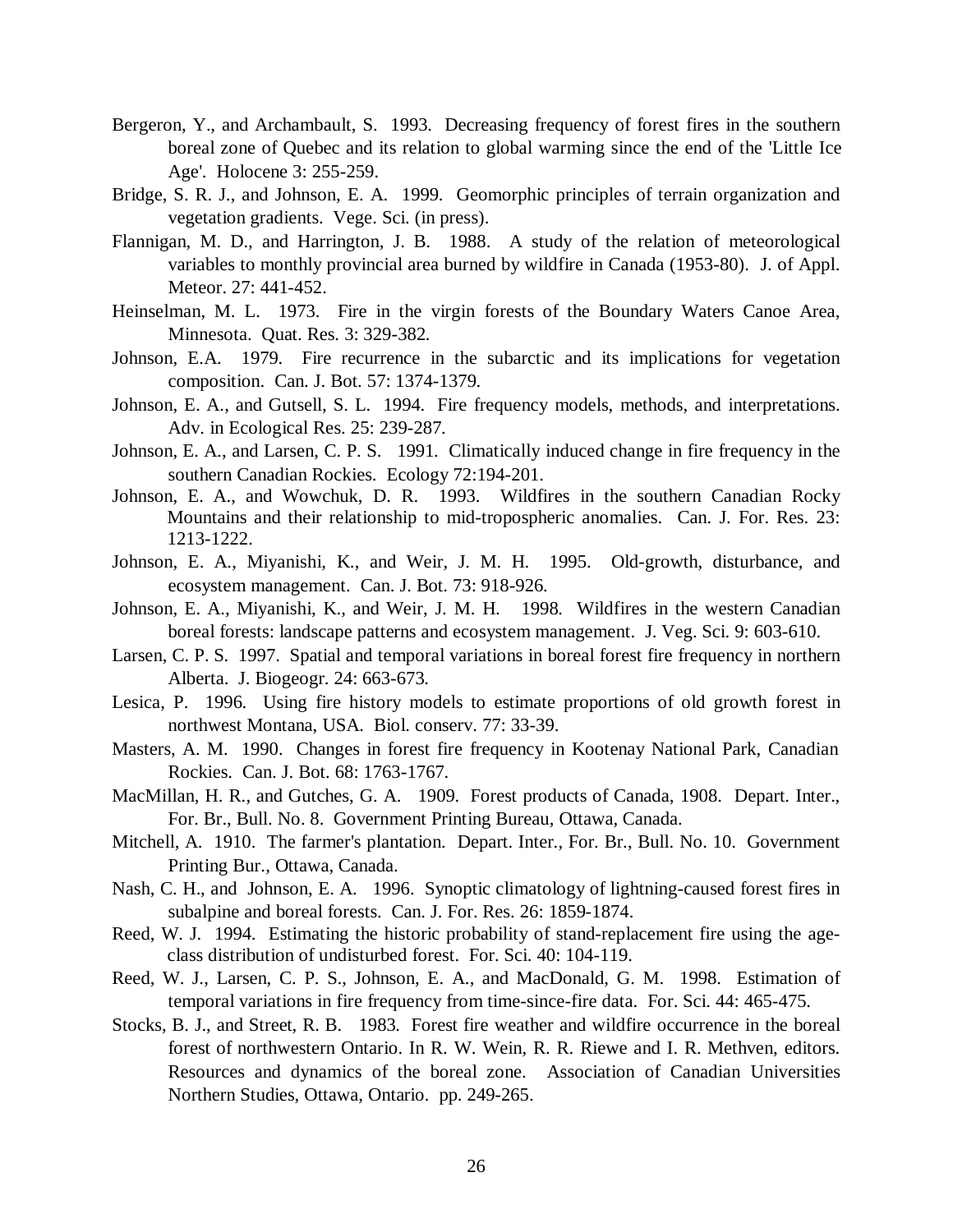Bergeron, Y., and Archambault, S. 1993. Decreasing frequency of forest fires in the southern boreal zone of Quebec and its relation to global warming since the end of the 'Little Ice Age'. Holocene 3: 255-259.

Bridge, S. R. J., and Johnson, E. A. 1999. Geomorphic principles of terrain organization and vegetation gradients. Vege. Sci. (in press).

Flannigan, M. D., and Harrington, J. B. 1988. A study of the relation of meteorological variables to monthly provincial area burned by wildfire in Canada (1953-80). J. of Appl. Meteor. 27: 441-452.

Heinselman, M. L. 1973. Fire in the virgin forests of the Boundary Waters Canoe Area, Minnesota. Quat. Res. 3: 329-382.

Johnson, E.A. 1979. Fire recurrence in the subarctic and its implications for vegetation composition. Can. J. Bot. 57: 1374-1379.

Johnson, E. A., and Gutsell, S. L. 1994. Fire frequency models, methods, and interpretations. Adv. in Ecological Res. 25: 239-287.

Johnson, E. A., and Larsen, C. P. S. 1991. Climatically induced change in fire frequency in the southern Canadian Rockies. Ecology 72:194-201.

Johnson, E. A., and Wowchuk, D. R. 1993. Wildfires in the southern Canadian Rocky Mountains and their relationship to mid-tropospheric anomalies. Can. J. For. Res. 23: 1213-1222.

Johnson, E. A., Miyanishi, K., and Weir, J. M. H. 1995. Old-growth, disturbance, and ecosystem management. Can. J. Bot. 73: 918-926.

Johnson, E. A., Miyanishi, K., and Weir, J. M. H. 1998. Wildfires in the western Canadian boreal forests: landscape patterns and ecosystem management. J. Veg. Sci. 9: 603-610.

Larsen, C. P. S. 1997. Spatial and temporal variations in boreal forest fire frequency in northern Alberta. J. Biogeogr. 24: 663-673.

Lesica, P. 1996. Using fire history models to estimate proportions of old growth forest in northwest Montana, USA. Biol. conserv. 77: 33-39.

Masters, A. M. 1990. Changes in forest fire frequency in Kootenay National Park, Canadian Rockies. Can. J. Bot. 68: 1763-1767.

MacMillan, H. R., and Gutches, G. A. 1909. Forest products of Canada, 1908. Depart. Inter., For. Br., Bull. No. 8. Government Printing Bureau, Ottawa, Canada.

Mitchell, A. 1910. The farmer's plantation. Depart. Inter., For. Br., Bull. No. 10. Government Printing Bur., Ottawa, Canada.

Nash, C. H., and Johnson, E. A. 1996. Synoptic climatology of lightning-caused forest fires in subalpine and boreal forests. Can. J. For. Res. 26: 1859-1874.

Reed, W. J. 1994. Estimating the historic probability of stand-replacement fire using the age-class distribution of undisturbed forest. For. Sci. 40: 104-119.

Reed, W. J., Larsen, C. P. S., Johnson, E. A., and MacDonald, G. M. 1998. Estimation of temporal variations in fire frequency from time-since-fire data. For. Sci. 44: 465-475.

Stocks, B. J., and Street, R. B. 1983. Forest fire weather and wildfire occurrence in the boreal forest of northwestern Ontario. In R. W. Wein, R. R. Riewe and I. R. Methven, editors. Resources and dynamics of the boreal zone. Association of Canadian Universities Northern Studies, Ottawa, Ontario. pp. 249-265.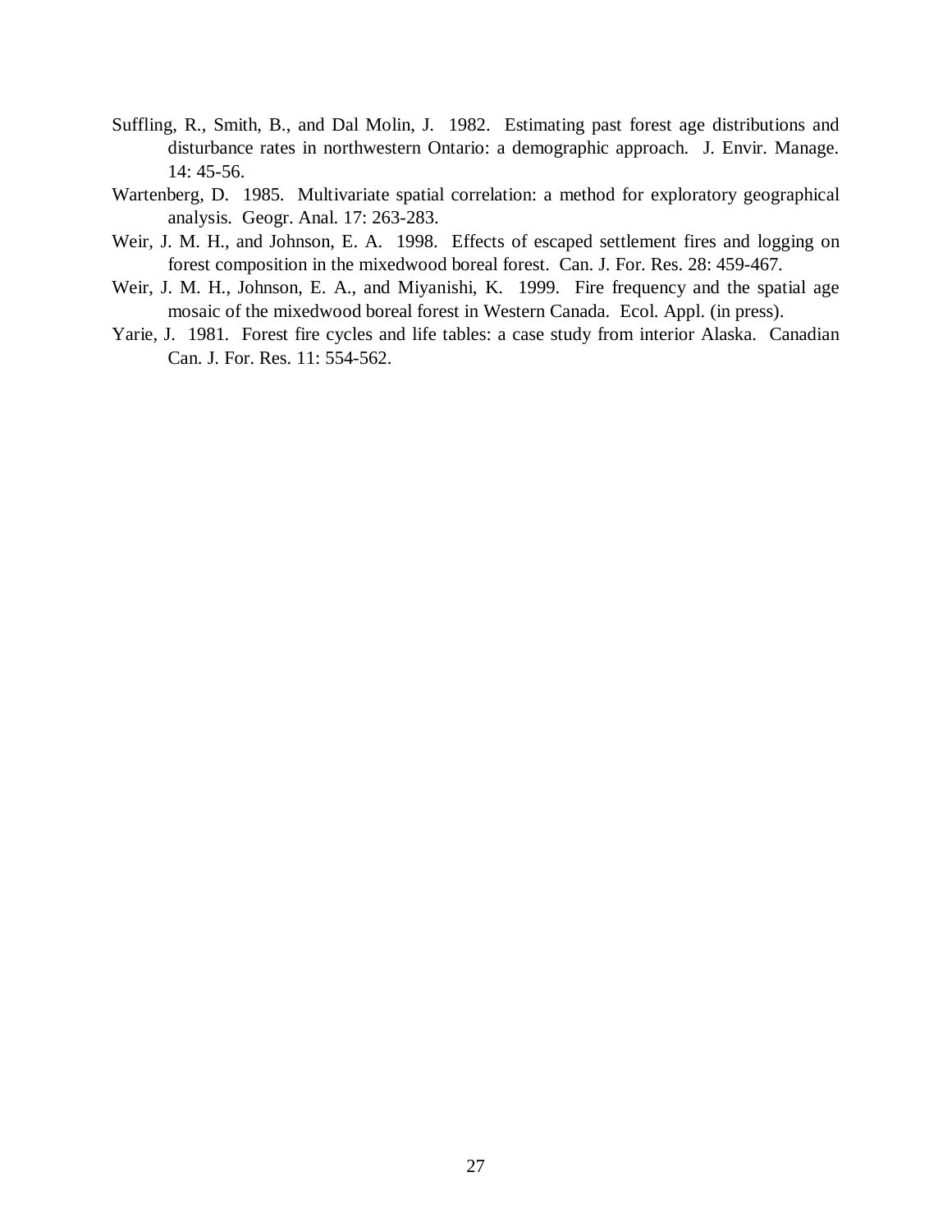Suffling, R., Smith, B., and Dal Molin, J. 1982. Estimating past forest age distributions and disturbance rates in northwestern Ontario: a demographic approach. J. Envir. Manage. 14: 45-56.

Wartenberg, D. 1985. Multivariate spatial correlation: a method for exploratory geographical analysis. Geogr. Anal. 17: 263-283.

Weir, J. M. H., and Johnson, E. A. 1998. Effects of escaped settlement fires and logging on forest composition in the mixedwood boreal forest. Can. J. For. Res. 28: 459-467.

Weir, J. M. H., Johnson, E. A., and Miyanishi, K. 1999. Fire frequency and the spatial age mosaic of the mixedwood boreal forest in Western Canada. Ecol. Appl. (in press).

Yarie, J. 1981. Forest fire cycles and life tables: a case study from interior Alaska. Canadian Can. J. For. Res. 11: 554-562.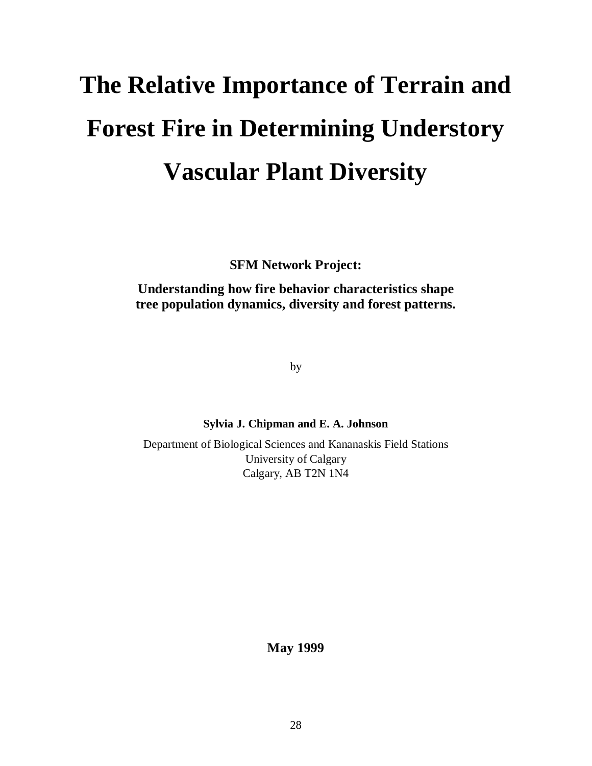# The Relative Importance of Terrain and Forest Fire in Determining Understory Vascular Plant Diversity

**SFM Network Project:**

**Understanding how fire behavior characteristics shape tree population dynamics, diversity and forest patterns.**

by

**Sylvia J. Chipman and E. A. Johnson**

Department of Biological Sciences and Kananaskis Field Stations
University of Calgary
Calgary, AB T2N 1N4

**May 1999**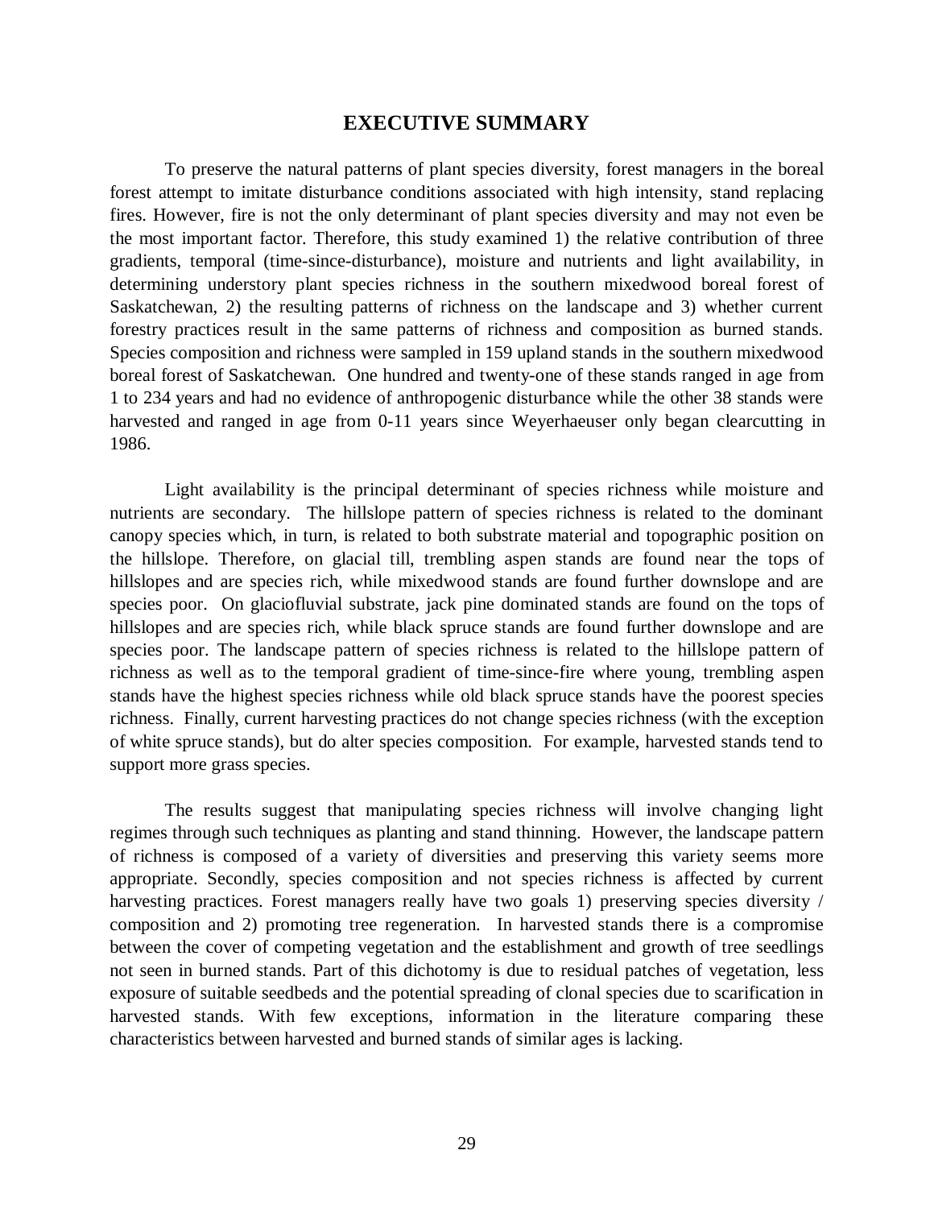# EXECUTIVE SUMMARY

To preserve the natural patterns of plant species diversity, forest managers in the boreal forest attempt to imitate disturbance conditions associated with high intensity, stand replacing fires. However, fire is not the only determinant of plant species diversity and may not even be the most important factor. Therefore, this study examined 1) the relative contribution of three gradients, temporal (time-since-disturbance), moisture and nutrients and light availability, in determining understory plant species richness in the southern mixedwood boreal forest of Saskatchewan, 2) the resulting patterns of richness on the landscape and 3) whether current forestry practices result in the same patterns of richness and composition as burned stands. Species composition and richness were sampled in 159 upland stands in the southern mixedwood boreal forest of Saskatchewan. One hundred and twenty-one of these stands ranged in age from 1 to 234 years and had no evidence of anthropogenic disturbance while the other 38 stands were harvested and ranged in age from 0-11 years since Weyerhaeuser only began clearcutting in 1986.

Light availability is the principal determinant of species richness while moisture and nutrients are secondary. The hillslope pattern of species richness is related to the dominant canopy species which, in turn, is related to both substrate material and topographic position on the hillslope. Therefore, on glacial till, trembling aspen stands are found near the tops of hillslopes and are species rich, while mixedwood stands are found further downslope and are species poor. On glaciofluvial substrate, jack pine dominated stands are found on the tops of hillslopes and are species rich, while black spruce stands are found further downslope and are species poor. The landscape pattern of species richness is related to the hillslope pattern of richness as well as to the temporal gradient of time-since-fire where young, trembling aspen stands have the highest species richness while old black spruce stands have the poorest species richness. Finally, current harvesting practices do not change species richness (with the exception of white spruce stands), but do alter species composition. For example, harvested stands tend to support more grass species.

The results suggest that manipulating species richness will involve changing light regimes through such techniques as planting and stand thinning. However, the landscape pattern of richness is composed of a variety of diversities and preserving this variety seems more appropriate. Secondly, species composition and not species richness is affected by current harvesting practices. Forest managers really have two goals 1) preserving species diversity / composition and 2) promoting tree regeneration. In harvested stands there is a compromise between the cover of competing vegetation and the establishment and growth of tree seedlings not seen in burned stands. Part of this dichotomy is due to residual patches of vegetation, less exposure of suitable seedbeds and the potential spreading of clonal species due to scarification in harvested stands. With few exceptions, information in the literature comparing these characteristics between harvested and burned stands of similar ages is lacking.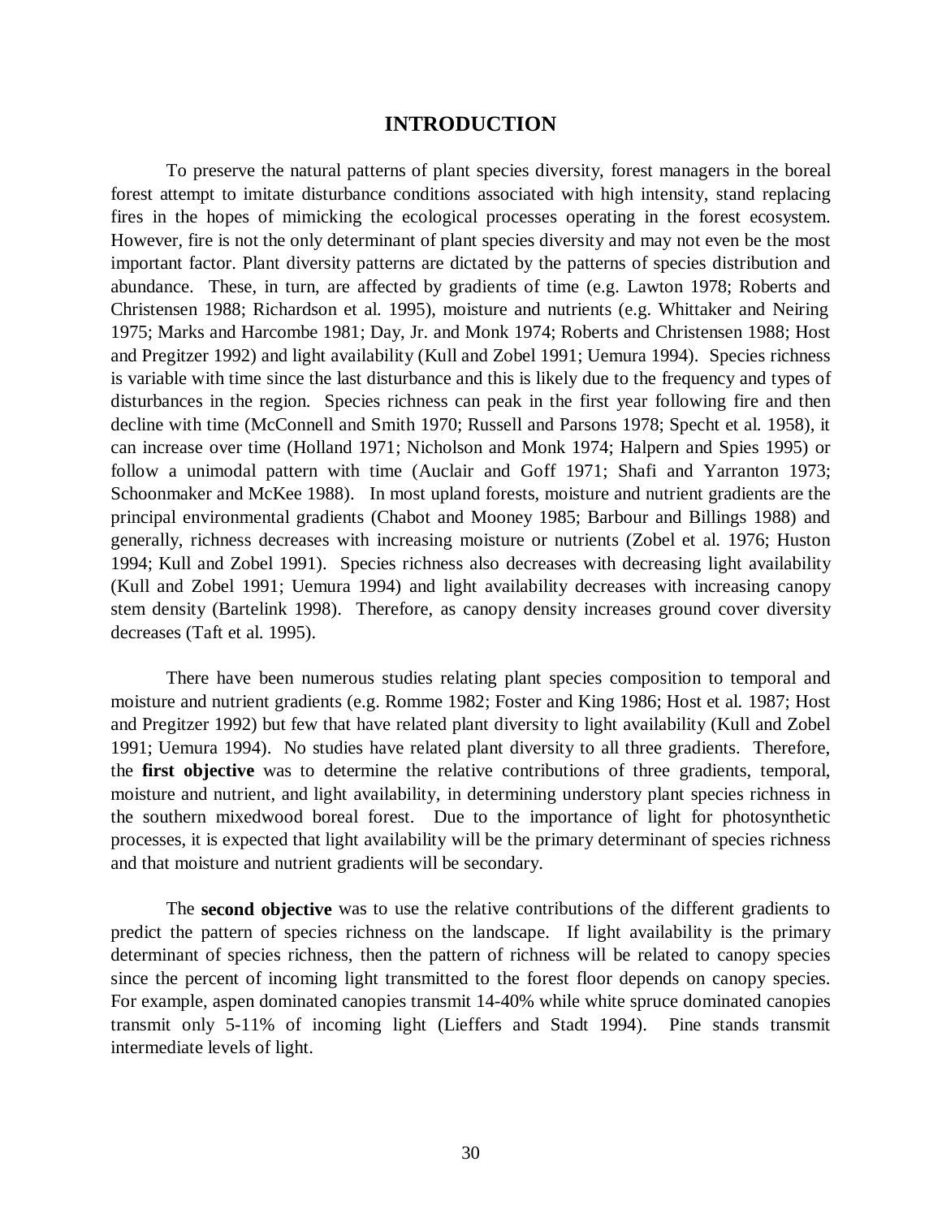# INTRODUCTION

To preserve the natural patterns of plant species diversity, forest managers in the boreal forest attempt to imitate disturbance conditions associated with high intensity, stand replacing fires in the hopes of mimicking the ecological processes operating in the forest ecosystem. However, fire is not the only determinant of plant species diversity and may not even be the most important factor. Plant diversity patterns are dictated by the patterns of species distribution and abundance. These, in turn, are affected by gradients of time (e.g. Lawton 1978; Roberts and Christensen 1988; Richardson et al. 1995), moisture and nutrients (e.g. Whittaker and Neiring 1975; Marks and Harcombe 1981; Day, Jr. and Monk 1974; Roberts and Christensen 1988; Host and Pregitzer 1992) and light availability (Kull and Zobel 1991; Uemura 1994). Species richness is variable with time since the last disturbance and this is likely due to the frequency and types of disturbances in the region. Species richness can peak in the first year following fire and then decline with time (McConnell and Smith 1970; Russell and Parsons 1978; Specht et al. 1958), it can increase over time (Holland 1971; Nicholson and Monk 1974; Halpern and Spies 1995) or follow a unimodal pattern with time (Auclair and Goff 1971; Shafi and Yarranton 1973; Schoonmaker and McKee 1988). In most upland forests, moisture and nutrient gradients are the principal environmental gradients (Chabot and Mooney 1985; Barbour and Billings 1988) and generally, richness decreases with increasing moisture or nutrients (Zobel et al. 1976; Huston 1994; Kull and Zobel 1991). Species richness also decreases with decreasing light availability (Kull and Zobel 1991; Uemura 1994) and light availability decreases with increasing canopy stem density (Bartelink 1998). Therefore, as canopy density increases ground cover diversity decreases (Taft et al. 1995).

There have been numerous studies relating plant species composition to temporal and moisture and nutrient gradients (e.g. Romme 1982; Foster and King 1986; Host et al. 1987; Host and Pregitzer 1992) but few that have related plant diversity to light availability (Kull and Zobel 1991; Uemura 1994). No studies have related plant diversity to all three gradients. Therefore, the **first objective** was to determine the relative contributions of three gradients, temporal, moisture and nutrient, and light availability, in determining understory plant species richness in the southern mixedwood boreal forest. Due to the importance of light for photosynthetic processes, it is expected that light availability will be the primary determinant of species richness and that moisture and nutrient gradients will be secondary.

The **second objective** was to use the relative contributions of the different gradients to predict the pattern of species richness on the landscape. If light availability is the primary determinant of species richness, then the pattern of richness will be related to canopy species since the percent of incoming light transmitted to the forest floor depends on canopy species. For example, aspen dominated canopies transmit 14-40% while white spruce dominated canopies transmit only 5-11% of incoming light (Lieffers and Stadt 1994). Pine stands transmit intermediate levels of light.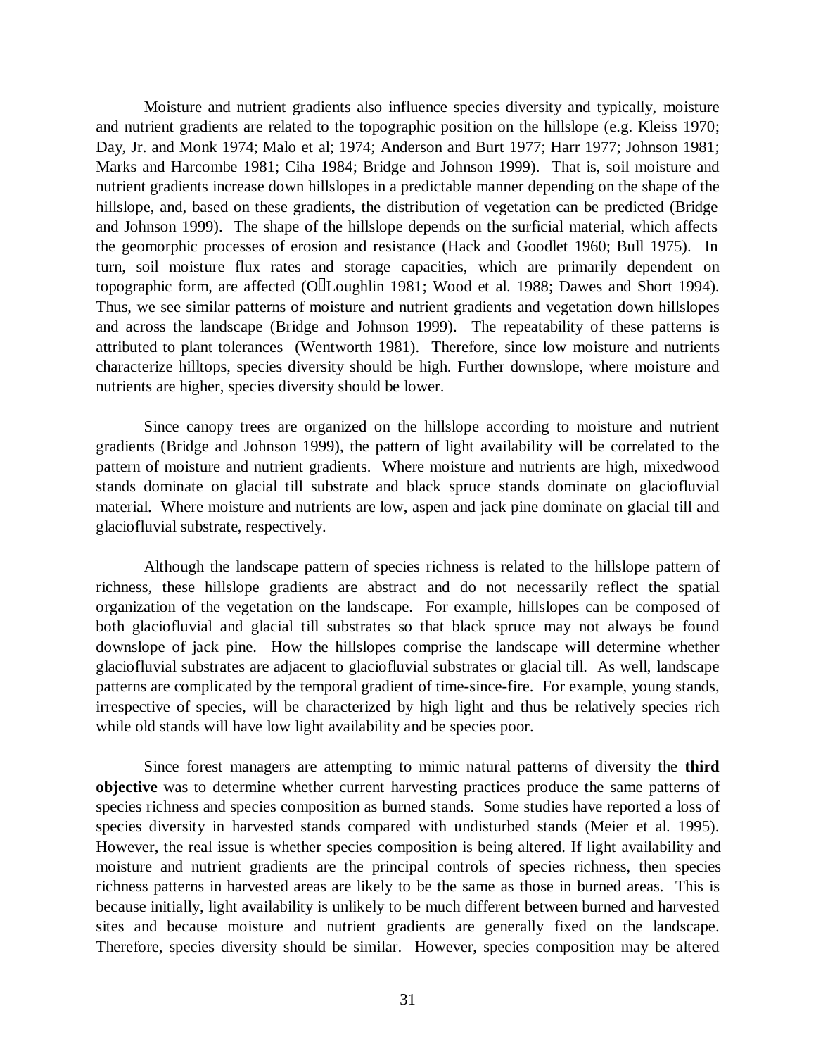Moisture and nutrient gradients also influence species diversity and typically, moisture and nutrient gradients are related to the topographic position on the hillslope (e.g. Kleiss 1970; Day, Jr. and Monk 1974; Malo et al; 1974; Anderson and Burt 1977; Harr 1977; Johnson 1981; Marks and Harcombe 1981; Ciha 1984; Bridge and Johnson 1999). That is, soil moisture and nutrient gradients increase down hillslopes in a predictable manner depending on the shape of the hillslope, and, based on these gradients, the distribution of vegetation can be predicted (Bridge and Johnson 1999). The shape of the hillslope depends on the surficial material, which affects the geomorphic processes of erosion and resistance (Hack and Goodlet 1960; Bull 1975). In turn, soil moisture flux rates and storage capacities, which are primarily dependent on topographic form, are affected (O'Loughlin 1981; Wood et al. 1988; Dawes and Short 1994). Thus, we see similar patterns of moisture and nutrient gradients and vegetation down hillslopes and across the landscape (Bridge and Johnson 1999). The repeatability of these patterns is attributed to plant tolerances (Wentworth 1981). Therefore, since low moisture and nutrients characterize hilltops, species diversity should be high. Further downslope, where moisture and nutrients are higher, species diversity should be lower.

Since canopy trees are organized on the hillslope according to moisture and nutrient gradients (Bridge and Johnson 1999), the pattern of light availability will be correlated to the pattern of moisture and nutrient gradients. Where moisture and nutrients are high, mixedwood stands dominate on glacial till substrate and black spruce stands dominate on glaciofluvial material. Where moisture and nutrients are low, aspen and jack pine dominate on glacial till and glaciofluvial substrate, respectively.

Although the landscape pattern of species richness is related to the hillslope pattern of richness, these hillslope gradients are abstract and do not necessarily reflect the spatial organization of the vegetation on the landscape. For example, hillslopes can be composed of both glaciofluvial and glacial till substrates so that black spruce may not always be found downslope of jack pine. How the hillslopes comprise the landscape will determine whether glaciofluvial substrates are adjacent to glaciofluvial substrates or glacial till. As well, landscape patterns are complicated by the temporal gradient of time-since-fire. For example, young stands, irrespective of species, will be characterized by high light and thus be relatively species rich while old stands will have low light availability and be species poor.

Since forest managers are attempting to mimic natural patterns of diversity the **third objective** was to determine whether current harvesting practices produce the same patterns of species richness and species composition as burned stands. Some studies have reported a loss of species diversity in harvested stands compared with undisturbed stands (Meier et al. 1995). However, the real issue is whether species composition is being altered. If light availability and moisture and nutrient gradients are the principal controls of species richness, then species richness patterns in harvested areas are likely to be the same as those in burned areas. This is because initially, light availability is unlikely to be much different between burned and harvested sites and because moisture and nutrient gradients are generally fixed on the landscape. Therefore, species diversity should be similar. However, species composition may be altered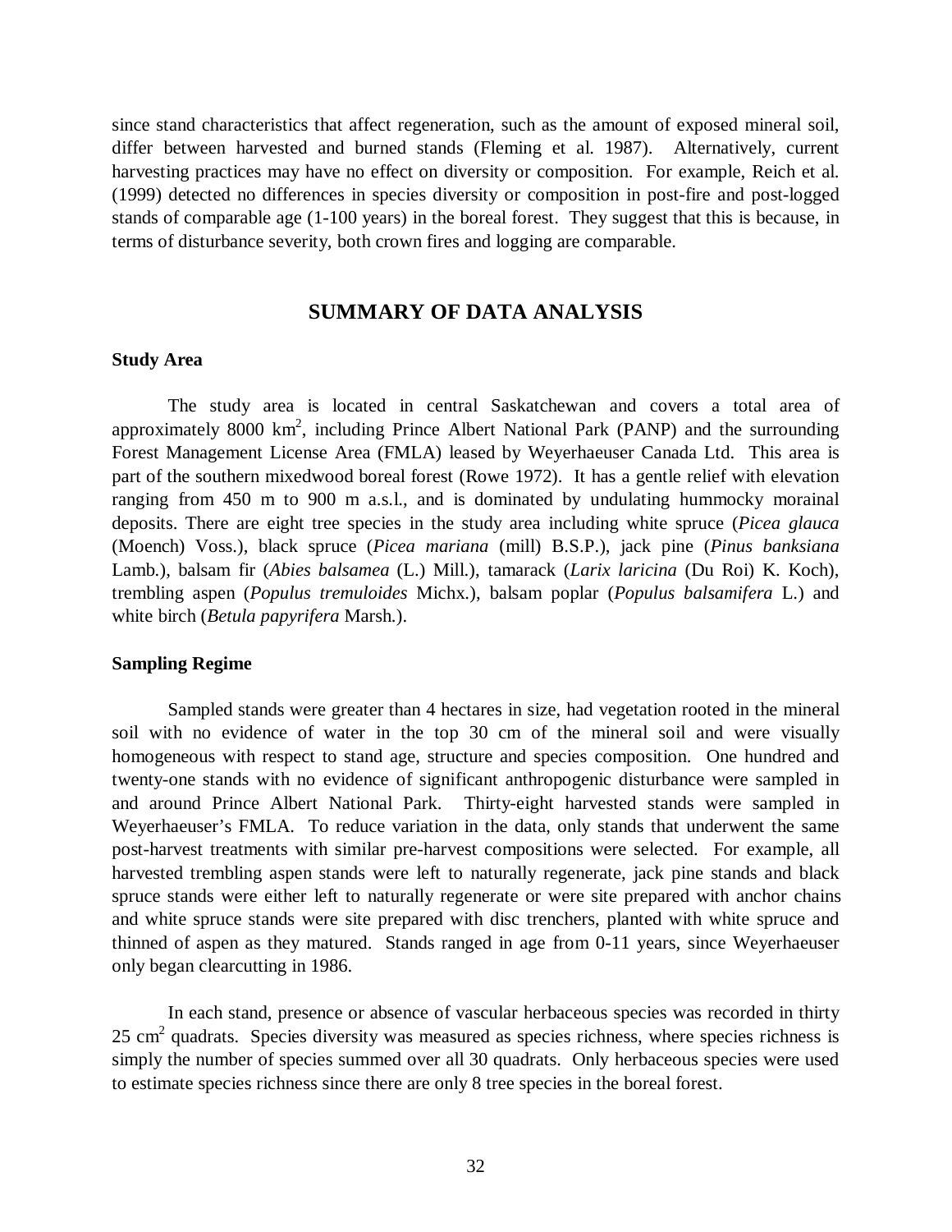since stand characteristics that affect regeneration, such as the amount of exposed mineral soil, differ between harvested and burned stands (Fleming et al. 1987). Alternatively, current harvesting practices may have no effect on diversity or composition. For example, Reich et al. (1999) detected no differences in species diversity or composition in post-fire and post-logged stands of comparable age (1-100 years) in the boreal forest. They suggest that this is because, in terms of disturbance severity, both crown fires and logging are comparable.

## SUMMARY OF DATA ANALYSIS

### Study Area

The study area is located in central Saskatchewan and covers a total area of approximately 8000 km$^2$, including Prince Albert National Park (PANP) and the surrounding Forest Management License Area (FMLA) leased by Weyerhaeuser Canada Ltd. This area is part of the southern mixedwood boreal forest (Rowe 1972). It has a gentle relief with elevation ranging from 450 m to 900 m a.s.l., and is dominated by undulating hummocky morainal deposits. There are eight tree species in the study area including white spruce (*Picea glauca* (Moench) Voss.), black spruce (*Picea mariana* (mill) B.S.P.), jack pine (*Pinus banksiana* Lamb.), balsam fir (*Abies balsamea* (L.) Mill.), tamarack (*Larix laricina* (Du Roi) K. Koch), trembling aspen (*Populus tremuloides* Michx.), balsam poplar (*Populus balsamifera* L.) and white birch (*Betula papyrifera* Marsh.).

### Sampling Regime

Sampled stands were greater than 4 hectares in size, had vegetation rooted in the mineral soil with no evidence of water in the top 30 cm of the mineral soil and were visually homogeneous with respect to stand age, structure and species composition. One hundred and twenty-one stands with no evidence of significant anthropogenic disturbance were sampled in and around Prince Albert National Park. Thirty-eight harvested stands were sampled in Weyerhaeuser's FMLA. To reduce variation in the data, only stands that underwent the same post-harvest treatments with similar pre-harvest compositions were selected. For example, all harvested trembling aspen stands were left to naturally regenerate, jack pine stands and black spruce stands were either left to naturally regenerate or were site prepared with anchor chains and white spruce stands were site prepared with disc trenchers, planted with white spruce and thinned of aspen as they matured. Stands ranged in age from 0-11 years, since Weyerhaeuser only began clearcutting in 1986.

In each stand, presence or absence of vascular herbaceous species was recorded in thirty 25 cm$^2$ quadrats. Species diversity was measured as species richness, where species richness is simply the number of species summed over all 30 quadrats. Only herbaceous species were used to estimate species richness since there are only 8 tree species in the boreal forest.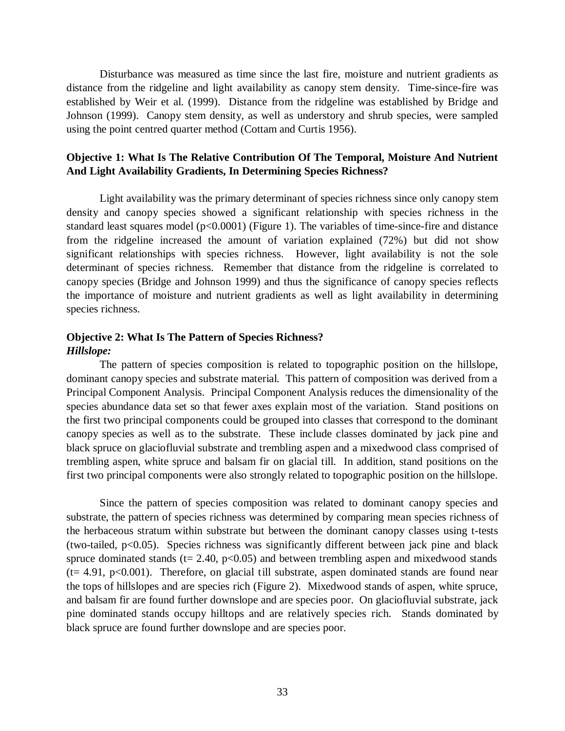Disturbance was measured as time since the last fire, moisture and nutrient gradients as distance from the ridgeline and light availability as canopy stem density. Time-since-fire was established by Weir et al. (1999). Distance from the ridgeline was established by Bridge and Johnson (1999). Canopy stem density, as well as understory and shrub species, were sampled using the point centred quarter method (Cottam and Curtis 1956).

### Objective 1: What Is The Relative Contribution Of The Temporal, Moisture And Nutrient And Light Availability Gradients, In Determining Species Richness?

Light availability was the primary determinant of species richness since only canopy stem density and canopy species showed a significant relationship with species richness in the standard least squares model ($p<0.0001$) (Figure 1). The variables of time-since-fire and distance from the ridgeline increased the amount of variation explained (72%) but did not show significant relationships with species richness. However, light availability is not the sole determinant of species richness. Remember that distance from the ridgeline is correlated to canopy species (Bridge and Johnson 1999) and thus the significance of canopy species reflects the importance of moisture and nutrient gradients as well as light availability in determining species richness.

### Objective 2: What Is The Pattern of Species Richness?

***Hillslope:***

The pattern of species composition is related to topographic position on the hillslope, dominant canopy species and substrate material. This pattern of composition was derived from a Principal Component Analysis. Principal Component Analysis reduces the dimensionality of the species abundance data set so that fewer axes explain most of the variation. Stand positions on the first two principal components could be grouped into classes that correspond to the dominant canopy species as well as to the substrate. These include classes dominated by jack pine and black spruce on glaciofluvial substrate and trembling aspen and a mixedwood class comprised of trembling aspen, white spruce and balsam fir on glacial till. In addition, stand positions on the first two principal components were also strongly related to topographic position on the hillslope.

Since the pattern of species composition was related to dominant canopy species and substrate, the pattern of species richness was determined by comparing mean species richness of the herbaceous stratum within substrate but between the dominant canopy classes using t-tests (two-tailed, $p<0.05$). Species richness was significantly different between jack pine and black spruce dominated stands ($t= 2.40$, $p<0.05$) and between trembling aspen and mixedwood stands ($t= 4.91$, $p<0.001$). Therefore, on glacial till substrate, aspen dominated stands are found near the tops of hillslopes and are species rich (Figure 2). Mixedwood stands of aspen, white spruce, and balsam fir are found further downslope and are species poor. On glaciofluvial substrate, jack pine dominated stands occupy hilltops and are relatively species rich. Stands dominated by black spruce are found further downslope and are species poor.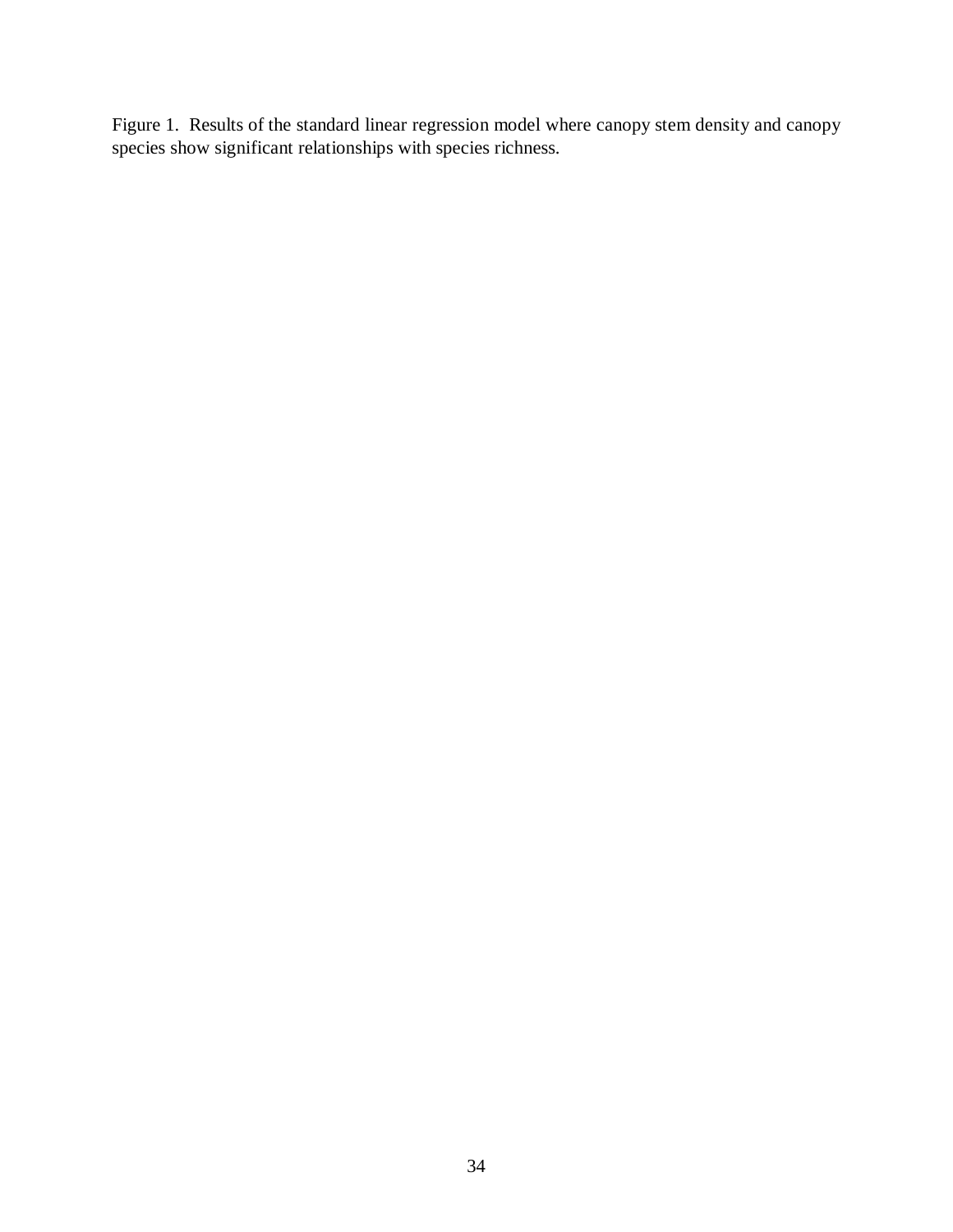Figure 1. Results of the standard linear regression model where canopy stem density and canopy species show significant relationships with species richness.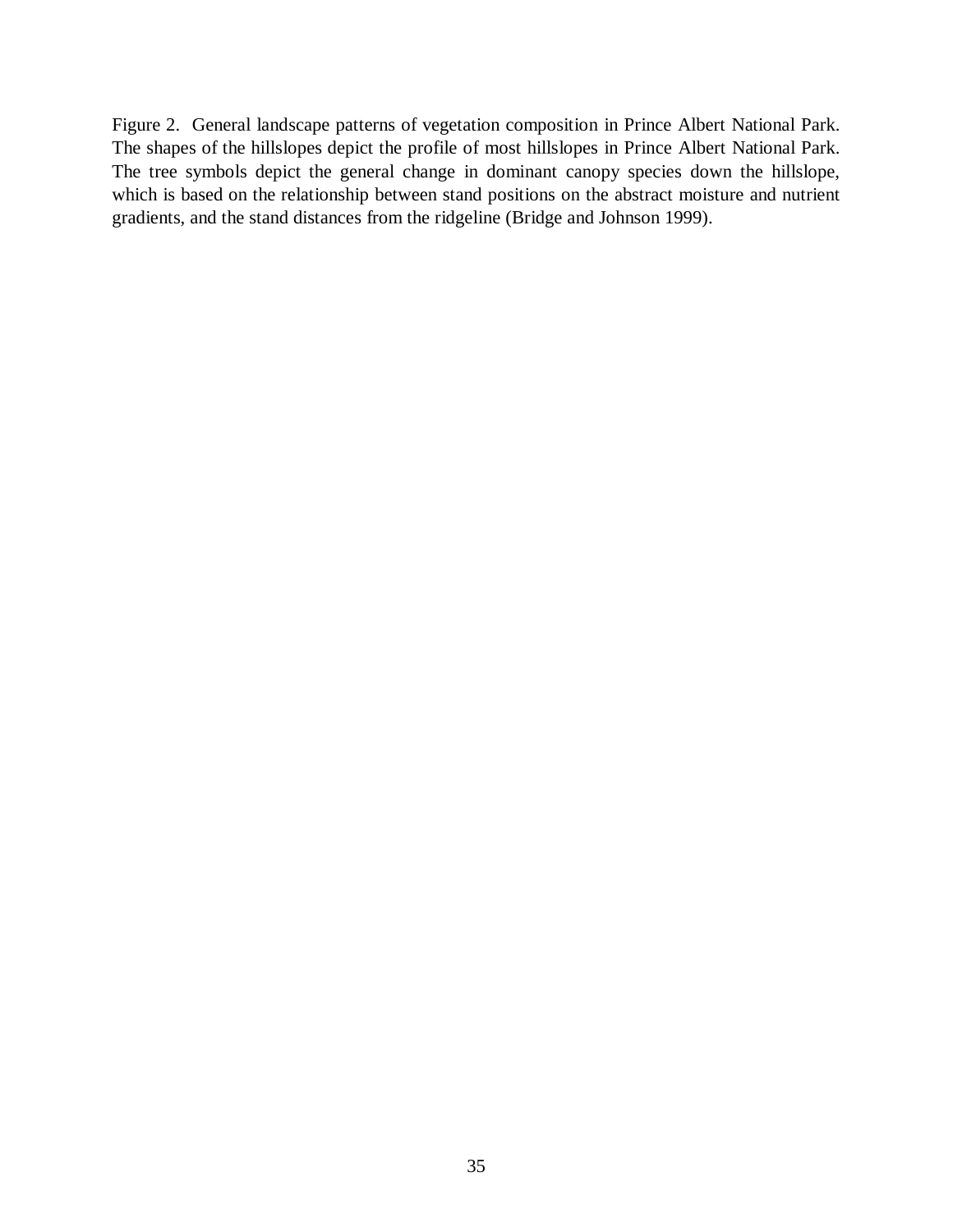Figure 2. General landscape patterns of vegetation composition in Prince Albert National Park. The shapes of the hillslopes depict the profile of most hillslopes in Prince Albert National Park. The tree symbols depict the general change in dominant canopy species down the hillslope, which is based on the relationship between stand positions on the abstract moisture and nutrient gradients, and the stand distances from the ridgeline (Bridge and Johnson 1999).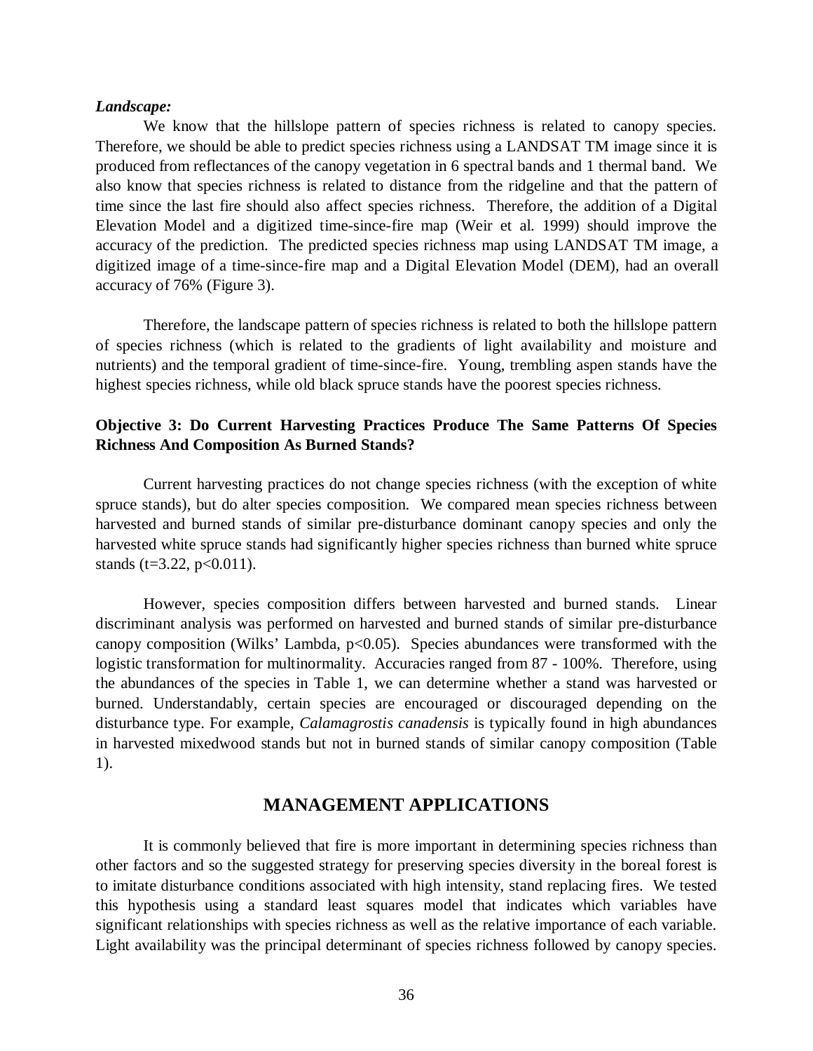***Landscape:***

We know that the hillslope pattern of species richness is related to canopy species. Therefore, we should be able to predict species richness using a LANDSAT TM image since it is produced from reflectances of the canopy vegetation in 6 spectral bands and 1 thermal band. We also know that species richness is related to distance from the ridgeline and that the pattern of time since the last fire should also affect species richness. Therefore, the addition of a Digital Elevation Model and a digitized time-since-fire map (Weir et al. 1999) should improve the accuracy of the prediction. The predicted species richness map using LANDSAT TM image, a digitized image of a time-since-fire map and a Digital Elevation Model (DEM), had an overall accuracy of 76% (Figure 3).

Therefore, the landscape pattern of species richness is related to both the hillslope pattern of species richness (which is related to the gradients of light availability and moisture and nutrients) and the temporal gradient of time-since-fire. Young, trembling aspen stands have the highest species richness, while old black spruce stands have the poorest species richness.

**Objective 3: Do Current Harvesting Practices Produce The Same Patterns Of Species Richness And Composition As Burned Stands?**

Current harvesting practices do not change species richness (with the exception of white spruce stands), but do alter species composition. We compared mean species richness between harvested and burned stands of similar pre-disturbance dominant canopy species and only the harvested white spruce stands had significantly higher species richness than burned white spruce stands ($t=3.22$, $p<0.011$).

However, species composition differs between harvested and burned stands. Linear discriminant analysis was performed on harvested and burned stands of similar pre-disturbance canopy composition (Wilks' Lambda, $p<0.05$). Species abundances were transformed with the logistic transformation for multinormality. Accuracies ranged from 87 - 100%. Therefore, using the abundances of the species in Table 1, we can determine whether a stand was harvested or burned. Understandably, certain species are encouraged or discouraged depending on the disturbance type. For example, *Calamagrostis canadensis* is typically found in high abundances in harvested mixedwood stands but not in burned stands of similar canopy composition (Table 1).

## MANAGEMENT APPLICATIONS

It is commonly believed that fire is more important in determining species richness than other factors and so the suggested strategy for preserving species diversity in the boreal forest is to imitate disturbance conditions associated with high intensity, stand replacing fires. We tested this hypothesis using a standard least squares model that indicates which variables have significant relationships with species richness as well as the relative importance of each variable. Light availability was the principal determinant of species richness followed by canopy species.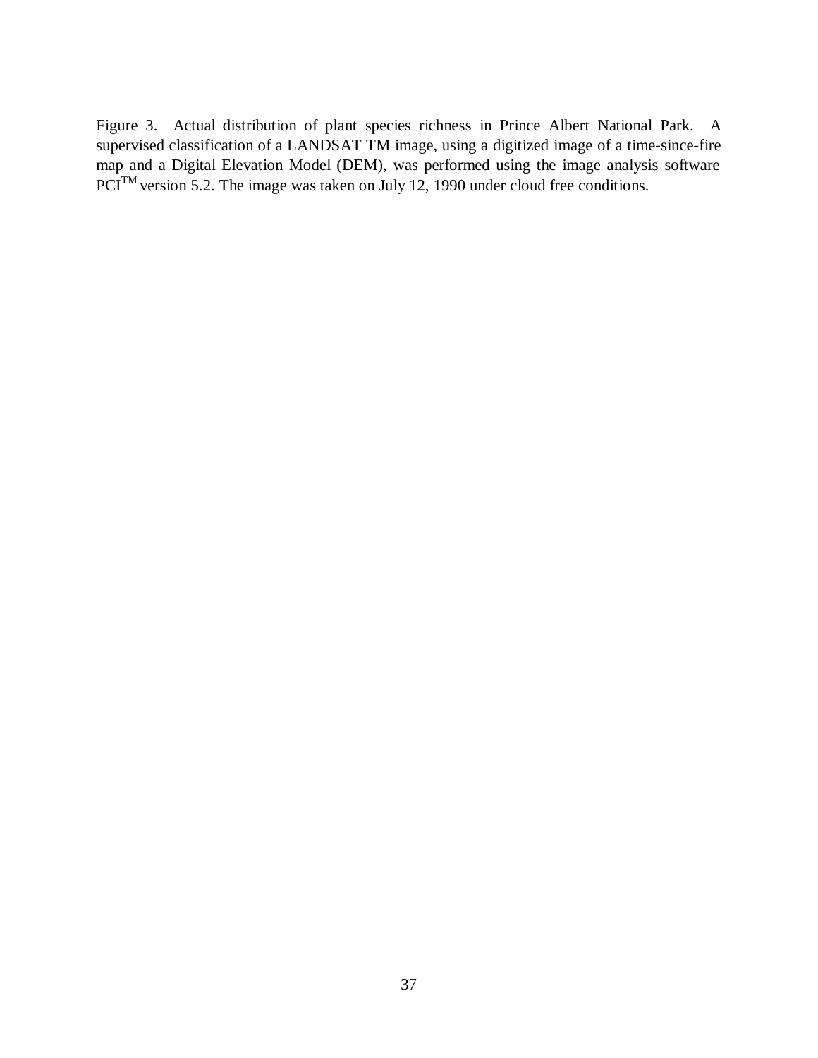Figure 3. Actual distribution of plant species richness in Prince Albert National Park. A supervised classification of a LANDSAT TM image, using a digitized image of a time-since-fire map and a Digital Elevation Model (DEM), was performed using the image analysis software PCI$^{TM}$ version 5.2. The image was taken on July 12, 1990 under cloud free conditions.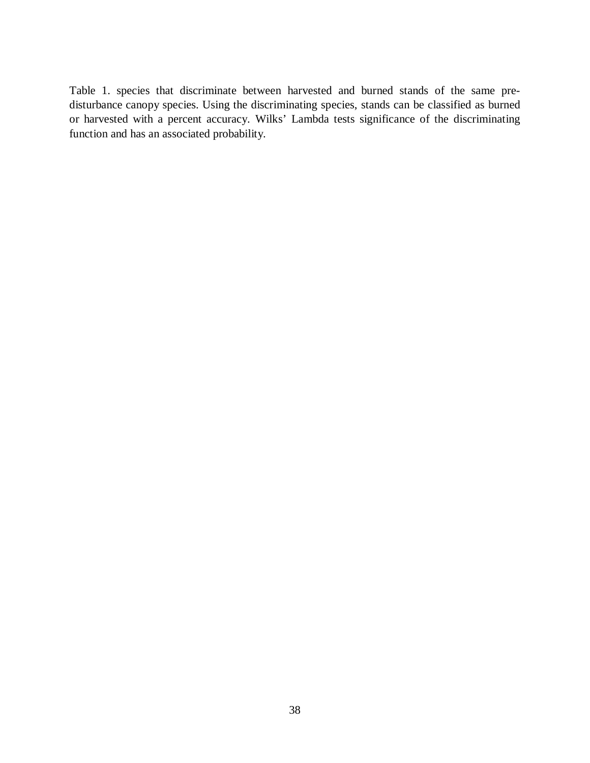Table 1. species that discriminate between harvested and burned stands of the same pre-disturbance canopy species. Using the discriminating species, stands can be classified as burned or harvested with a percent accuracy. Wilks' Lambda tests significance of the discriminating function and has an associated probability.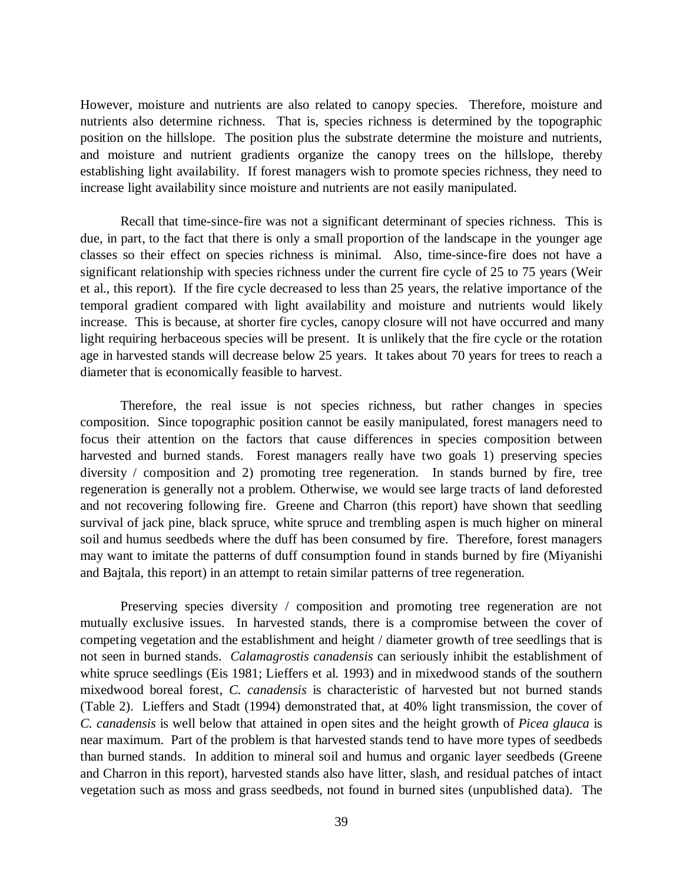However, moisture and nutrients are also related to canopy species. Therefore, moisture and nutrients also determine richness. That is, species richness is determined by the topographic position on the hillslope. The position plus the substrate determine the moisture and nutrients, and moisture and nutrient gradients organize the canopy trees on the hillslope, thereby establishing light availability. If forest managers wish to promote species richness, they need to increase light availability since moisture and nutrients are not easily manipulated.

Recall that time-since-fire was not a significant determinant of species richness. This is due, in part, to the fact that there is only a small proportion of the landscape in the younger age classes so their effect on species richness is minimal. Also, time-since-fire does not have a significant relationship with species richness under the current fire cycle of 25 to 75 years (Weir et al., this report). If the fire cycle decreased to less than 25 years, the relative importance of the temporal gradient compared with light availability and moisture and nutrients would likely increase. This is because, at shorter fire cycles, canopy closure will not have occurred and many light requiring herbaceous species will be present. It is unlikely that the fire cycle or the rotation age in harvested stands will decrease below 25 years. It takes about 70 years for trees to reach a diameter that is economically feasible to harvest.

Therefore, the real issue is not species richness, but rather changes in species composition. Since topographic position cannot be easily manipulated, forest managers need to focus their attention on the factors that cause differences in species composition between harvested and burned stands. Forest managers really have two goals 1) preserving species diversity / composition and 2) promoting tree regeneration. In stands burned by fire, tree regeneration is generally not a problem. Otherwise, we would see large tracts of land deforested and not recovering following fire. Greene and Charron (this report) have shown that seedling survival of jack pine, black spruce, white spruce and trembling aspen is much higher on mineral soil and humus seedbeds where the duff has been consumed by fire. Therefore, forest managers may want to imitate the patterns of duff consumption found in stands burned by fire (Miyanishi and Bajtala, this report) in an attempt to retain similar patterns of tree regeneration.

Preserving species diversity / composition and promoting tree regeneration are not mutually exclusive issues. In harvested stands, there is a compromise between the cover of competing vegetation and the establishment and height / diameter growth of tree seedlings that is not seen in burned stands. *Calamagrostis canadensis* can seriously inhibit the establishment of white spruce seedlings (Eis 1981; Lieffers et al. 1993) and in mixedwood stands of the southern mixedwood boreal forest, *C. canadensis* is characteristic of harvested but not burned stands (Table 2). Lieffers and Stadt (1994) demonstrated that, at 40% light transmission, the cover of *C. canadensis* is well below that attained in open sites and the height growth of *Picea glauca* is near maximum. Part of the problem is that harvested stands tend to have more types of seedbeds than burned stands. In addition to mineral soil and humus and organic layer seedbeds (Greene and Charron in this report), harvested stands also have litter, slash, and residual patches of intact vegetation such as moss and grass seedbeds, not found in burned sites (unpublished data). The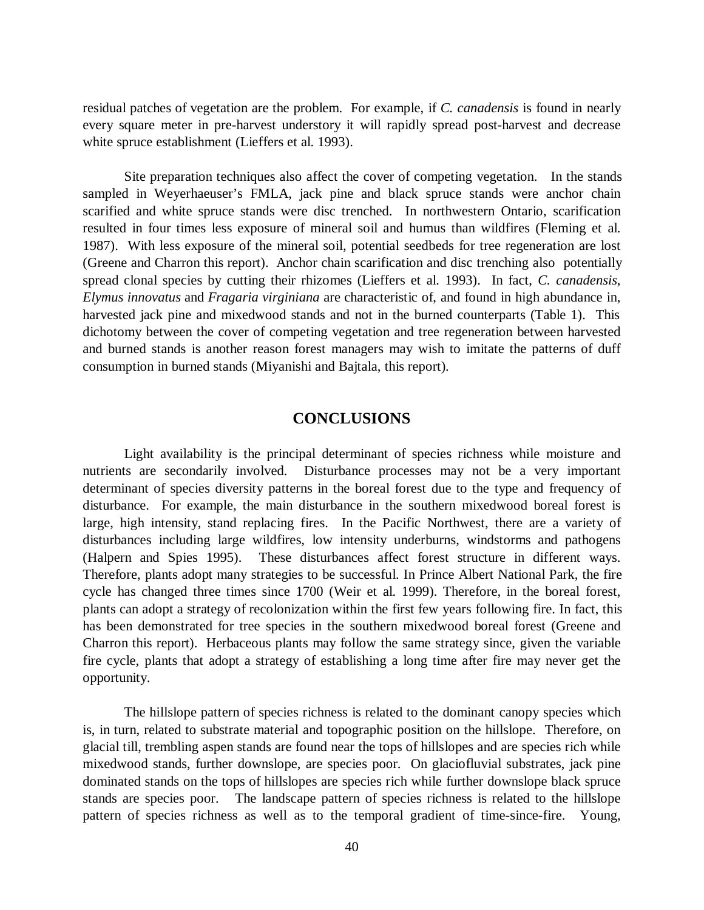residual patches of vegetation are the problem. For example, if *C. canadensis* is found in nearly every square meter in pre-harvest understory it will rapidly spread post-harvest and decrease white spruce establishment (Lieffers et al. 1993).

Site preparation techniques also affect the cover of competing vegetation. In the stands sampled in Weyerhaeuser's FMLA, jack pine and black spruce stands were anchor chain scarified and white spruce stands were disc trenched. In northwestern Ontario, scarification resulted in four times less exposure of mineral soil and humus than wildfires (Fleming et al. 1987). With less exposure of the mineral soil, potential seedbeds for tree regeneration are lost (Greene and Charron this report). Anchor chain scarification and disc trenching also potentially spread clonal species by cutting their rhizomes (Lieffers et al. 1993). In fact, *C. canadensis*, *Elymus innovatus* and *Fragaria virginiana* are characteristic of, and found in high abundance in, harvested jack pine and mixedwood stands and not in the burned counterparts (Table 1). This dichotomy between the cover of competing vegetation and tree regeneration between harvested and burned stands is another reason forest managers may wish to imitate the patterns of duff consumption in burned stands (Miyanishi and Bajtala, this report).

## CONCLUSIONS

Light availability is the principal determinant of species richness while moisture and nutrients are secondarily involved. Disturbance processes may not be a very important determinant of species diversity patterns in the boreal forest due to the type and frequency of disturbance. For example, the main disturbance in the southern mixedwood boreal forest is large, high intensity, stand replacing fires. In the Pacific Northwest, there are a variety of disturbances including large wildfires, low intensity underburns, windstorms and pathogens (Halpern and Spies 1995). These disturbances affect forest structure in different ways. Therefore, plants adopt many strategies to be successful. In Prince Albert National Park, the fire cycle has changed three times since 1700 (Weir et al. 1999). Therefore, in the boreal forest, plants can adopt a strategy of recolonization within the first few years following fire. In fact, this has been demonstrated for tree species in the southern mixedwood boreal forest (Greene and Charron this report). Herbaceous plants may follow the same strategy since, given the variable fire cycle, plants that adopt a strategy of establishing a long time after fire may never get the opportunity.

The hillslope pattern of species richness is related to the dominant canopy species which is, in turn, related to substrate material and topographic position on the hillslope. Therefore, on glacial till, trembling aspen stands are found near the tops of hillslopes and are species rich while mixedwood stands, further downslope, are species poor. On glaciofluvial substrates, jack pine dominated stands on the tops of hillslopes are species rich while further downslope black spruce stands are species poor. The landscape pattern of species richness is related to the hillslope pattern of species richness as well as to the temporal gradient of time-since-fire. Young,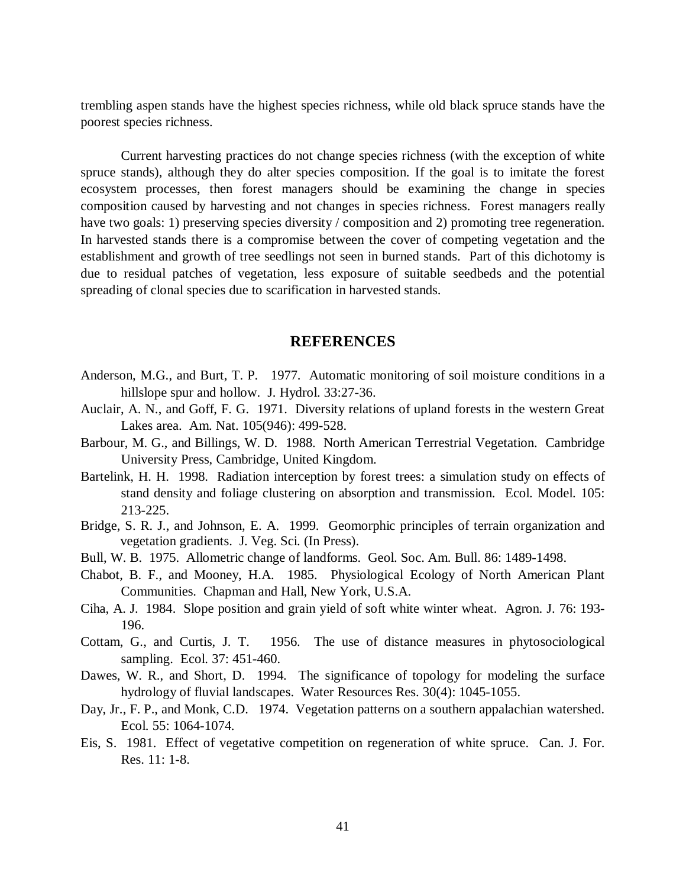trembling aspen stands have the highest species richness, while old black spruce stands have the poorest species richness.

Current harvesting practices do not change species richness (with the exception of white spruce stands), although they do alter species composition. If the goal is to imitate the forest ecosystem processes, then forest managers should be examining the change in species composition caused by harvesting and not changes in species richness. Forest managers really have two goals: 1) preserving species diversity / composition and 2) promoting tree regeneration. In harvested stands there is a compromise between the cover of competing vegetation and the establishment and growth of tree seedlings not seen in burned stands. Part of this dichotomy is due to residual patches of vegetation, less exposure of suitable seedbeds and the potential spreading of clonal species due to scarification in harvested stands.

## REFERENCES

Anderson, M.G., and Burt, T. P. 1977. Automatic monitoring of soil moisture conditions in a hillslope spur and hollow. J. Hydrol. 33:27-36.

Auclair, A. N., and Goff, F. G. 1971. Diversity relations of upland forests in the western Great Lakes area. Am. Nat. 105(946): 499-528.

Barbour, M. G., and Billings, W. D. 1988. North American Terrestrial Vegetation. Cambridge University Press, Cambridge, United Kingdom.

Bartelink, H. H. 1998. Radiation interception by forest trees: a simulation study on effects of stand density and foliage clustering on absorption and transmission. Ecol. Model. 105: 213-225.

Bridge, S. R. J., and Johnson, E. A. 1999. Geomorphic principles of terrain organization and vegetation gradients. J. Veg. Sci. (In Press).

Bull, W. B. 1975. Allometric change of landforms. Geol. Soc. Am. Bull. 86: 1489-1498.

Chabot, B. F., and Mooney, H.A. 1985. Physiological Ecology of North American Plant Communities. Chapman and Hall, New York, U.S.A.

Ciha, A. J. 1984. Slope position and grain yield of soft white winter wheat. Agron. J. 76: 193-196.

Cottam, G., and Curtis, J. T. 1956. The use of distance measures in phytosociological sampling. Ecol. 37: 451-460.

Dawes, W. R., and Short, D. 1994. The significance of topology for modeling the surface hydrology of fluvial landscapes. Water Resources Res. 30(4): 1045-1055.

Day, Jr., F. P., and Monk, C.D. 1974. Vegetation patterns on a southern appalachian watershed. Ecol. 55: 1064-1074.

Eis, S. 1981. Effect of vegetative competition on regeneration of white spruce. Can. J. For. Res. 11: 1-8.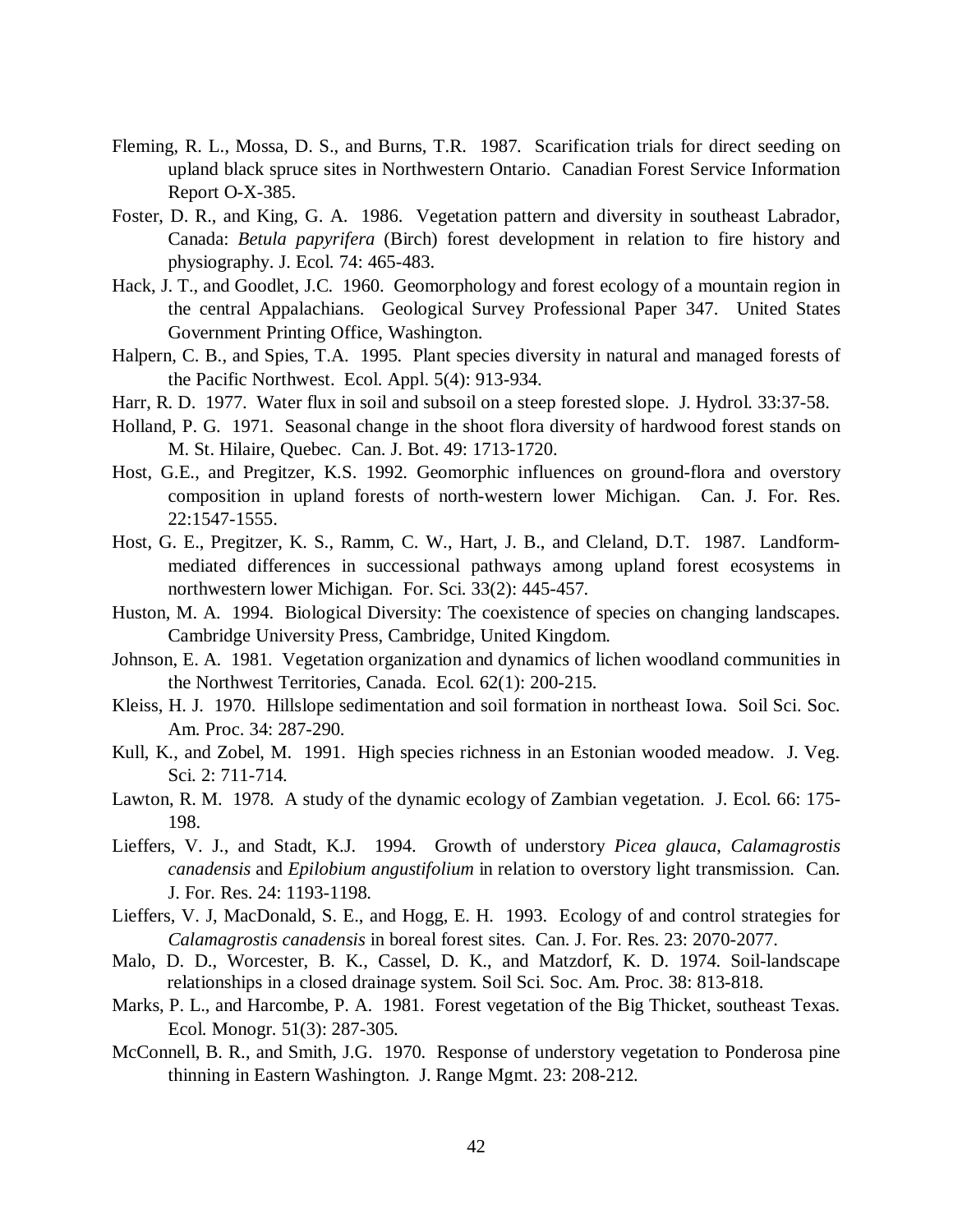Fleming, R. L., Mossa, D. S., and Burns, T.R. 1987. Scarification trials for direct seeding on upland black spruce sites in Northwestern Ontario. Canadian Forest Service Information Report O-X-385.

Foster, D. R., and King, G. A. 1986. Vegetation pattern and diversity in southeast Labrador, Canada: *Betula papyrifera* (Birch) forest development in relation to fire history and physiography. J. Ecol. 74: 465-483.

Hack, J. T., and Goodlet, J.C. 1960. Geomorphology and forest ecology of a mountain region in the central Appalachians. Geological Survey Professional Paper 347. United States Government Printing Office, Washington.

Halpern, C. B., and Spies, T.A. 1995. Plant species diversity in natural and managed forests of the Pacific Northwest. Ecol. Appl. 5(4): 913-934.

Harr, R. D. 1977. Water flux in soil and subsoil on a steep forested slope. J. Hydrol. 33:37-58.

Holland, P. G. 1971. Seasonal change in the shoot flora diversity of hardwood forest stands on M. St. Hilaire, Quebec. Can. J. Bot. 49: 1713-1720.

Host, G.E., and Pregitzer, K.S. 1992. Geomorphic influences on ground-flora and overstory composition in upland forests of north-western lower Michigan. Can. J. For. Res. 22:1547-1555.

Host, G. E., Pregitzer, K. S., Ramm, C. W., Hart, J. B., and Cleland, D.T. 1987. Landform-mediated differences in successional pathways among upland forest ecosystems in northwestern lower Michigan. For. Sci. 33(2): 445-457.

Huston, M. A. 1994. Biological Diversity: The coexistence of species on changing landscapes. Cambridge University Press, Cambridge, United Kingdom.

Johnson, E. A. 1981. Vegetation organization and dynamics of lichen woodland communities in the Northwest Territories, Canada. Ecol. 62(1): 200-215.

Kleiss, H. J. 1970. Hillslope sedimentation and soil formation in northeast Iowa. Soil Sci. Soc. Am. Proc. 34: 287-290.

Kull, K., and Zobel, M. 1991. High species richness in an Estonian wooded meadow. J. Veg. Sci. 2: 711-714.

Lawton, R. M. 1978. A study of the dynamic ecology of Zambian vegetation. J. Ecol. 66: 175-198.

Lieffers, V. J., and Stadt, K.J. 1994. Growth of understory *Picea glauca*, *Calamagrostis canadensis* and *Epilobium angustifolium* in relation to overstory light transmission. Can. J. For. Res. 24: 1193-1198.

Lieffers, V. J, MacDonald, S. E., and Hogg, E. H. 1993. Ecology of and control strategies for *Calamagrostis canadensis* in boreal forest sites. Can. J. For. Res. 23: 2070-2077.

Malo, D. D., Worcester, B. K., Cassel, D. K., and Matzdorf, K. D. 1974. Soil-landscape relationships in a closed drainage system. Soil Sci. Soc. Am. Proc. 38: 813-818.

Marks, P. L., and Harcombe, P. A. 1981. Forest vegetation of the Big Thicket, southeast Texas. Ecol. Monogr. 51(3): 287-305.

McConnell, B. R., and Smith, J.G. 1970. Response of understory vegetation to Ponderosa pine thinning in Eastern Washington. J. Range Mgmt. 23: 208-212.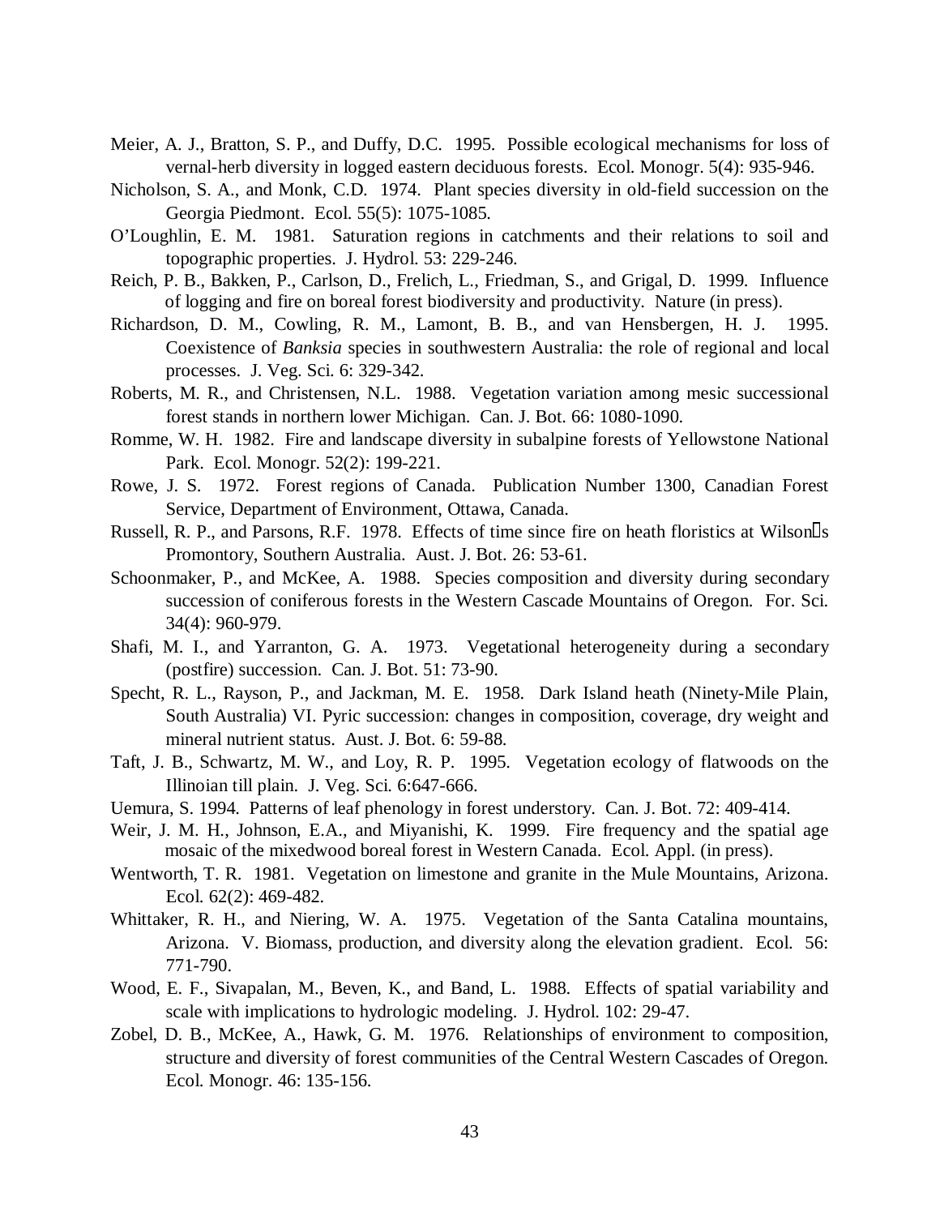Meier, A. J., Bratton, S. P., and Duffy, D.C. 1995. Possible ecological mechanisms for loss of vernal-herb diversity in logged eastern deciduous forests. Ecol. Monogr. 5(4): 935-946.

Nicholson, S. A., and Monk, C.D. 1974. Plant species diversity in old-field succession on the Georgia Piedmont. Ecol. 55(5): 1075-1085.

O'Loughlin, E. M. 1981. Saturation regions in catchments and their relations to soil and topographic properties. J. Hydrol. 53: 229-246.

Reich, P. B., Bakken, P., Carlson, D., Frelich, L., Friedman, S., and Grigal, D. 1999. Influence of logging and fire on boreal forest biodiversity and productivity. Nature (in press).

Richardson, D. M., Cowling, R. M., Lamont, B. B., and van Hensbergen, H. J. 1995. Coexistence of *Banksia* species in southwestern Australia: the role of regional and local processes. J. Veg. Sci. 6: 329-342.

Roberts, M. R., and Christensen, N.L. 1988. Vegetation variation among mesic successional forest stands in northern lower Michigan. Can. J. Bot. 66: 1080-1090.

Romme, W. H. 1982. Fire and landscape diversity in subalpine forests of Yellowstone National Park. Ecol. Monogr. 52(2): 199-221.

Rowe, J. S. 1972. Forest regions of Canada. Publication Number 1300, Canadian Forest Service, Department of Environment, Ottawa, Canada.

Russell, R. P., and Parsons, R.F. 1978. Effects of time since fire on heath floristics at Wilson's Promontory, Southern Australia. Aust. J. Bot. 26: 53-61.

Schoonmaker, P., and McKee, A. 1988. Species composition and diversity during secondary succession of coniferous forests in the Western Cascade Mountains of Oregon. For. Sci. 34(4): 960-979.

Shafi, M. I., and Yarranton, G. A. 1973. Vegetational heterogeneity during a secondary (postfire) succession. Can. J. Bot. 51: 73-90.

Specht, R. L., Rayson, P., and Jackman, M. E. 1958. Dark Island heath (Ninety-Mile Plain, South Australia) VI. Pyric succession: changes in composition, coverage, dry weight and mineral nutrient status. Aust. J. Bot. 6: 59-88.

Taft, J. B., Schwartz, M. W., and Loy, R. P. 1995. Vegetation ecology of flatwoods on the Illinoian till plain. J. Veg. Sci. 6:647-666.

Uemura, S. 1994. Patterns of leaf phenology in forest understory. Can. J. Bot. 72: 409-414.

Weir, J. M. H., Johnson, E.A., and Miyanishi, K. 1999. Fire frequency and the spatial age mosaic of the mixedwood boreal forest in Western Canada. Ecol. Appl. (in press).

Wentworth, T. R. 1981. Vegetation on limestone and granite in the Mule Mountains, Arizona. Ecol. 62(2): 469-482.

Whittaker, R. H., and Niering, W. A. 1975. Vegetation of the Santa Catalina mountains, Arizona. V. Biomass, production, and diversity along the elevation gradient. Ecol. 56: 771-790.

Wood, E. F., Sivapalan, M., Beven, K., and Band, L. 1988. Effects of spatial variability and scale with implications to hydrologic modeling. J. Hydrol. 102: 29-47.

Zobel, D. B., McKee, A., Hawk, G. M. 1976. Relationships of environment to composition, structure and diversity of forest communities of the Central Western Cascades of Oregon. Ecol. Monogr. 46: 135-156.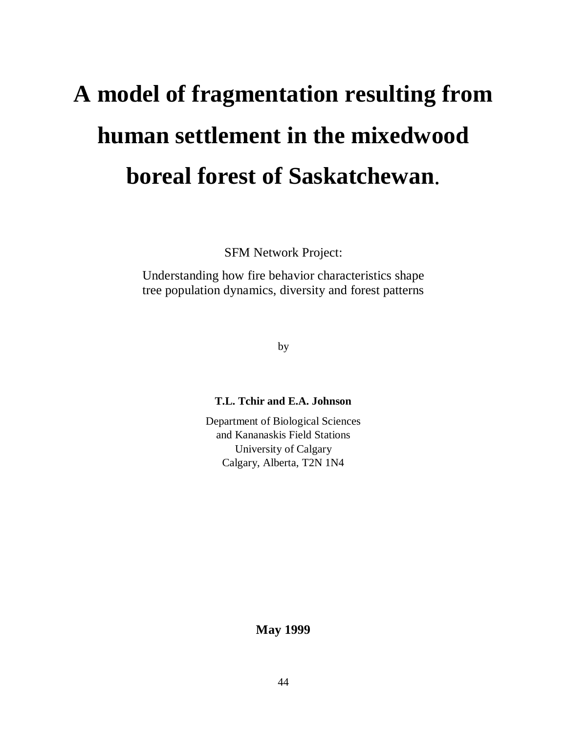# A model of fragmentation resulting from human settlement in the mixedwood boreal forest of Saskatchewan.

SFM Network Project:

Understanding how fire behavior characteristics shape tree population dynamics, diversity and forest patterns

by

**T.L. Tchir and E.A. Johnson**

Department of Biological Sciences
and Kananaskis Field Stations
University of Calgary
Calgary, Alberta, T2N 1N4

**May 1999**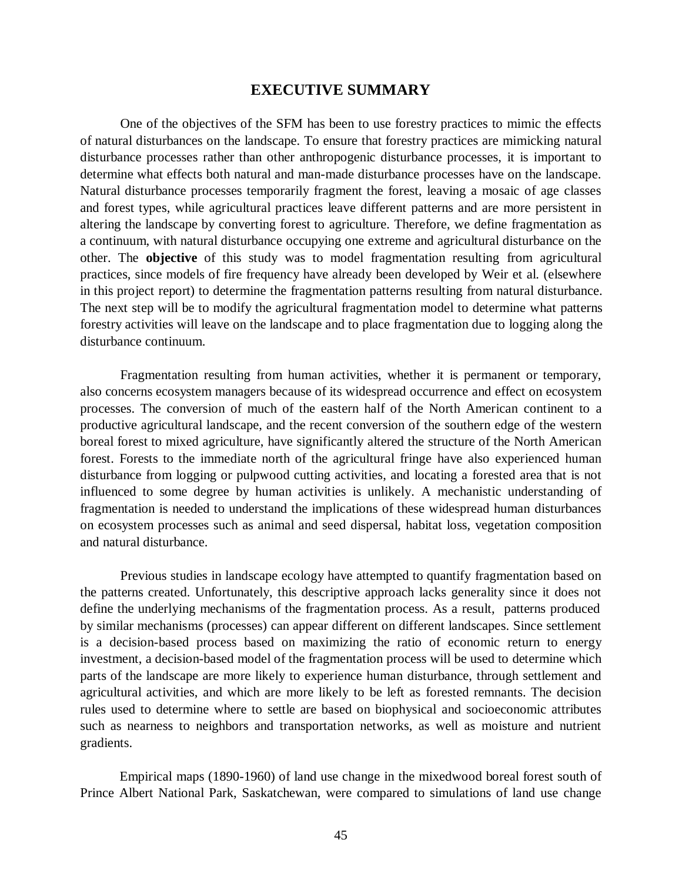## EXECUTIVE SUMMARY

One of the objectives of the SFM has been to use forestry practices to mimic the effects of natural disturbances on the landscape. To ensure that forestry practices are mimicking natural disturbance processes rather than other anthropogenic disturbance processes, it is important to determine what effects both natural and man-made disturbance processes have on the landscape. Natural disturbance processes temporarily fragment the forest, leaving a mosaic of age classes and forest types, while agricultural practices leave different patterns and are more persistent in altering the landscape by converting forest to agriculture. Therefore, we define fragmentation as a continuum, with natural disturbance occupying one extreme and agricultural disturbance on the other. The **objective** of this study was to model fragmentation resulting from agricultural practices, since models of fire frequency have already been developed by Weir et al. (elsewhere in this project report) to determine the fragmentation patterns resulting from natural disturbance. The next step will be to modify the agricultural fragmentation model to determine what patterns forestry activities will leave on the landscape and to place fragmentation due to logging along the disturbance continuum.

Fragmentation resulting from human activities, whether it is permanent or temporary, also concerns ecosystem managers because of its widespread occurrence and effect on ecosystem processes. The conversion of much of the eastern half of the North American continent to a productive agricultural landscape, and the recent conversion of the southern edge of the western boreal forest to mixed agriculture, have significantly altered the structure of the North American forest. Forests to the immediate north of the agricultural fringe have also experienced human disturbance from logging or pulpwood cutting activities, and locating a forested area that is not influenced to some degree by human activities is unlikely. A mechanistic understanding of fragmentation is needed to understand the implications of these widespread human disturbances on ecosystem processes such as animal and seed dispersal, habitat loss, vegetation composition and natural disturbance.

Previous studies in landscape ecology have attempted to quantify fragmentation based on the patterns created. Unfortunately, this descriptive approach lacks generality since it does not define the underlying mechanisms of the fragmentation process. As a result, patterns produced by similar mechanisms (processes) can appear different on different landscapes. Since settlement is a decision-based process based on maximizing the ratio of economic return to energy investment, a decision-based model of the fragmentation process will be used to determine which parts of the landscape are more likely to experience human disturbance, through settlement and agricultural activities, and which are more likely to be left as forested remnants. The decision rules used to determine where to settle are based on biophysical and socioeconomic attributes such as nearness to neighbors and transportation networks, as well as moisture and nutrient gradients.

Empirical maps (1890-1960) of land use change in the mixedwood boreal forest south of Prince Albert National Park, Saskatchewan, were compared to simulations of land use change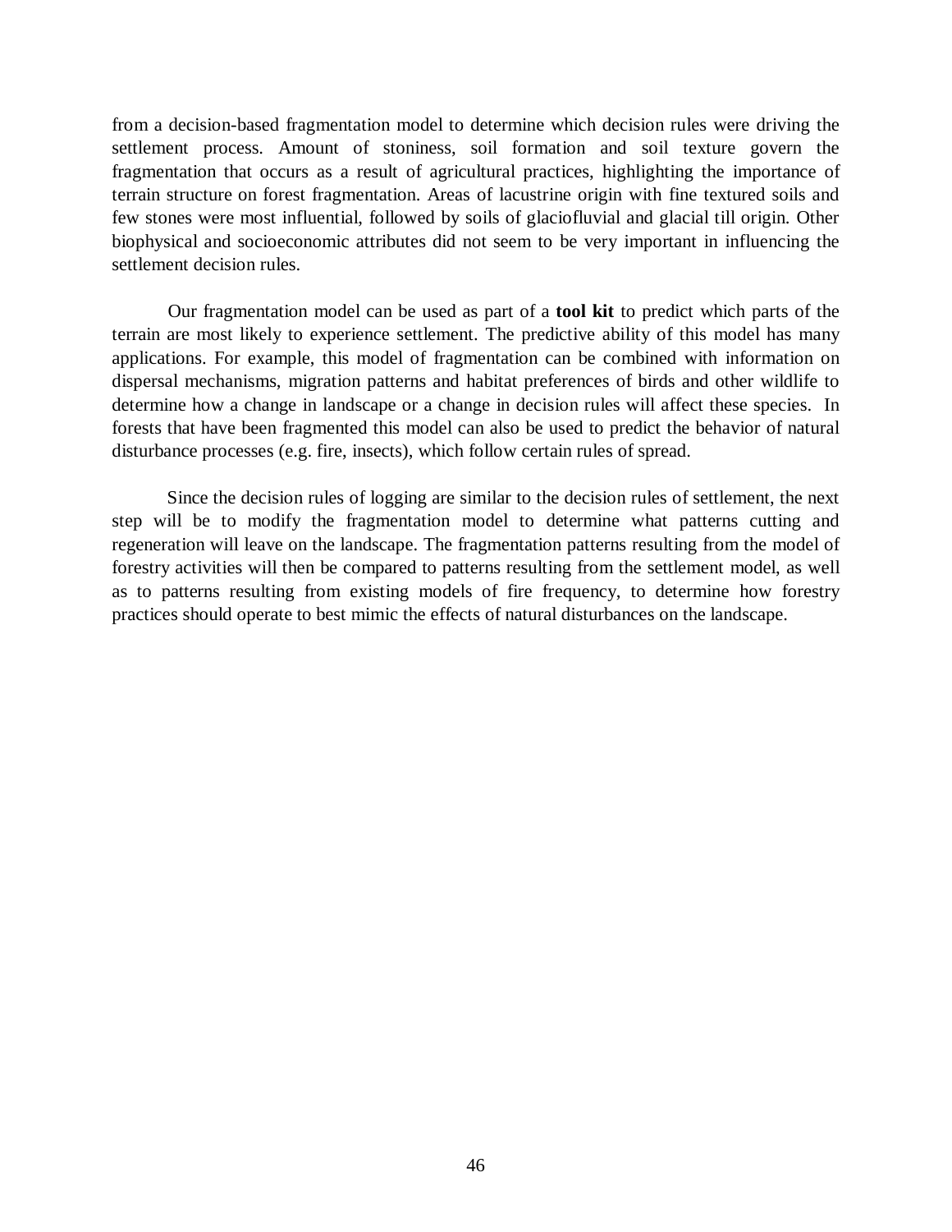from a decision-based fragmentation model to determine which decision rules were driving the settlement process. Amount of stoniness, soil formation and soil texture govern the fragmentation that occurs as a result of agricultural practices, highlighting the importance of terrain structure on forest fragmentation. Areas of lacustrine origin with fine textured soils and few stones were most influential, followed by soils of glaciofluvial and glacial till origin. Other biophysical and socioeconomic attributes did not seem to be very important in influencing the settlement decision rules.

Our fragmentation model can be used as part of a **tool kit** to predict which parts of the terrain are most likely to experience settlement. The predictive ability of this model has many applications. For example, this model of fragmentation can be combined with information on dispersal mechanisms, migration patterns and habitat preferences of birds and other wildlife to determine how a change in landscape or a change in decision rules will affect these species. In forests that have been fragmented this model can also be used to predict the behavior of natural disturbance processes (e.g. fire, insects), which follow certain rules of spread.

Since the decision rules of logging are similar to the decision rules of settlement, the next step will be to modify the fragmentation model to determine what patterns cutting and regeneration will leave on the landscape. The fragmentation patterns resulting from the model of forestry activities will then be compared to patterns resulting from the settlement model, as well as to patterns resulting from existing models of fire frequency, to determine how forestry practices should operate to best mimic the effects of natural disturbances on the landscape.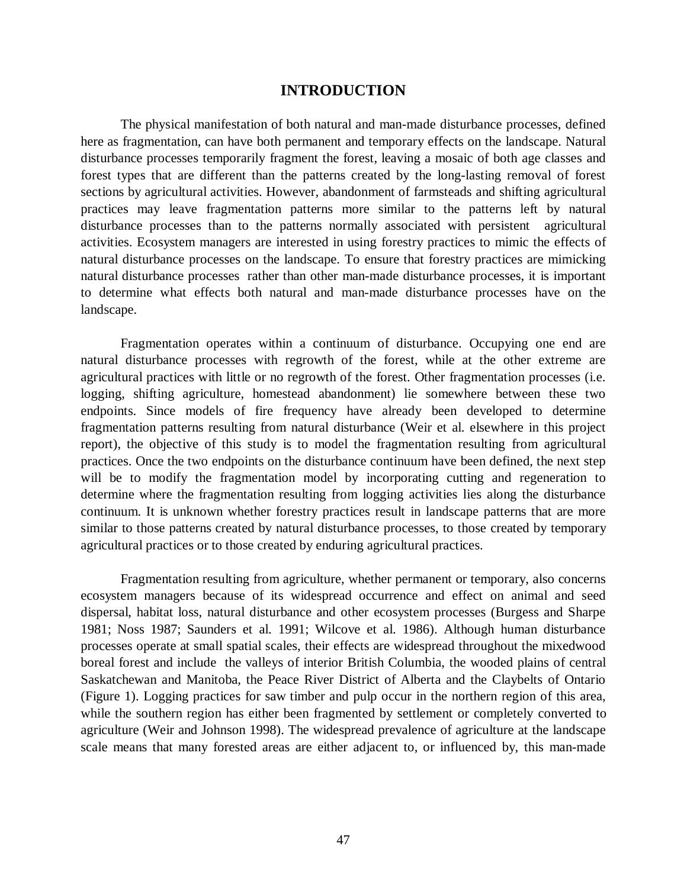# INTRODUCTION

The physical manifestation of both natural and man-made disturbance processes, defined here as fragmentation, can have both permanent and temporary effects on the landscape. Natural disturbance processes temporarily fragment the forest, leaving a mosaic of both age classes and forest types that are different than the patterns created by the long-lasting removal of forest sections by agricultural activities. However, abandonment of farmsteads and shifting agricultural practices may leave fragmentation patterns more similar to the patterns left by natural disturbance processes than to the patterns normally associated with persistent agricultural activities. Ecosystem managers are interested in using forestry practices to mimic the effects of natural disturbance processes on the landscape. To ensure that forestry practices are mimicking natural disturbance processes rather than other man-made disturbance processes, it is important to determine what effects both natural and man-made disturbance processes have on the landscape.

Fragmentation operates within a continuum of disturbance. Occupying one end are natural disturbance processes with regrowth of the forest, while at the other extreme are agricultural practices with little or no regrowth of the forest. Other fragmentation processes (i.e. logging, shifting agriculture, homestead abandonment) lie somewhere between these two endpoints. Since models of fire frequency have already been developed to determine fragmentation patterns resulting from natural disturbance (Weir et al. elsewhere in this project report), the objective of this study is to model the fragmentation resulting from agricultural practices. Once the two endpoints on the disturbance continuum have been defined, the next step will be to modify the fragmentation model by incorporating cutting and regeneration to determine where the fragmentation resulting from logging activities lies along the disturbance continuum. It is unknown whether forestry practices result in landscape patterns that are more similar to those patterns created by natural disturbance processes, to those created by temporary agricultural practices or to those created by enduring agricultural practices.

Fragmentation resulting from agriculture, whether permanent or temporary, also concerns ecosystem managers because of its widespread occurrence and effect on animal and seed dispersal, habitat loss, natural disturbance and other ecosystem processes (Burgess and Sharpe 1981; Noss 1987; Saunders et al. 1991; Wilcove et al. 1986). Although human disturbance processes operate at small spatial scales, their effects are widespread throughout the mixedwood boreal forest and include the valleys of interior British Columbia, the wooded plains of central Saskatchewan and Manitoba, the Peace River District of Alberta and the Claybelts of Ontario (Figure 1). Logging practices for saw timber and pulp occur in the northern region of this area, while the southern region has either been fragmented by settlement or completely converted to agriculture (Weir and Johnson 1998). The widespread prevalence of agriculture at the landscape scale means that many forested areas are either adjacent to, or influenced by, this man-made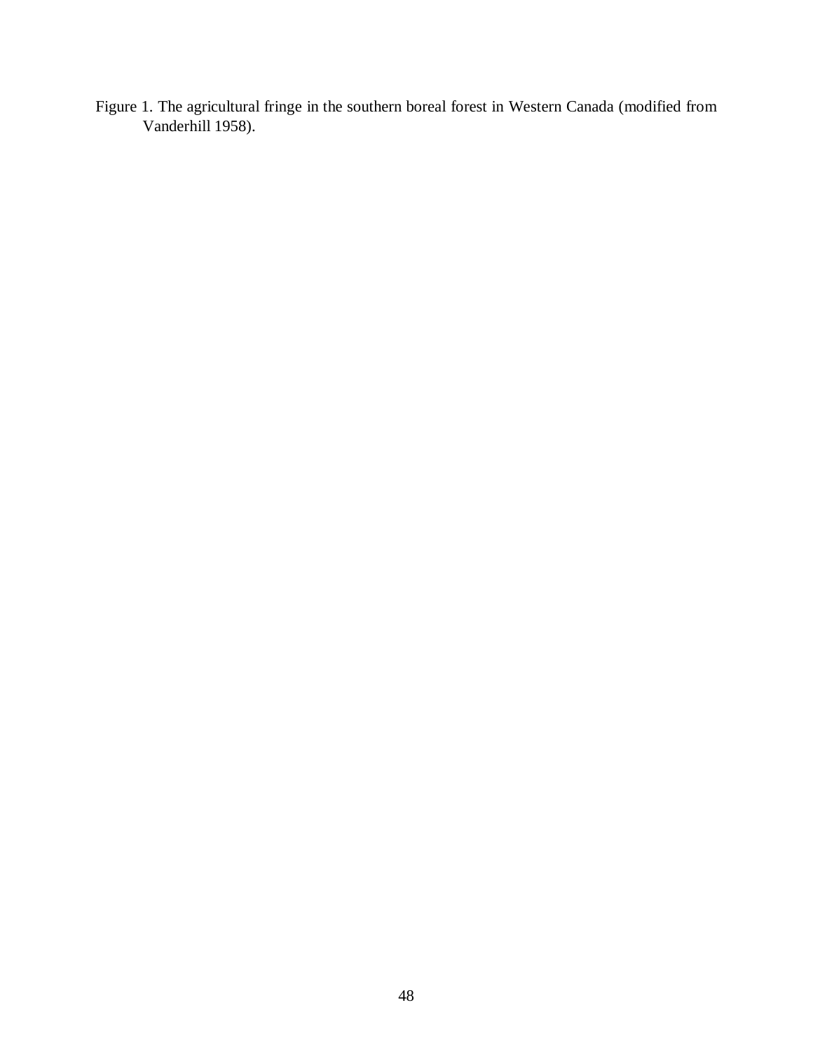Figure 1. The agricultural fringe in the southern boreal forest in Western Canada (modified from Vanderhill 1958).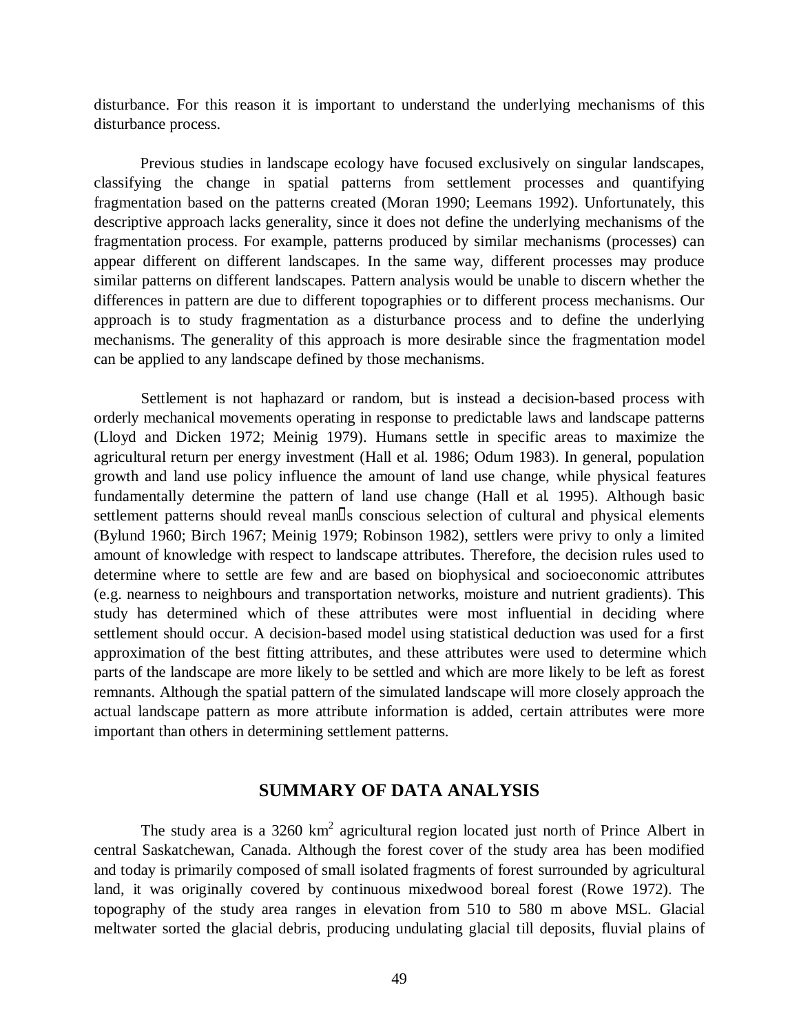disturbance. For this reason it is important to understand the underlying mechanisms of this disturbance process.

Previous studies in landscape ecology have focused exclusively on singular landscapes, classifying the change in spatial patterns from settlement processes and quantifying fragmentation based on the patterns created (Moran 1990; Leemans 1992). Unfortunately, this descriptive approach lacks generality, since it does not define the underlying mechanisms of the fragmentation process. For example, patterns produced by similar mechanisms (processes) can appear different on different landscapes. In the same way, different processes may produce similar patterns on different landscapes. Pattern analysis would be unable to discern whether the differences in pattern are due to different topographies or to different process mechanisms. Our approach is to study fragmentation as a disturbance process and to define the underlying mechanisms. The generality of this approach is more desirable since the fragmentation model can be applied to any landscape defined by those mechanisms.

Settlement is not haphazard or random, but is instead a decision-based process with orderly mechanical movements operating in response to predictable laws and landscape patterns (Lloyd and Dicken 1972; Meinig 1979). Humans settle in specific areas to maximize the agricultural return per energy investment (Hall et al. 1986; Odum 1983). In general, population growth and land use policy influence the amount of land use change, while physical features fundamentally determine the pattern of land use change (Hall et al. 1995). Although basic settlement patterns should reveal man's conscious selection of cultural and physical elements (Bylund 1960; Birch 1967; Meinig 1979; Robinson 1982), settlers were privy to only a limited amount of knowledge with respect to landscape attributes. Therefore, the decision rules used to determine where to settle are few and are based on biophysical and socioeconomic attributes (e.g. nearness to neighbours and transportation networks, moisture and nutrient gradients). This study has determined which of these attributes were most influential in deciding where settlement should occur. A decision-based model using statistical deduction was used for a first approximation of the best fitting attributes, and these attributes were used to determine which parts of the landscape are more likely to be settled and which are more likely to be left as forest remnants. Although the spatial pattern of the simulated landscape will more closely approach the actual landscape pattern as more attribute information is added, certain attributes were more important than others in determining settlement patterns.

## SUMMARY OF DATA ANALYSIS

The study area is a 3260 km$^2$ agricultural region located just north of Prince Albert in central Saskatchewan, Canada. Although the forest cover of the study area has been modified and today is primarily composed of small isolated fragments of forest surrounded by agricultural land, it was originally covered by continuous mixedwood boreal forest (Rowe 1972). The topography of the study area ranges in elevation from 510 to 580 m above MSL. Glacial meltwater sorted the glacial debris, producing undulating glacial till deposits, fluvial plains of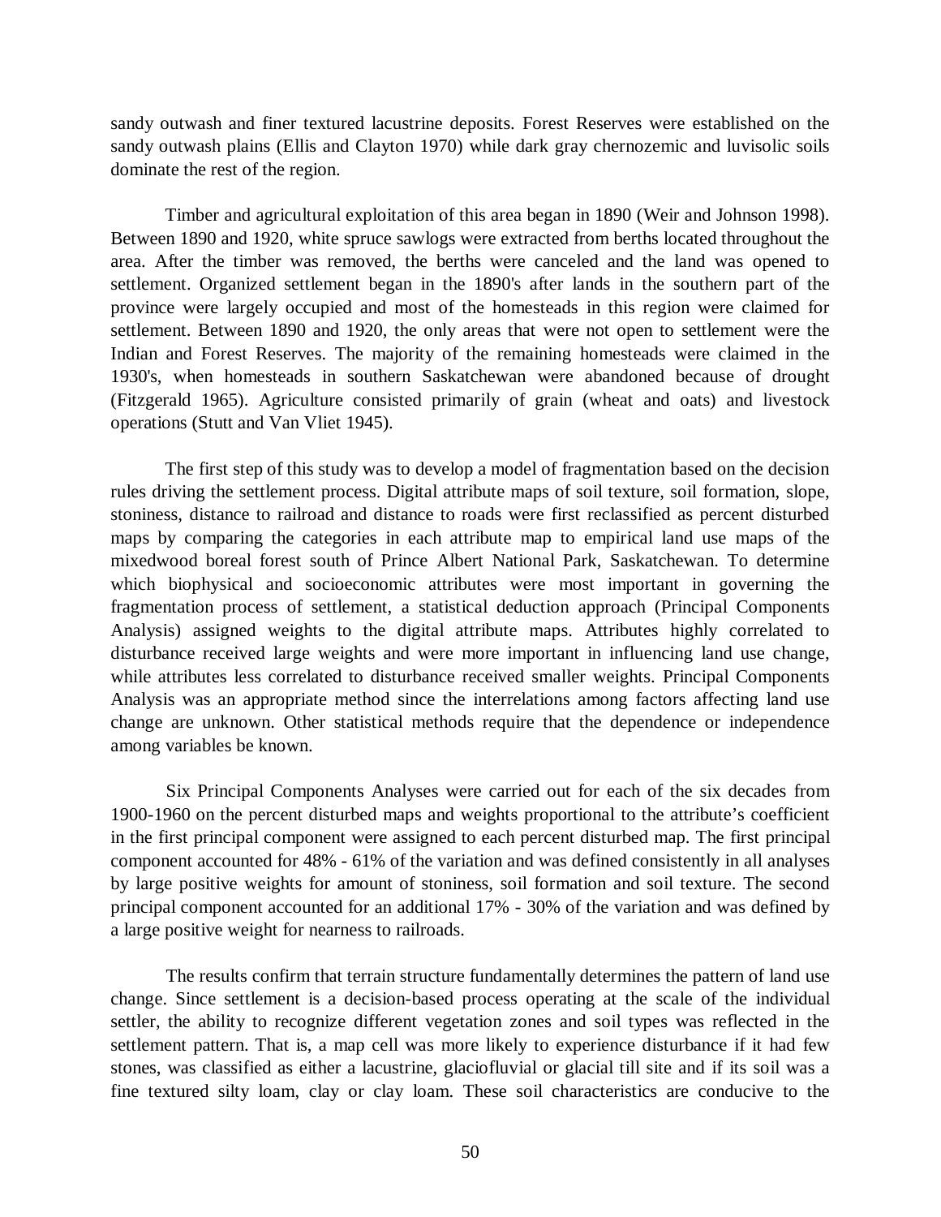sandy outwash and finer textured lacustrine deposits. Forest Reserves were established on the sandy outwash plains (Ellis and Clayton 1970) while dark gray chernozemic and luvisolic soils dominate the rest of the region.

Timber and agricultural exploitation of this area began in 1890 (Weir and Johnson 1998). Between 1890 and 1920, white spruce sawlogs were extracted from berths located throughout the area. After the timber was removed, the berths were canceled and the land was opened to settlement. Organized settlement began in the 1890's after lands in the southern part of the province were largely occupied and most of the homesteads in this region were claimed for settlement. Between 1890 and 1920, the only areas that were not open to settlement were the Indian and Forest Reserves. The majority of the remaining homesteads were claimed in the 1930's, when homesteads in southern Saskatchewan were abandoned because of drought (Fitzgerald 1965). Agriculture consisted primarily of grain (wheat and oats) and livestock operations (Stutt and Van Vliet 1945).

The first step of this study was to develop a model of fragmentation based on the decision rules driving the settlement process. Digital attribute maps of soil texture, soil formation, slope, stoniness, distance to railroad and distance to roads were first reclassified as percent disturbed maps by comparing the categories in each attribute map to empirical land use maps of the mixedwood boreal forest south of Prince Albert National Park, Saskatchewan. To determine which biophysical and socioeconomic attributes were most important in governing the fragmentation process of settlement, a statistical deduction approach (Principal Components Analysis) assigned weights to the digital attribute maps. Attributes highly correlated to disturbance received large weights and were more important in influencing land use change, while attributes less correlated to disturbance received smaller weights. Principal Components Analysis was an appropriate method since the interrelations among factors affecting land use change are unknown. Other statistical methods require that the dependence or independence among variables be known.

Six Principal Components Analyses were carried out for each of the six decades from 1900-1960 on the percent disturbed maps and weights proportional to the attribute's coefficient in the first principal component were assigned to each percent disturbed map. The first principal component accounted for 48% - 61% of the variation and was defined consistently in all analyses by large positive weights for amount of stoniness, soil formation and soil texture. The second principal component accounted for an additional 17% - 30% of the variation and was defined by a large positive weight for nearness to railroads.

The results confirm that terrain structure fundamentally determines the pattern of land use change. Since settlement is a decision-based process operating at the scale of the individual settler, the ability to recognize different vegetation zones and soil types was reflected in the settlement pattern. That is, a map cell was more likely to experience disturbance if it had few stones, was classified as either a lacustrine, glaciofluvial or glacial till site and if its soil was a fine textured silty loam, clay or clay loam. These soil characteristics are conducive to the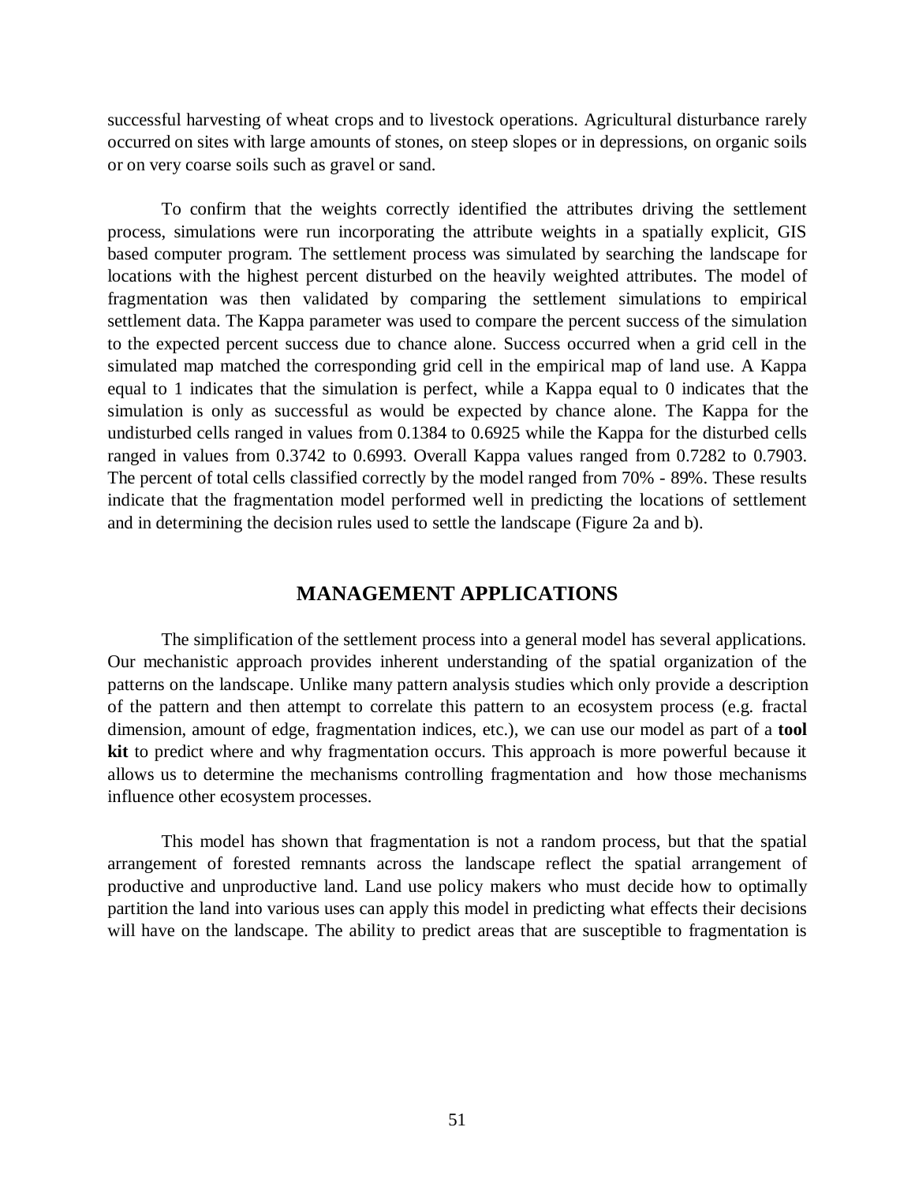successful harvesting of wheat crops and to livestock operations. Agricultural disturbance rarely occurred on sites with large amounts of stones, on steep slopes or in depressions, on organic soils or on very coarse soils such as gravel or sand.

To confirm that the weights correctly identified the attributes driving the settlement process, simulations were run incorporating the attribute weights in a spatially explicit, GIS based computer program. The settlement process was simulated by searching the landscape for locations with the highest percent disturbed on the heavily weighted attributes. The model of fragmentation was then validated by comparing the settlement simulations to empirical settlement data. The Kappa parameter was used to compare the percent success of the simulation to the expected percent success due to chance alone. Success occurred when a grid cell in the simulated map matched the corresponding grid cell in the empirical map of land use. A Kappa equal to 1 indicates that the simulation is perfect, while a Kappa equal to 0 indicates that the simulation is only as successful as would be expected by chance alone. The Kappa for the undisturbed cells ranged in values from 0.1384 to 0.6925 while the Kappa for the disturbed cells ranged in values from 0.3742 to 0.6993. Overall Kappa values ranged from 0.7282 to 0.7903. The percent of total cells classified correctly by the model ranged from 70% - 89%. These results indicate that the fragmentation model performed well in predicting the locations of settlement and in determining the decision rules used to settle the landscape (Figure 2a and b).

## MANAGEMENT APPLICATIONS

The simplification of the settlement process into a general model has several applications. Our mechanistic approach provides inherent understanding of the spatial organization of the patterns on the landscape. Unlike many pattern analysis studies which only provide a description of the pattern and then attempt to correlate this pattern to an ecosystem process (e.g. fractal dimension, amount of edge, fragmentation indices, etc.), we can use our model as part of a **tool kit** to predict where and why fragmentation occurs. This approach is more powerful because it allows us to determine the mechanisms controlling fragmentation and how those mechanisms influence other ecosystem processes.

This model has shown that fragmentation is not a random process, but that the spatial arrangement of forested remnants across the landscape reflect the spatial arrangement of productive and unproductive land. Land use policy makers who must decide how to optimally partition the land into various uses can apply this model in predicting what effects their decisions will have on the landscape. The ability to predict areas that are susceptible to fragmentation is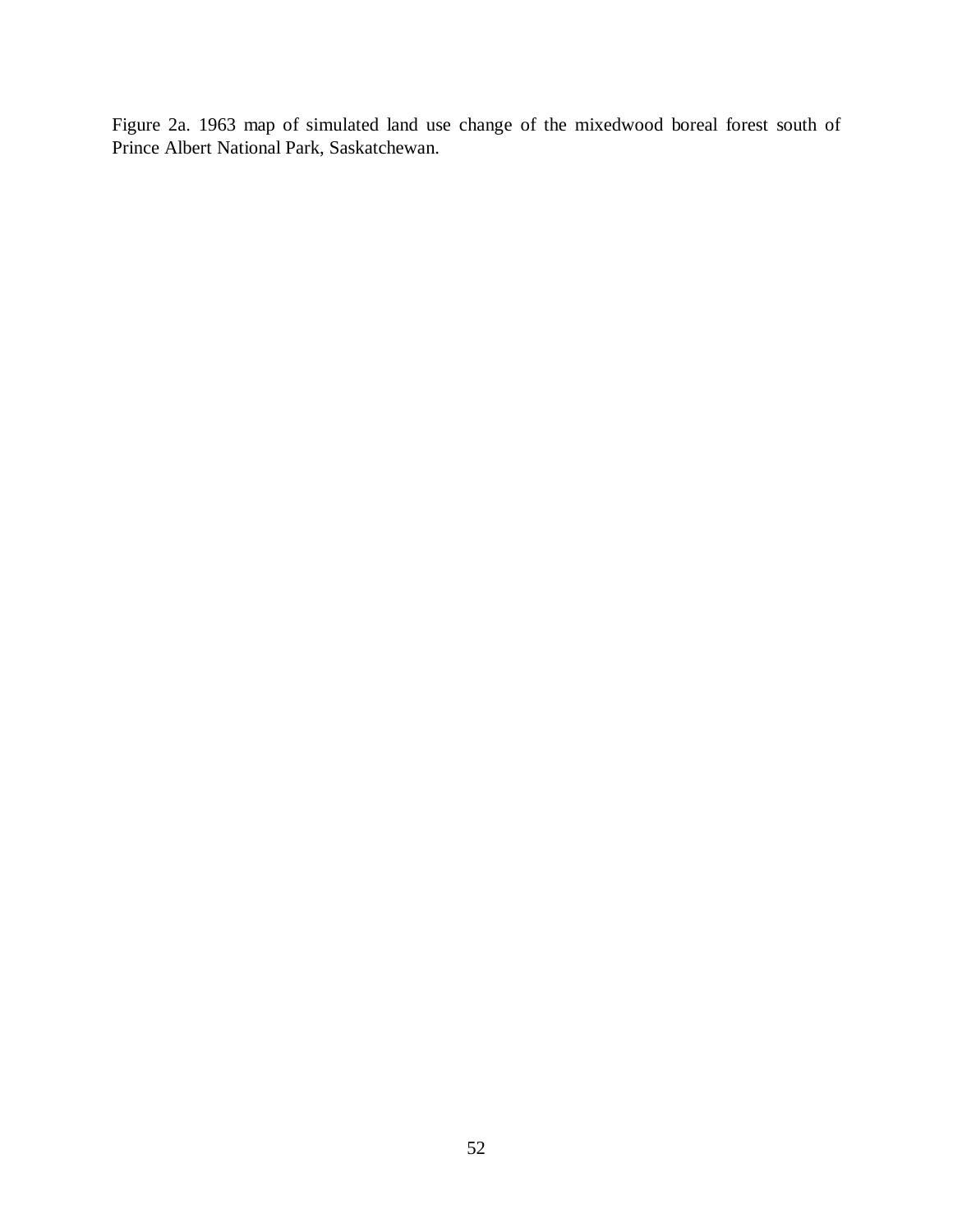Figure 2a. 1963 map of simulated land use change of the mixedwood boreal forest south of Prince Albert National Park, Saskatchewan.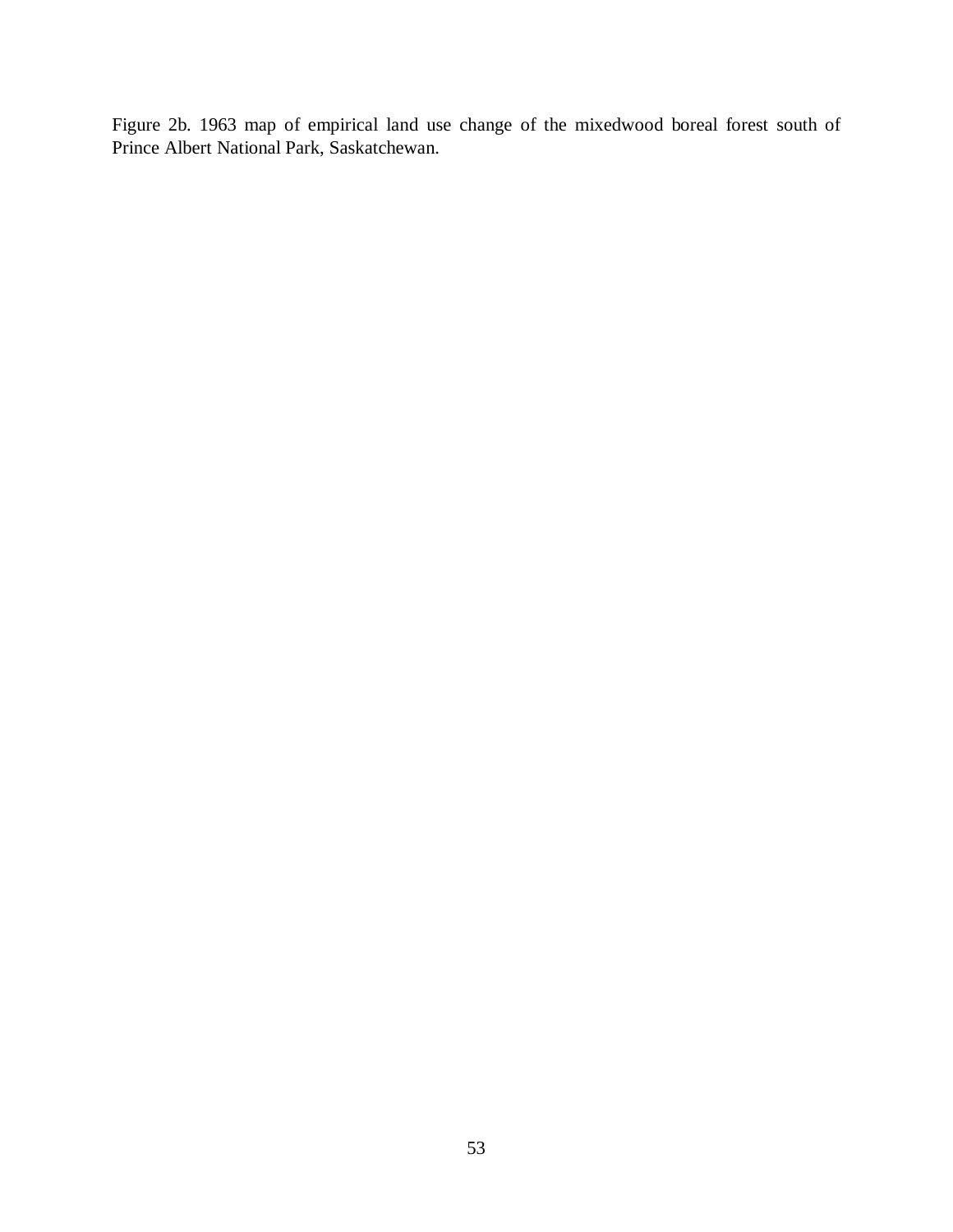Figure 2b. 1963 map of empirical land use change of the mixedwood boreal forest south of Prince Albert National Park, Saskatchewan.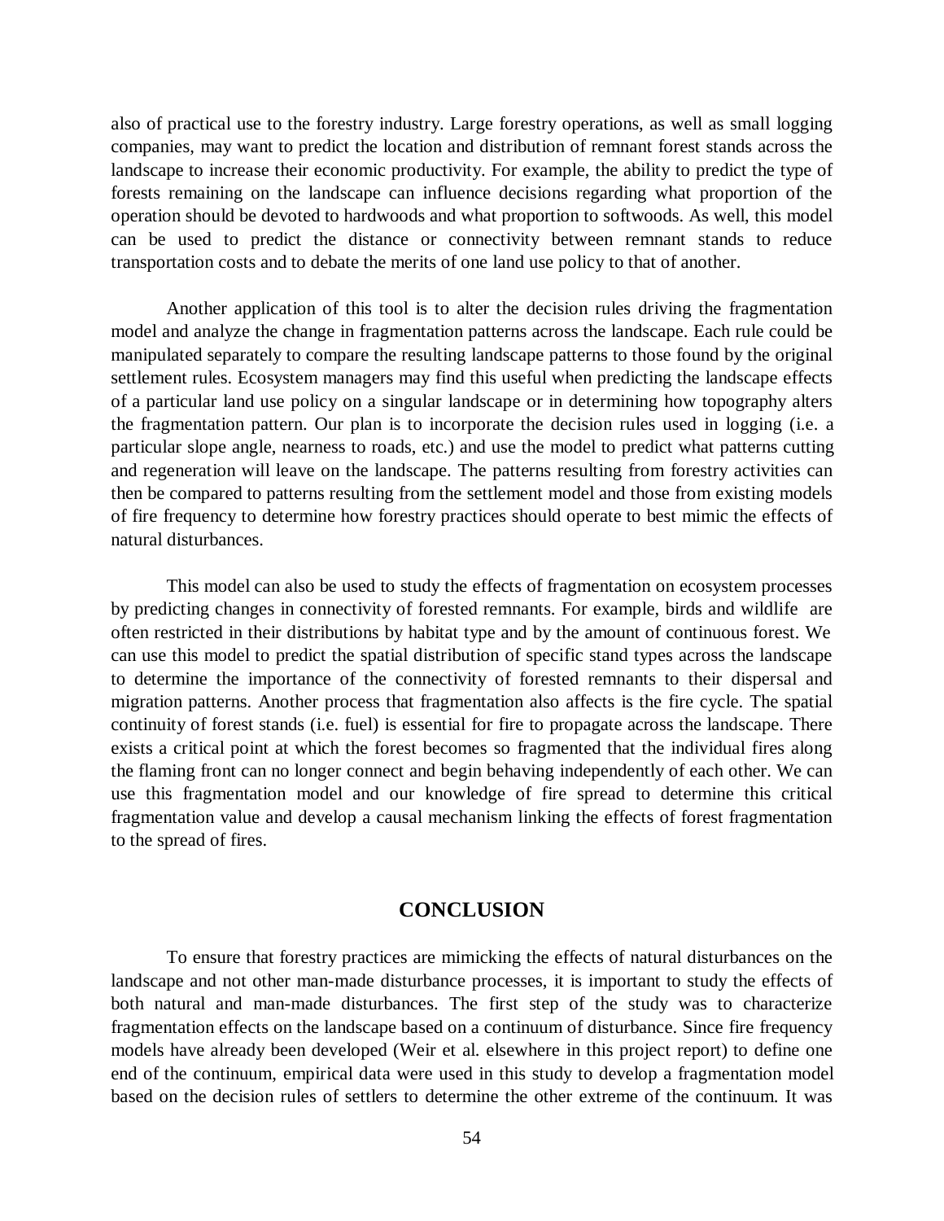also of practical use to the forestry industry. Large forestry operations, as well as small logging companies, may want to predict the location and distribution of remnant forest stands across the landscape to increase their economic productivity. For example, the ability to predict the type of forests remaining on the landscape can influence decisions regarding what proportion of the operation should be devoted to hardwoods and what proportion to softwoods. As well, this model can be used to predict the distance or connectivity between remnant stands to reduce transportation costs and to debate the merits of one land use policy to that of another.

Another application of this tool is to alter the decision rules driving the fragmentation model and analyze the change in fragmentation patterns across the landscape. Each rule could be manipulated separately to compare the resulting landscape patterns to those found by the original settlement rules. Ecosystem managers may find this useful when predicting the landscape effects of a particular land use policy on a singular landscape or in determining how topography alters the fragmentation pattern. Our plan is to incorporate the decision rules used in logging (i.e. a particular slope angle, nearness to roads, etc.) and use the model to predict what patterns cutting and regeneration will leave on the landscape. The patterns resulting from forestry activities can then be compared to patterns resulting from the settlement model and those from existing models of fire frequency to determine how forestry practices should operate to best mimic the effects of natural disturbances.

This model can also be used to study the effects of fragmentation on ecosystem processes by predicting changes in connectivity of forested remnants. For example, birds and wildlife are often restricted in their distributions by habitat type and by the amount of continuous forest. We can use this model to predict the spatial distribution of specific stand types across the landscape to determine the importance of the connectivity of forested remnants to their dispersal and migration patterns. Another process that fragmentation also affects is the fire cycle. The spatial continuity of forest stands (i.e. fuel) is essential for fire to propagate across the landscape. There exists a critical point at which the forest becomes so fragmented that the individual fires along the flaming front can no longer connect and begin behaving independently of each other. We can use this fragmentation model and our knowledge of fire spread to determine this critical fragmentation value and develop a causal mechanism linking the effects of forest fragmentation to the spread of fires.

## CONCLUSION

To ensure that forestry practices are mimicking the effects of natural disturbances on the landscape and not other man-made disturbance processes, it is important to study the effects of both natural and man-made disturbances. The first step of the study was to characterize fragmentation effects on the landscape based on a continuum of disturbance. Since fire frequency models have already been developed (Weir et al. elsewhere in this project report) to define one end of the continuum, empirical data were used in this study to develop a fragmentation model based on the decision rules of settlers to determine the other extreme of the continuum. It was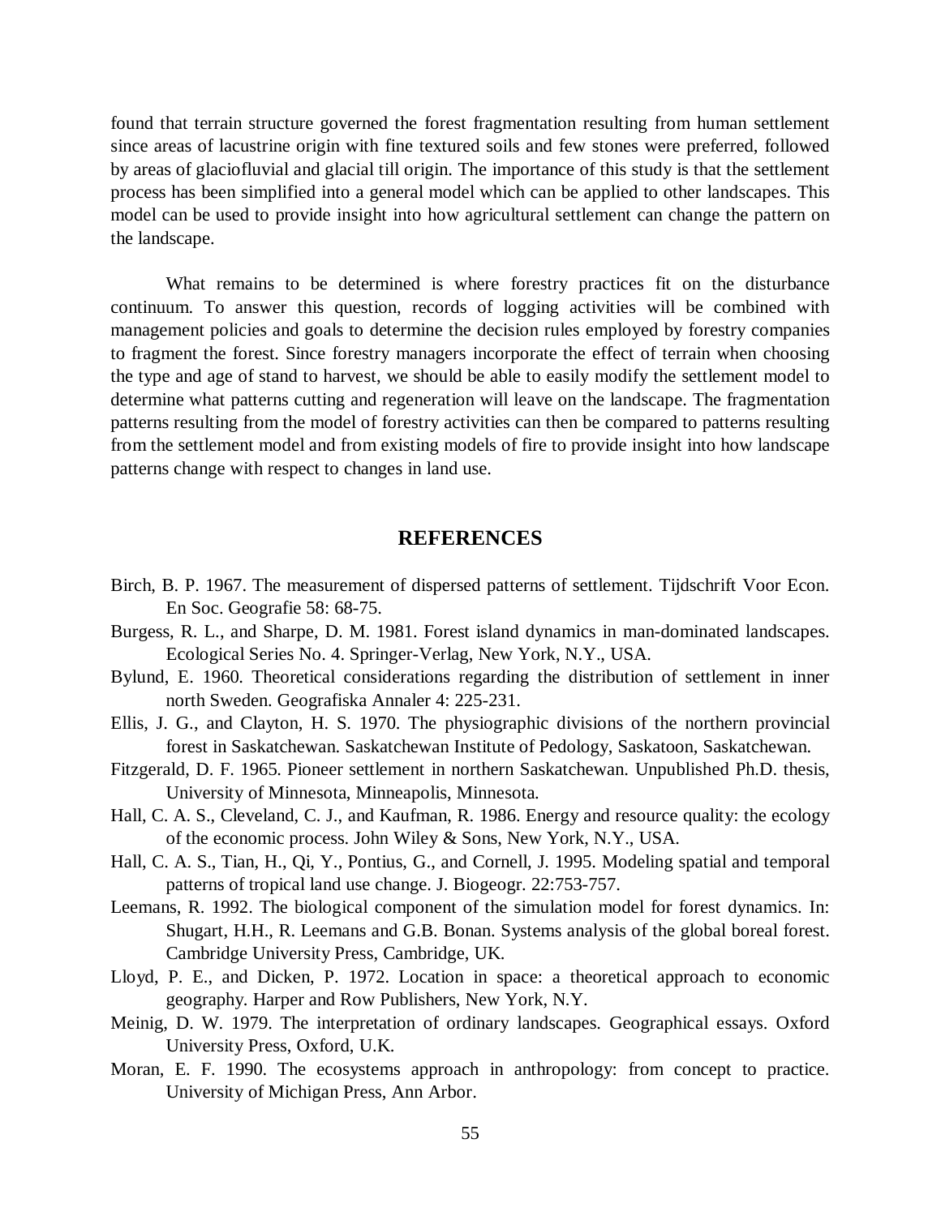found that terrain structure governed the forest fragmentation resulting from human settlement since areas of lacustrine origin with fine textured soils and few stones were preferred, followed by areas of glaciofluvial and glacial till origin. The importance of this study is that the settlement process has been simplified into a general model which can be applied to other landscapes. This model can be used to provide insight into how agricultural settlement can change the pattern on the landscape.

What remains to be determined is where forestry practices fit on the disturbance continuum. To answer this question, records of logging activities will be combined with management policies and goals to determine the decision rules employed by forestry companies to fragment the forest. Since forestry managers incorporate the effect of terrain when choosing the type and age of stand to harvest, we should be able to easily modify the settlement model to determine what patterns cutting and regeneration will leave on the landscape. The fragmentation patterns resulting from the model of forestry activities can then be compared to patterns resulting from the settlement model and from existing models of fire to provide insight into how landscape patterns change with respect to changes in land use.

## REFERENCES

Birch, B. P. 1967. The measurement of dispersed patterns of settlement. Tijdschrift Voor Econ. En Soc. Geografie 58: 68-75.

Burgess, R. L., and Sharpe, D. M. 1981. Forest island dynamics in man-dominated landscapes. Ecological Series No. 4. Springer-Verlag, New York, N.Y., USA.

Bylund, E. 1960. Theoretical considerations regarding the distribution of settlement in inner north Sweden. Geografiska Annaler 4: 225-231.

Ellis, J. G., and Clayton, H. S. 1970. The physiographic divisions of the northern provincial forest in Saskatchewan. Saskatchewan Institute of Pedology, Saskatoon, Saskatchewan.

Fitzgerald, D. F. 1965. Pioneer settlement in northern Saskatchewan. Unpublished Ph.D. thesis, University of Minnesota, Minneapolis, Minnesota.

Hall, C. A. S., Cleveland, C. J., and Kaufman, R. 1986. Energy and resource quality: the ecology of the economic process. John Wiley & Sons, New York, N.Y., USA.

Hall, C. A. S., Tian, H., Qi, Y., Pontius, G., and Cornell, J. 1995. Modeling spatial and temporal patterns of tropical land use change. J. Biogeogr. 22:753-757.

Leemans, R. 1992. The biological component of the simulation model for forest dynamics. In: Shugart, H.H., R. Leemans and G.B. Bonan. Systems analysis of the global boreal forest. Cambridge University Press, Cambridge, UK.

Lloyd, P. E., and Dicken, P. 1972. Location in space: a theoretical approach to economic geography. Harper and Row Publishers, New York, N.Y.

Meinig, D. W. 1979. The interpretation of ordinary landscapes. Geographical essays. Oxford University Press, Oxford, U.K.

Moran, E. F. 1990. The ecosystems approach in anthropology: from concept to practice. University of Michigan Press, Ann Arbor.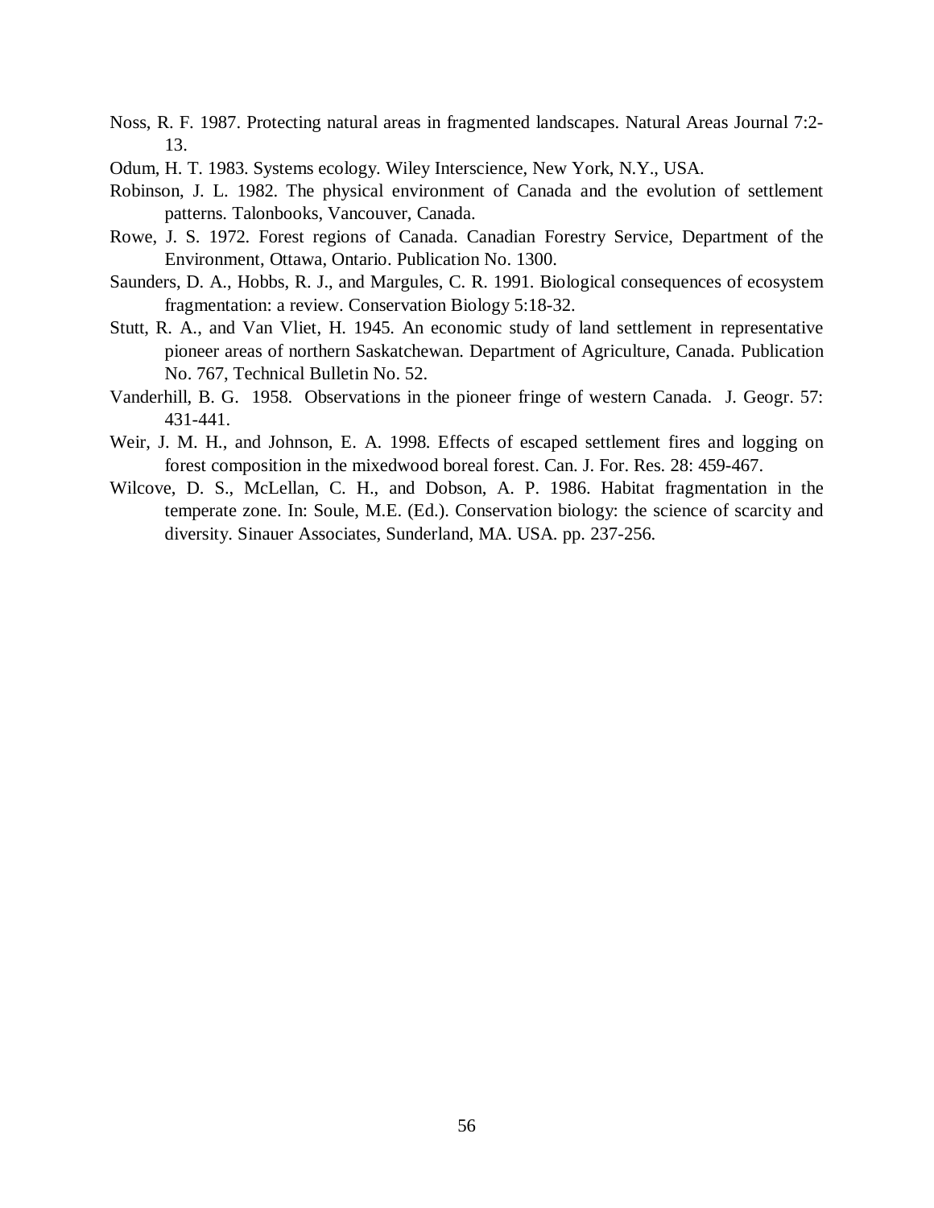Noss, R. F. 1987. Protecting natural areas in fragmented landscapes. Natural Areas Journal 7:2-13.

Odum, H. T. 1983. Systems ecology. Wiley Interscience, New York, N.Y., USA.

Robinson, J. L. 1982. The physical environment of Canada and the evolution of settlement patterns. Talonbooks, Vancouver, Canada.

Rowe, J. S. 1972. Forest regions of Canada. Canadian Forestry Service, Department of the Environment, Ottawa, Ontario. Publication No. 1300.

Saunders, D. A., Hobbs, R. J., and Margules, C. R. 1991. Biological consequences of ecosystem fragmentation: a review. Conservation Biology 5:18-32.

Stutt, R. A., and Van Vliet, H. 1945. An economic study of land settlement in representative pioneer areas of northern Saskatchewan. Department of Agriculture, Canada. Publication No. 767, Technical Bulletin No. 52.

Vanderhill, B. G. 1958. Observations in the pioneer fringe of western Canada. J. Geogr. 57: 431-441.

Weir, J. M. H., and Johnson, E. A. 1998. Effects of escaped settlement fires and logging on forest composition in the mixedwood boreal forest. Can. J. For. Res. 28: 459-467.

Wilcove, D. S., McLellan, C. H., and Dobson, A. P. 1986. Habitat fragmentation in the temperate zone. In: Soule, M.E. (Ed.). Conservation biology: the science of scarcity and diversity. Sinauer Associates, Sunderland, MA. USA. pp. 237-256.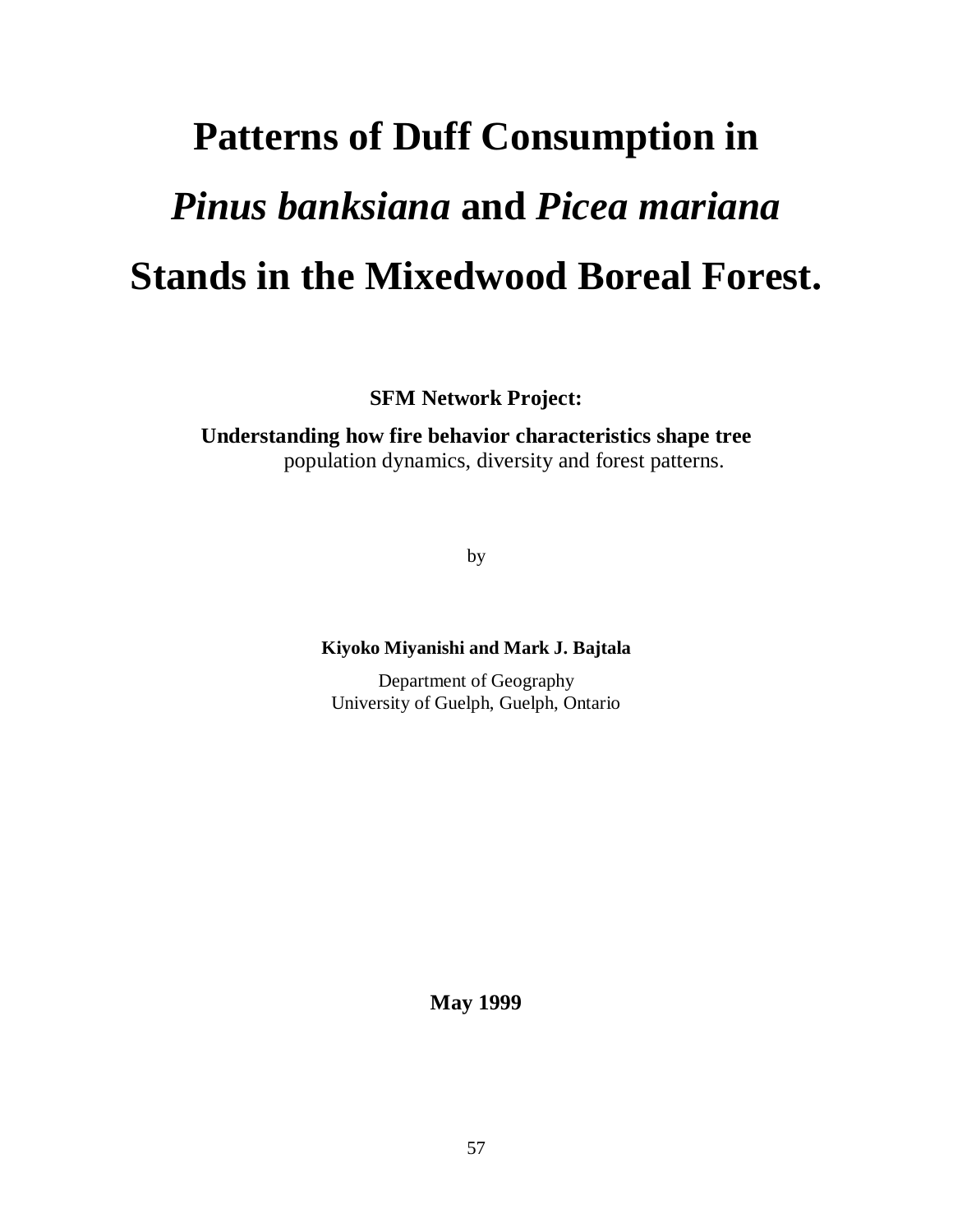# Patterns of Duff Consumption in *Pinus banksiana* and *Picea mariana* Stands in the Mixedwood Boreal Forest.

**SFM Network Project:**

**Understanding how fire behavior characteristics shape tree** population dynamics, diversity and forest patterns.

by

**Kiyoko Miyanishi and Mark J. Bajtala**

Department of Geography
University of Guelph, Guelph, Ontario

**May 1999**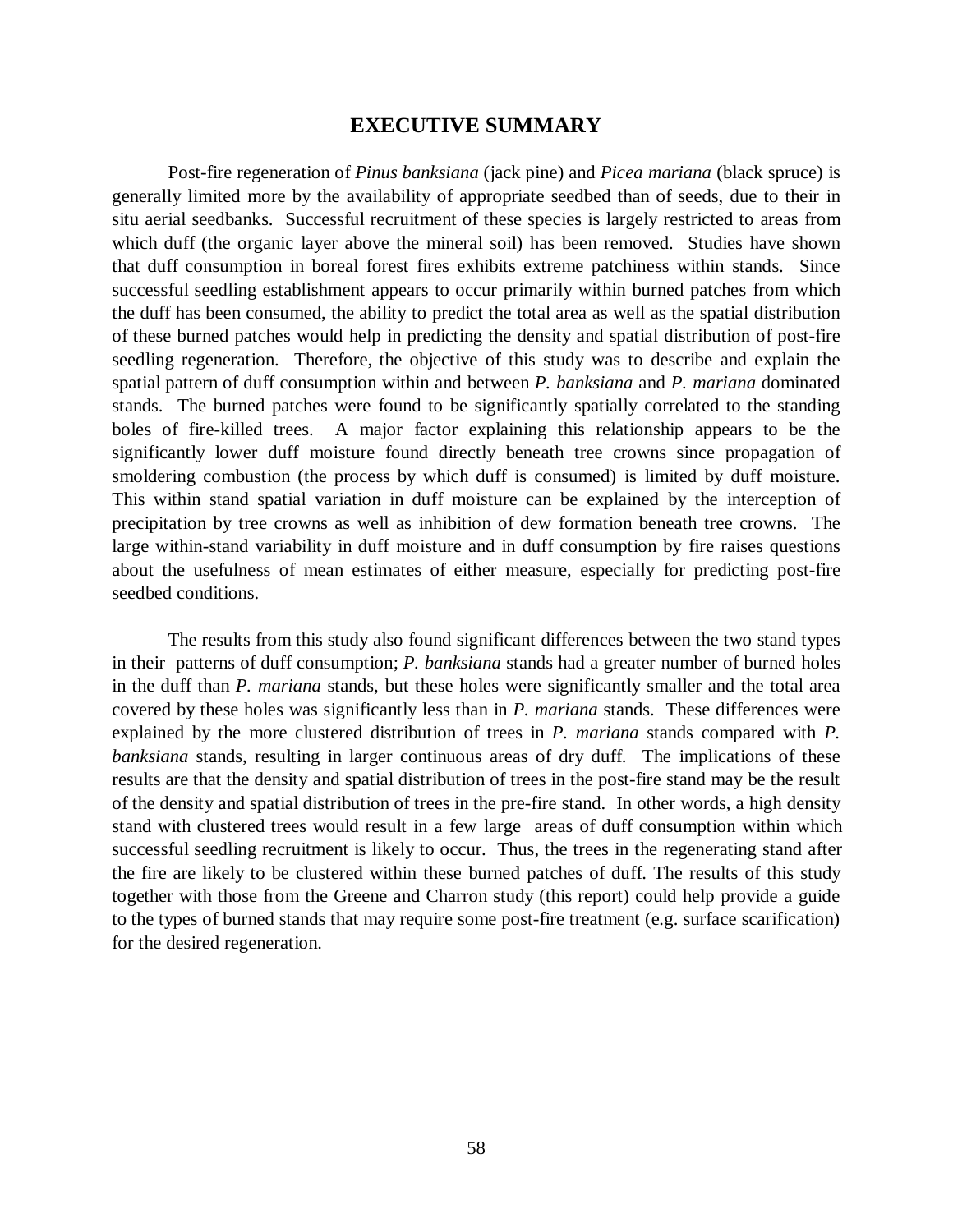## EXECUTIVE SUMMARY

Post-fire regeneration of *Pinus banksiana* (jack pine) and *Picea mariana* (black spruce) is generally limited more by the availability of appropriate seedbed than of seeds, due to their in situ aerial seedbanks. Successful recruitment of these species is largely restricted to areas from which duff (the organic layer above the mineral soil) has been removed. Studies have shown that duff consumption in boreal forest fires exhibits extreme patchiness within stands. Since successful seedling establishment appears to occur primarily within burned patches from which the duff has been consumed, the ability to predict the total area as well as the spatial distribution of these burned patches would help in predicting the density and spatial distribution of post-fire seedling regeneration. Therefore, the objective of this study was to describe and explain the spatial pattern of duff consumption within and between *P. banksiana* and *P. mariana* dominated stands. The burned patches were found to be significantly spatially correlated to the standing boles of fire-killed trees. A major factor explaining this relationship appears to be the significantly lower duff moisture found directly beneath tree crowns since propagation of smoldering combustion (the process by which duff is consumed) is limited by duff moisture. This within stand spatial variation in duff moisture can be explained by the interception of precipitation by tree crowns as well as inhibition of dew formation beneath tree crowns. The large within-stand variability in duff moisture and in duff consumption by fire raises questions about the usefulness of mean estimates of either measure, especially for predicting post-fire seedbed conditions.

The results from this study also found significant differences between the two stand types in their patterns of duff consumption; *P. banksiana* stands had a greater number of burned holes in the duff than *P. mariana* stands, but these holes were significantly smaller and the total area covered by these holes was significantly less than in *P. mariana* stands. These differences were explained by the more clustered distribution of trees in *P. mariana* stands compared with *P. banksiana* stands, resulting in larger continuous areas of dry duff. The implications of these results are that the density and spatial distribution of trees in the post-fire stand may be the result of the density and spatial distribution of trees in the pre-fire stand. In other words, a high density stand with clustered trees would result in a few large areas of duff consumption within which successful seedling recruitment is likely to occur. Thus, the trees in the regenerating stand after the fire are likely to be clustered within these burned patches of duff. The results of this study together with those from the Greene and Charron study (this report) could help provide a guide to the types of burned stands that may require some post-fire treatment (e.g. surface scarification) for the desired regeneration.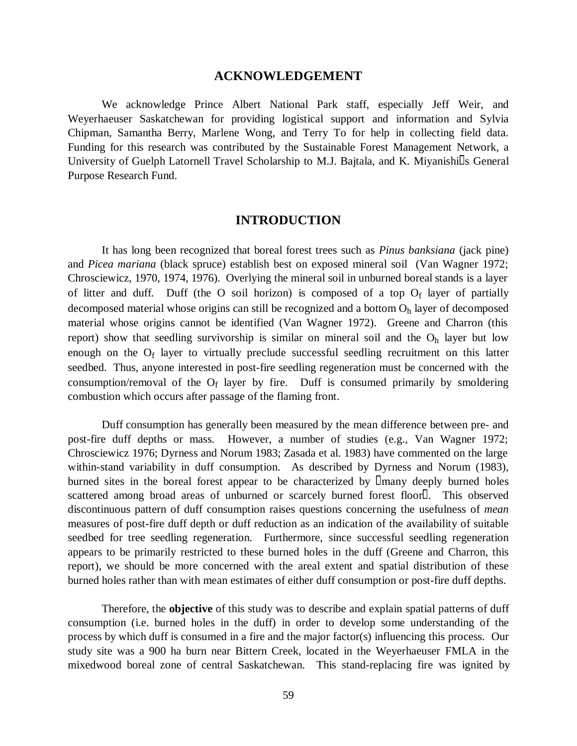## ACKNOWLEDGEMENT

We acknowledge Prince Albert National Park staff, especially Jeff Weir, and Weyerhaeuser Saskatchewan for providing logistical support and information and Sylvia Chipman, Samantha Berry, Marlene Wong, and Terry To for help in collecting field data. Funding for this research was contributed by the Sustainable Forest Management Network, a University of Guelph Latornell Travel Scholarship to M.J. Bajtala, and K. Miyanishi's General Purpose Research Fund.

## INTRODUCTION

It has long been recognized that boreal forest trees such as *Pinus banksiana* (jack pine) and *Picea mariana* (black spruce) establish best on exposed mineral soil (Van Wagner 1972; Chrosciewicz, 1970, 1974, 1976). Overlying the mineral soil in unburned boreal stands is a layer of litter and duff. Duff (the O soil horizon) is composed of a top $O_f$ layer of partially decomposed material whose origins can still be recognized and a bottom $O_h$ layer of decomposed material whose origins cannot be identified (Van Wagner 1972). Greene and Charron (this report) show that seedling survivorship is similar on mineral soil and the $O_h$ layer but low enough on the $O_f$ layer to virtually preclude successful seedling recruitment on this latter seedbed. Thus, anyone interested in post-fire seedling regeneration must be concerned with the consumption/removal of the $O_f$ layer by fire. Duff is consumed primarily by smoldering combustion which occurs after passage of the flaming front.

Duff consumption has generally been measured by the mean difference between pre- and post-fire duff depths or mass. However, a number of studies (e.g., Van Wagner 1972; Chrosciewicz 1976; Dyrness and Norum 1983; Zasada et al. 1983) have commented on the large within-stand variability in duff consumption. As described by Dyrness and Norum (1983), burned sites in the boreal forest appear to be characterized by "many deeply burned holes scattered among broad areas of unburned or scarcely burned forest floor". This observed discontinuous pattern of duff consumption raises questions concerning the usefulness of *mean* measures of post-fire duff depth or duff reduction as an indication of the availability of suitable seedbed for tree seedling regeneration. Furthermore, since successful seedling regeneration appears to be primarily restricted to these burned holes in the duff (Greene and Charron, this report), we should be more concerned with the areal extent and spatial distribution of these burned holes rather than with mean estimates of either duff consumption or post-fire duff depths.

Therefore, the **objective** of this study was to describe and explain spatial patterns of duff consumption (i.e. burned holes in the duff) in order to develop some understanding of the process by which duff is consumed in a fire and the major factor(s) influencing this process. Our study site was a 900 ha burn near Bittern Creek, located in the Weyerhaeuser FMLA in the mixedwood boreal zone of central Saskatchewan. This stand-replacing fire was ignited by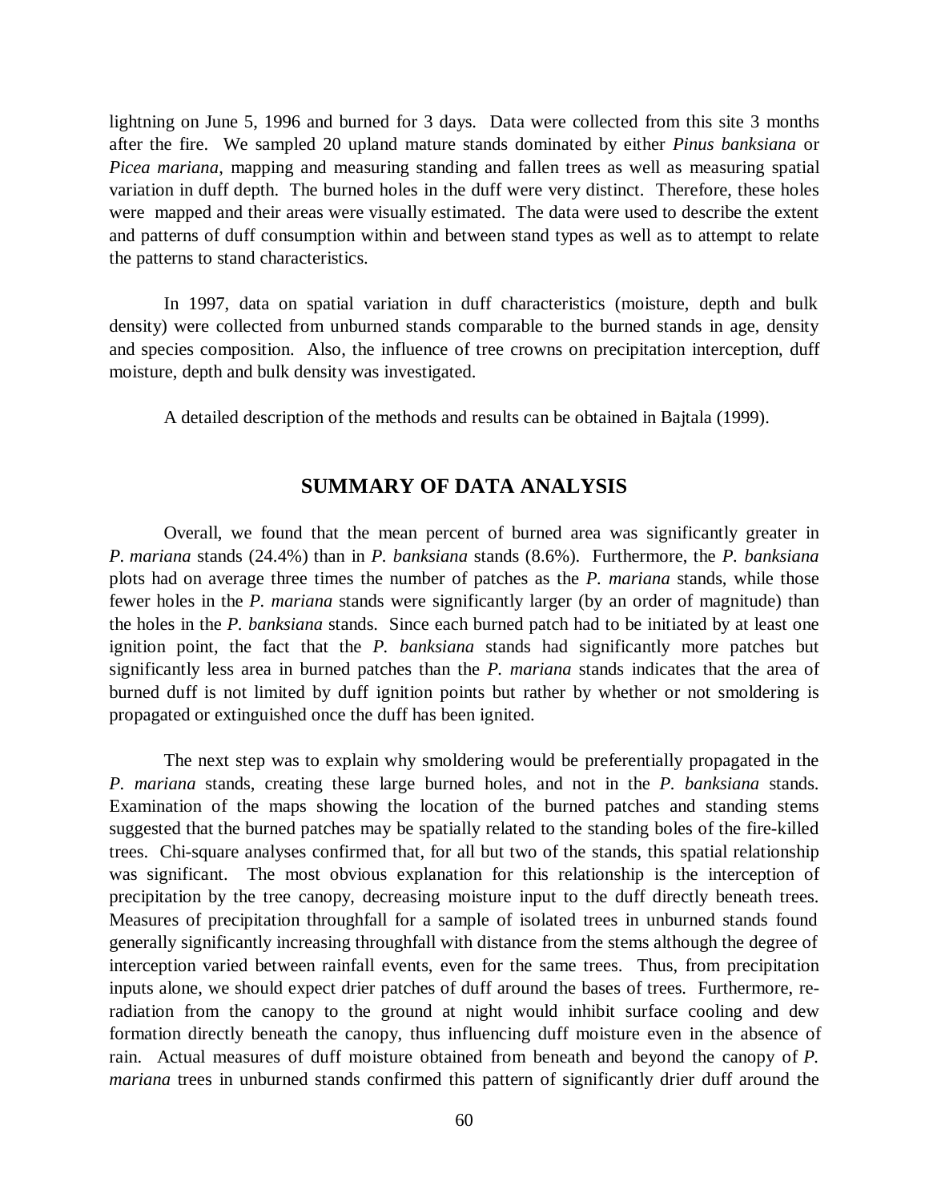lightning on June 5, 1996 and burned for 3 days. Data were collected from this site 3 months after the fire. We sampled 20 upland mature stands dominated by either *Pinus banksiana* or *Picea mariana*, mapping and measuring standing and fallen trees as well as measuring spatial variation in duff depth. The burned holes in the duff were very distinct. Therefore, these holes were mapped and their areas were visually estimated. The data were used to describe the extent and patterns of duff consumption within and between stand types as well as to attempt to relate the patterns to stand characteristics.

In 1997, data on spatial variation in duff characteristics (moisture, depth and bulk density) were collected from unburned stands comparable to the burned stands in age, density and species composition. Also, the influence of tree crowns on precipitation interception, duff moisture, depth and bulk density was investigated.

A detailed description of the methods and results can be obtained in Bajtala (1999).

## SUMMARY OF DATA ANALYSIS

Overall, we found that the mean percent of burned area was significantly greater in *P. mariana* stands (24.4%) than in *P. banksiana* stands (8.6%). Furthermore, the *P. banksiana* plots had on average three times the number of patches as the *P. mariana* stands, while those fewer holes in the *P. mariana* stands were significantly larger (by an order of magnitude) than the holes in the *P. banksiana* stands. Since each burned patch had to be initiated by at least one ignition point, the fact that the *P. banksiana* stands had significantly more patches but significantly less area in burned patches than the *P. mariana* stands indicates that the area of burned duff is not limited by duff ignition points but rather by whether or not smoldering is propagated or extinguished once the duff has been ignited.

The next step was to explain why smoldering would be preferentially propagated in the *P. mariana* stands, creating these large burned holes, and not in the *P. banksiana* stands. Examination of the maps showing the location of the burned patches and standing stems suggested that the burned patches may be spatially related to the standing boles of the fire-killed trees. Chi-square analyses confirmed that, for all but two of the stands, this spatial relationship was significant. The most obvious explanation for this relationship is the interception of precipitation by the tree canopy, decreasing moisture input to the duff directly beneath trees. Measures of precipitation throughfall for a sample of isolated trees in unburned stands found generally significantly increasing throughfall with distance from the stems although the degree of interception varied between rainfall events, even for the same trees. Thus, from precipitation inputs alone, we should expect drier patches of duff around the bases of trees. Furthermore, re-radiation from the canopy to the ground at night would inhibit surface cooling and dew formation directly beneath the canopy, thus influencing duff moisture even in the absence of rain. Actual measures of duff moisture obtained from beneath and beyond the canopy of *P. mariana* trees in unburned stands confirmed this pattern of significantly drier duff around the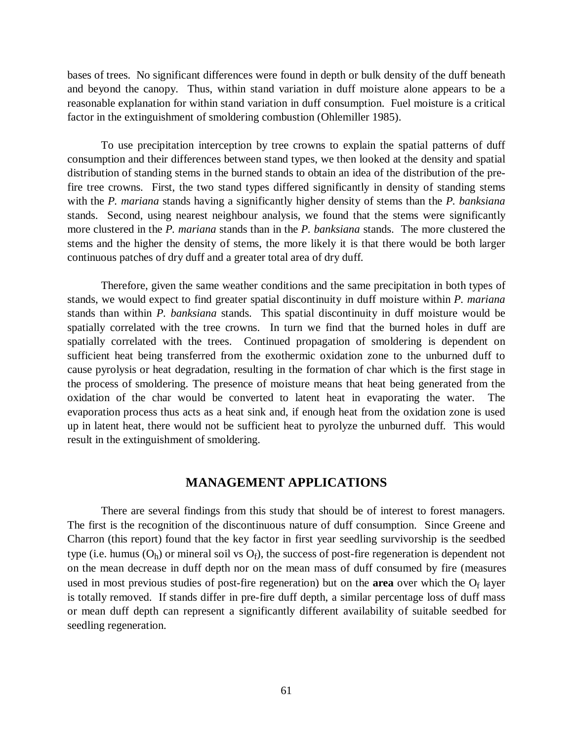bases of trees. No significant differences were found in depth or bulk density of the duff beneath and beyond the canopy. Thus, within stand variation in duff moisture alone appears to be a reasonable explanation for within stand variation in duff consumption. Fuel moisture is a critical factor in the extinguishment of smoldering combustion (Ohlemiller 1985).

To use precipitation interception by tree crowns to explain the spatial patterns of duff consumption and their differences between stand types, we then looked at the density and spatial distribution of standing stems in the burned stands to obtain an idea of the distribution of the pre-fire tree crowns. First, the two stand types differed significantly in density of standing stems with the *P. mariana* stands having a significantly higher density of stems than the *P. banksiana* stands. Second, using nearest neighbour analysis, we found that the stems were significantly more clustered in the *P. mariana* stands than in the *P. banksiana* stands. The more clustered the stems and the higher the density of stems, the more likely it is that there would be both larger continuous patches of dry duff and a greater total area of dry duff.

Therefore, given the same weather conditions and the same precipitation in both types of stands, we would expect to find greater spatial discontinuity in duff moisture within *P. mariana* stands than within *P. banksiana* stands. This spatial discontinuity in duff moisture would be spatially correlated with the tree crowns. In turn we find that the burned holes in duff are spatially correlated with the trees. Continued propagation of smoldering is dependent on sufficient heat being transferred from the exothermic oxidation zone to the unburned duff to cause pyrolysis or heat degradation, resulting in the formation of char which is the first stage in the process of smoldering. The presence of moisture means that heat being generated from the oxidation of the char would be converted to latent heat in evaporating the water. The evaporation process thus acts as a heat sink and, if enough heat from the oxidation zone is used up in latent heat, there would not be sufficient heat to pyrolyze the unburned duff. This would result in the extinguishment of smoldering.

## MANAGEMENT APPLICATIONS

There are several findings from this study that should be of interest to forest managers. The first is the recognition of the discontinuous nature of duff consumption. Since Greene and Charron (this report) found that the key factor in first year seedling survivorship is the seedbed type (i.e. humus ($O_h$) or mineral soil vs $O_f$), the success of post-fire regeneration is dependent not on the mean decrease in duff depth nor on the mean mass of duff consumed by fire (measures used in most previous studies of post-fire regeneration) but on the **area** over which the $O_f$ layer is totally removed. If stands differ in pre-fire duff depth, a similar percentage loss of duff mass or mean duff depth can represent a significantly different availability of suitable seedbed for seedling regeneration.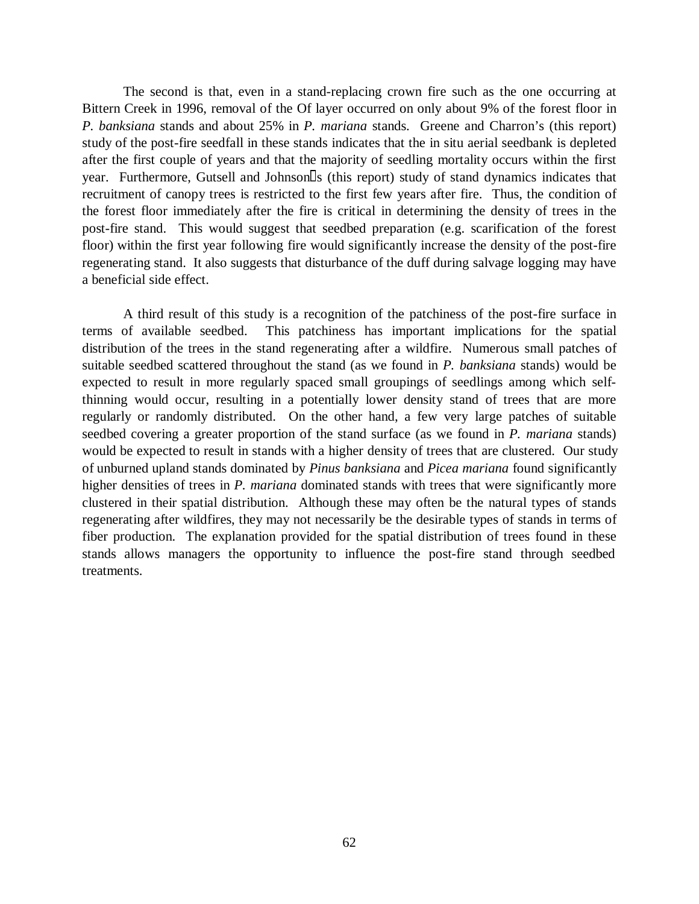The second is that, even in a stand-replacing crown fire such as the one occurring at Bittern Creek in 1996, removal of the Of layer occurred on only about 9% of the forest floor in *P. banksiana* stands and about 25% in *P. mariana* stands. Greene and Charron's (this report) study of the post-fire seedfall in these stands indicates that the in situ aerial seedbank is depleted after the first couple of years and that the majority of seedling mortality occurs within the first year. Furthermore, Gutsell and Johnson's (this report) study of stand dynamics indicates that recruitment of canopy trees is restricted to the first few years after fire. Thus, the condition of the forest floor immediately after the fire is critical in determining the density of trees in the post-fire stand. This would suggest that seedbed preparation (e.g. scarification of the forest floor) within the first year following fire would significantly increase the density of the post-fire regenerating stand. It also suggests that disturbance of the duff during salvage logging may have a beneficial side effect.

A third result of this study is a recognition of the patchiness of the post-fire surface in terms of available seedbed. This patchiness has important implications for the spatial distribution of the trees in the stand regenerating after a wildfire. Numerous small patches of suitable seedbed scattered throughout the stand (as we found in *P. banksiana* stands) would be expected to result in more regularly spaced small groupings of seedlings among which self-thinning would occur, resulting in a potentially lower density stand of trees that are more regularly or randomly distributed. On the other hand, a few very large patches of suitable seedbed covering a greater proportion of the stand surface (as we found in *P. mariana* stands) would be expected to result in stands with a higher density of trees that are clustered. Our study of unburned upland stands dominated by *Pinus banksiana* and *Picea mariana* found significantly higher densities of trees in *P. mariana* dominated stands with trees that were significantly more clustered in their spatial distribution. Although these may often be the natural types of stands regenerating after wildfires, they may not necessarily be the desirable types of stands in terms of fiber production. The explanation provided for the spatial distribution of trees found in these stands allows managers the opportunity to influence the post-fire stand through seedbed treatments.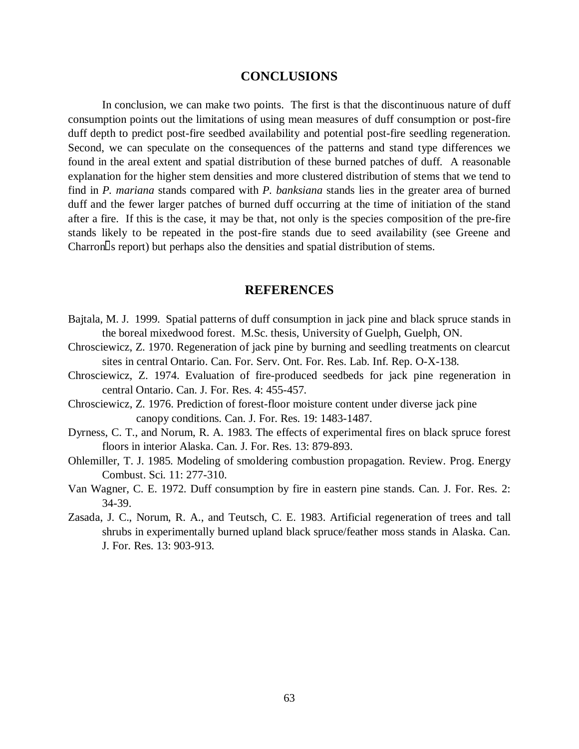## CONCLUSIONS

In conclusion, we can make two points. The first is that the discontinuous nature of duff consumption points out the limitations of using mean measures of duff consumption or post-fire duff depth to predict post-fire seedbed availability and potential post-fire seedling regeneration. Second, we can speculate on the consequences of the patterns and stand type differences we found in the areal extent and spatial distribution of these burned patches of duff. A reasonable explanation for the higher stem densities and more clustered distribution of stems that we tend to find in *P. mariana* stands compared with *P. banksiana* stands lies in the greater area of burned duff and the fewer larger patches of burned duff occurring at the time of initiation of the stand after a fire. If this is the case, it may be that, not only is the species composition of the pre-fire stands likely to be repeated in the post-fire stands due to seed availability (see Greene and Charron's report) but perhaps also the densities and spatial distribution of stems.

## REFERENCES

Bajtala, M. J. 1999. Spatial patterns of duff consumption in jack pine and black spruce stands in the boreal mixedwood forest. M.Sc. thesis, University of Guelph, Guelph, ON.

Chrosciewicz, Z. 1970. Regeneration of jack pine by burning and seedling treatments on clearcut sites in central Ontario. Can. For. Serv. Ont. For. Res. Lab. Inf. Rep. O-X-138.

Chrosciewicz, Z. 1974. Evaluation of fire-produced seedbeds for jack pine regeneration in central Ontario. Can. J. For. Res. 4: 455-457.

Chrosciewicz, Z. 1976. Prediction of forest-floor moisture content under diverse jack pine canopy conditions. Can. J. For. Res. 19: 1483-1487.

Dyrness, C. T., and Norum, R. A. 1983. The effects of experimental fires on black spruce forest floors in interior Alaska. Can. J. For. Res. 13: 879-893.

Ohlemiller, T. J. 1985. Modeling of smoldering combustion propagation. Review. Prog. Energy Combust. Sci. 11: 277-310.

Van Wagner, C. E. 1972. Duff consumption by fire in eastern pine stands. Can. J. For. Res. 2: 34-39.

Zasada, J. C., Norum, R. A., and Teutsch, C. E. 1983. Artificial regeneration of trees and tall shrubs in experimentally burned upland black spruce/feather moss stands in Alaska. Can. J. For. Res. 13: 903-913.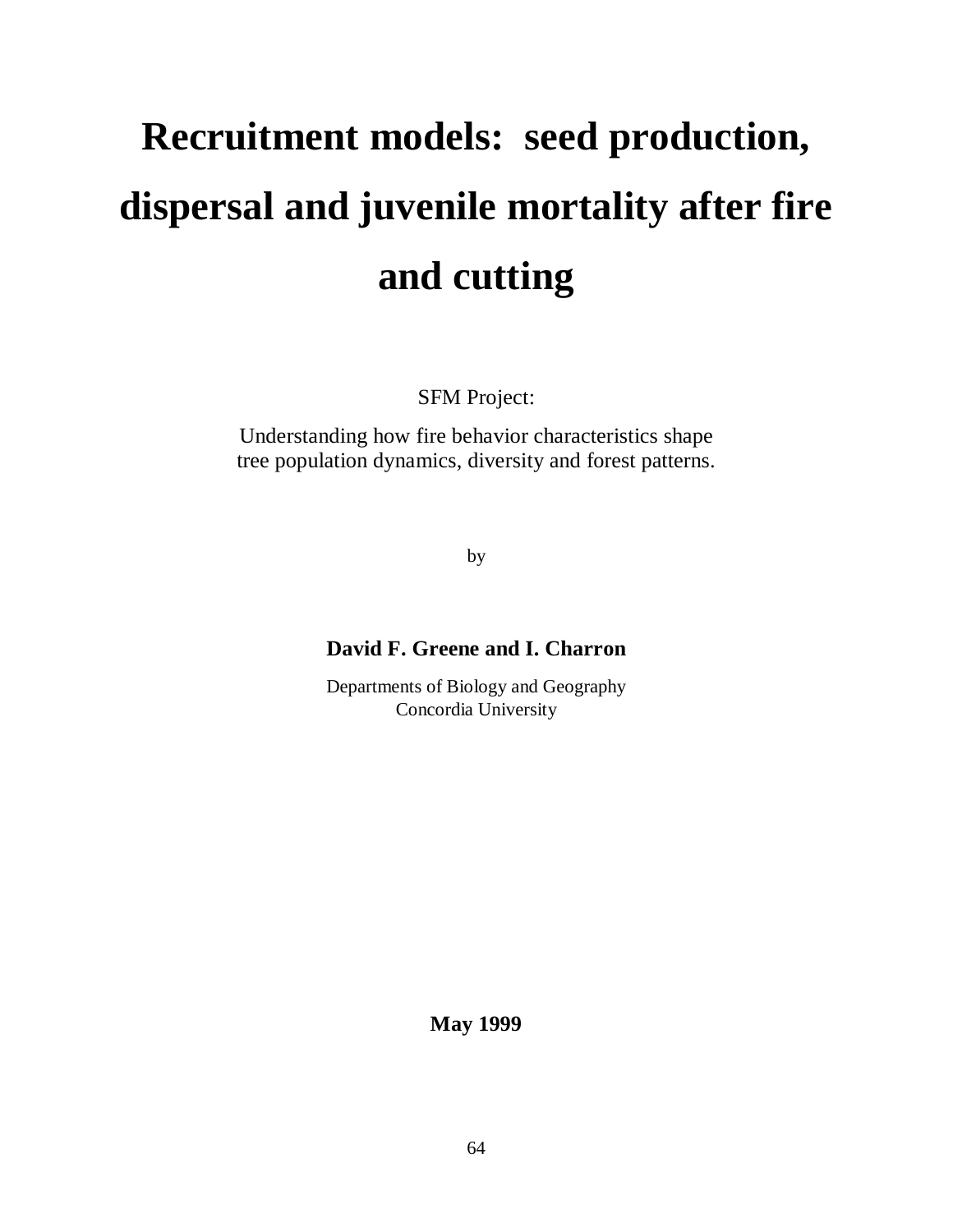# Recruitment models: seed production, dispersal and juvenile mortality after fire and cutting

SFM Project:

Understanding how fire behavior characteristics shape tree population dynamics, diversity and forest patterns.

by

**David F. Greene and I. Charron**

Departments of Biology and Geography
Concordia University

**May 1999**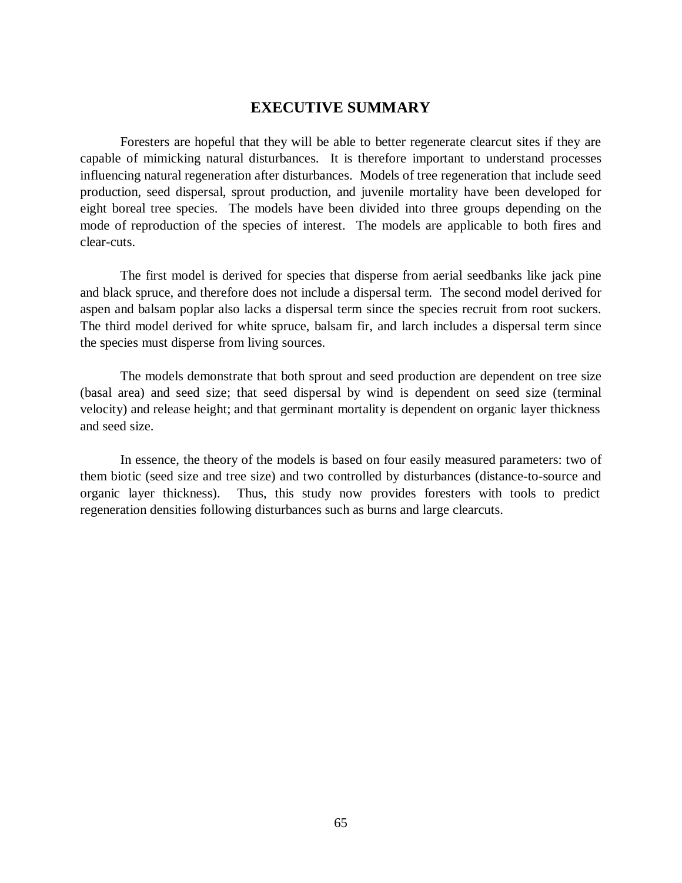# EXECUTIVE SUMMARY

Foresters are hopeful that they will be able to better regenerate clearcut sites if they are capable of mimicking natural disturbances. It is therefore important to understand processes influencing natural regeneration after disturbances. Models of tree regeneration that include seed production, seed dispersal, sprout production, and juvenile mortality have been developed for eight boreal tree species. The models have been divided into three groups depending on the mode of reproduction of the species of interest. The models are applicable to both fires and clear-cuts.

The first model is derived for species that disperse from aerial seedbanks like jack pine and black spruce, and therefore does not include a dispersal term. The second model derived for aspen and balsam poplar also lacks a dispersal term since the species recruit from root suckers. The third model derived for white spruce, balsam fir, and larch includes a dispersal term since the species must disperse from living sources.

The models demonstrate that both sprout and seed production are dependent on tree size (basal area) and seed size; that seed dispersal by wind is dependent on seed size (terminal velocity) and release height; and that germinant mortality is dependent on organic layer thickness and seed size.

In essence, the theory of the models is based on four easily measured parameters: two of them biotic (seed size and tree size) and two controlled by disturbances (distance-to-source and organic layer thickness). Thus, this study now provides foresters with tools to predict regeneration densities following disturbances such as burns and large clearcuts.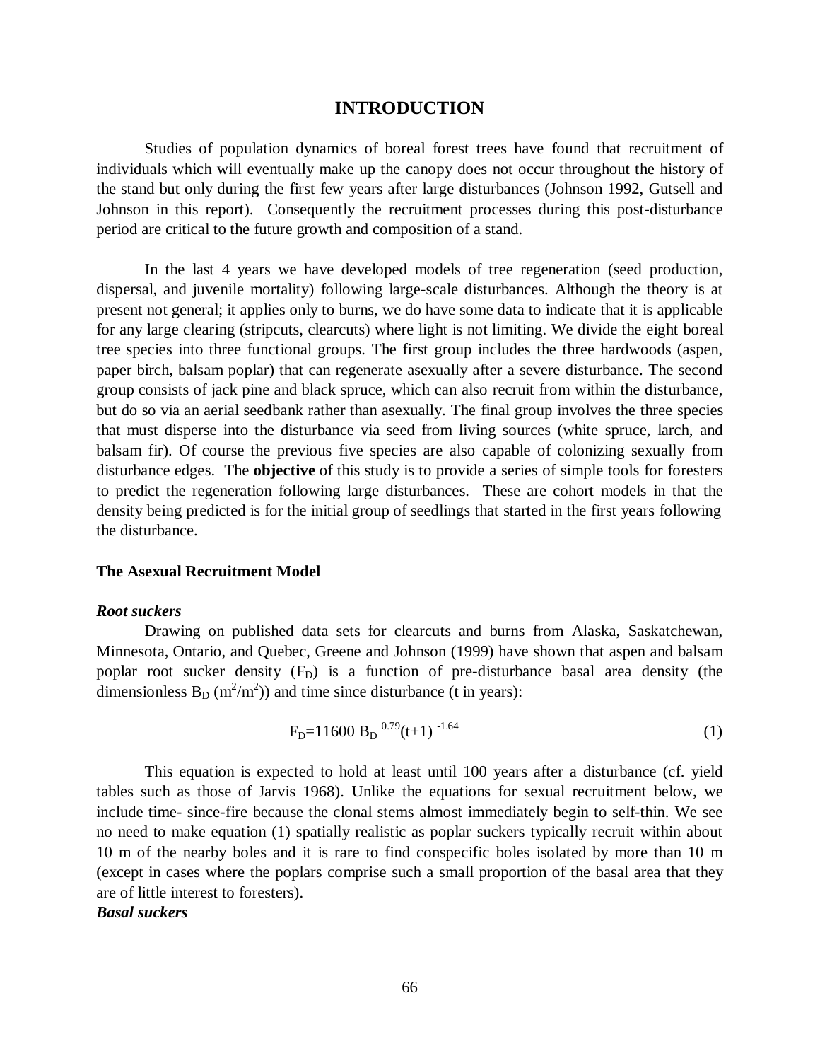# INTRODUCTION

Studies of population dynamics of boreal forest trees have found that recruitment of individuals which will eventually make up the canopy does not occur throughout the history of the stand but only during the first few years after large disturbances (Johnson 1992, Gutsell and Johnson in this report). Consequently the recruitment processes during this post-disturbance period are critical to the future growth and composition of a stand.

In the last 4 years we have developed models of tree regeneration (seed production, dispersal, and juvenile mortality) following large-scale disturbances. Although the theory is at present not general; it applies only to burns, we do have some data to indicate that it is applicable for any large clearing (stripcuts, clearcuts) where light is not limiting. We divide the eight boreal tree species into three functional groups. The first group includes the three hardwoods (aspen, paper birch, balsam poplar) that can regenerate asexually after a severe disturbance. The second group consists of jack pine and black spruce, which can also recruit from within the disturbance, but do so via an aerial seedbank rather than asexually. The final group involves the three species that must disperse into the disturbance via seed from living sources (white spruce, larch, and balsam fir). Of course the previous five species are also capable of colonizing sexually from disturbance edges. The **objective** of this study is to provide a series of simple tools for foresters to predict the regeneration following large disturbances. These are cohort models in that the density being predicted is for the initial group of seedlings that started in the first years following the disturbance.

### The Asexual Recruitment Model

***Root suckers***

Drawing on published data sets for clearcuts and burns from Alaska, Saskatchewan, Minnesota, Ontario, and Quebec, Greene and Johnson (1999) have shown that aspen and balsam poplar root sucker density ($F_D$) is a function of pre-disturbance basal area density (the dimensionless $B_D$ ($m^2/m^2$)) and time since disturbance (t in years):

$$F_D=11600\, B_D^{\,0.79}(t+1)^{-1.64} \tag{1}$$

This equation is expected to hold at least until 100 years after a disturbance (cf. yield tables such as those of Jarvis 1968). Unlike the equations for sexual recruitment below, we include time- since-fire because the clonal stems almost immediately begin to self-thin. We see no need to make equation (1) spatially realistic as poplar suckers typically recruit within about 10 m of the nearby boles and it is rare to find conspecific boles isolated by more than 10 m (except in cases where the poplars comprise such a small proportion of the basal area that they are of little interest to foresters).

***Basal suckers***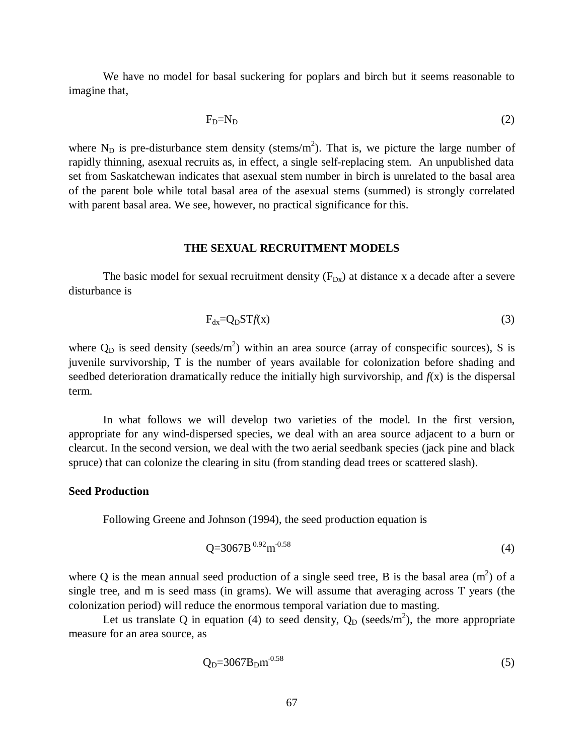We have no model for basal suckering for poplars and birch but it seems reasonable to imagine that,

$$F_D=N_D \tag{2}$$

where $N_D$ is pre-disturbance stem density (stems/$m^2$). That is, we picture the large number of rapidly thinning, asexual recruits as, in effect, a single self-replacing stem. An unpublished data set from Saskatchewan indicates that asexual stem number in birch is unrelated to the basal area of the parent bole while total basal area of the asexual stems (summed) is strongly correlated with parent basal area. We see, however, no practical significance for this.

## THE SEXUAL RECRUITMENT MODELS

The basic model for sexual recruitment density ($F_{Dx}$) at distance x a decade after a severe disturbance is

$$F_{dx}=Q_D ST f(x) \tag{3}$$

where $Q_D$ is seed density (seeds/$m^2$) within an area source (array of conspecific sources), S is juvenile survivorship, T is the number of years available for colonization before shading and seedbed deterioration dramatically reduce the initially high survivorship, and $f(x)$ is the dispersal term.

In what follows we will develop two varieties of the model. In the first version, appropriate for any wind-dispersed species, we deal with an area source adjacent to a burn or clearcut. In the second version, we deal with the two aerial seedbank species (jack pine and black spruce) that can colonize the clearing in situ (from standing dead trees or scattered slash).

### Seed Production

Following Greene and Johnson (1994), the seed production equation is

$$Q=3067B^{0.92}m^{-0.58} \tag{4}$$

where Q is the mean annual seed production of a single seed tree, B is the basal area ($m^2$) of a single tree, and m is seed mass (in grams). We will assume that averaging across T years (the colonization period) will reduce the enormous temporal variation due to masting.

Let us translate Q in equation (4) to seed density, $Q_D$ (seeds/$m^2$), the more appropriate measure for an area source, as

$$Q_D=3067B_D m^{-0.58} \tag{5}$$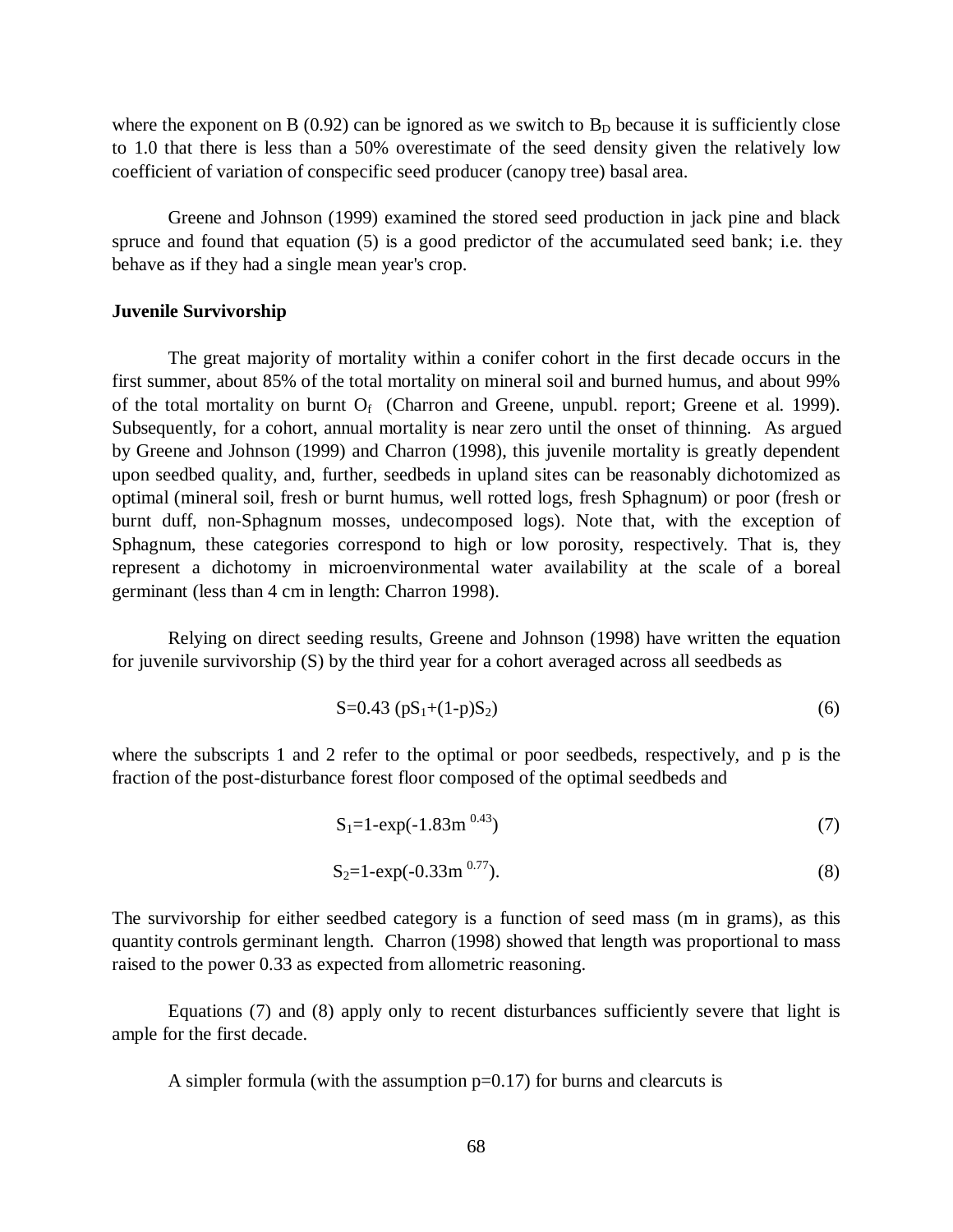where the exponent on B (0.92) can be ignored as we switch to $B_D$ because it is sufficiently close to 1.0 that there is less than a 50% overestimate of the seed density given the relatively low coefficient of variation of conspecific seed producer (canopy tree) basal area.

Greene and Johnson (1999) examined the stored seed production in jack pine and black spruce and found that equation (5) is a good predictor of the accumulated seed bank; i.e. they behave as if they had a single mean year's crop.

**Juvenile Survivorship**

The great majority of mortality within a conifer cohort in the first decade occurs in the first summer, about 85% of the total mortality on mineral soil and burned humus, and about 99% of the total mortality on burnt $O_f$ (Charron and Greene, unpubl. report; Greene et al. 1999). Subsequently, for a cohort, annual mortality is near zero until the onset of thinning. As argued by Greene and Johnson (1999) and Charron (1998), this juvenile mortality is greatly dependent upon seedbed quality, and, further, seedbeds in upland sites can be reasonably dichotomized as optimal (mineral soil, fresh or burnt humus, well rotted logs, fresh Sphagnum) or poor (fresh or burnt duff, non-Sphagnum mosses, undecomposed logs). Note that, with the exception of Sphagnum, these categories correspond to high or low porosity, respectively. That is, they represent a dichotomy in microenvironmental water availability at the scale of a boreal germinant (less than 4 cm in length: Charron 1998).

Relying on direct seeding results, Greene and Johnson (1998) have written the equation for juvenile survivorship (S) by the third year for a cohort averaged across all seedbeds as

$$S=0.43\,(pS_1+(1-p)S_2) \tag{6}$$

where the subscripts 1 and 2 refer to the optimal or poor seedbeds, respectively, and p is the fraction of the post-disturbance forest floor composed of the optimal seedbeds and

$$S_1=1-\exp(-1.83m^{0.43}) \tag{7}$$

$$S_2=1-\exp(-0.33m^{0.77}). \tag{8}$$

The survivorship for either seedbed category is a function of seed mass (m in grams), as this quantity controls germinant length. Charron (1998) showed that length was proportional to mass raised to the power 0.33 as expected from allometric reasoning.

Equations (7) and (8) apply only to recent disturbances sufficiently severe that light is ample for the first decade.

A simpler formula (with the assumption $p=0.17$) for burns and clearcuts is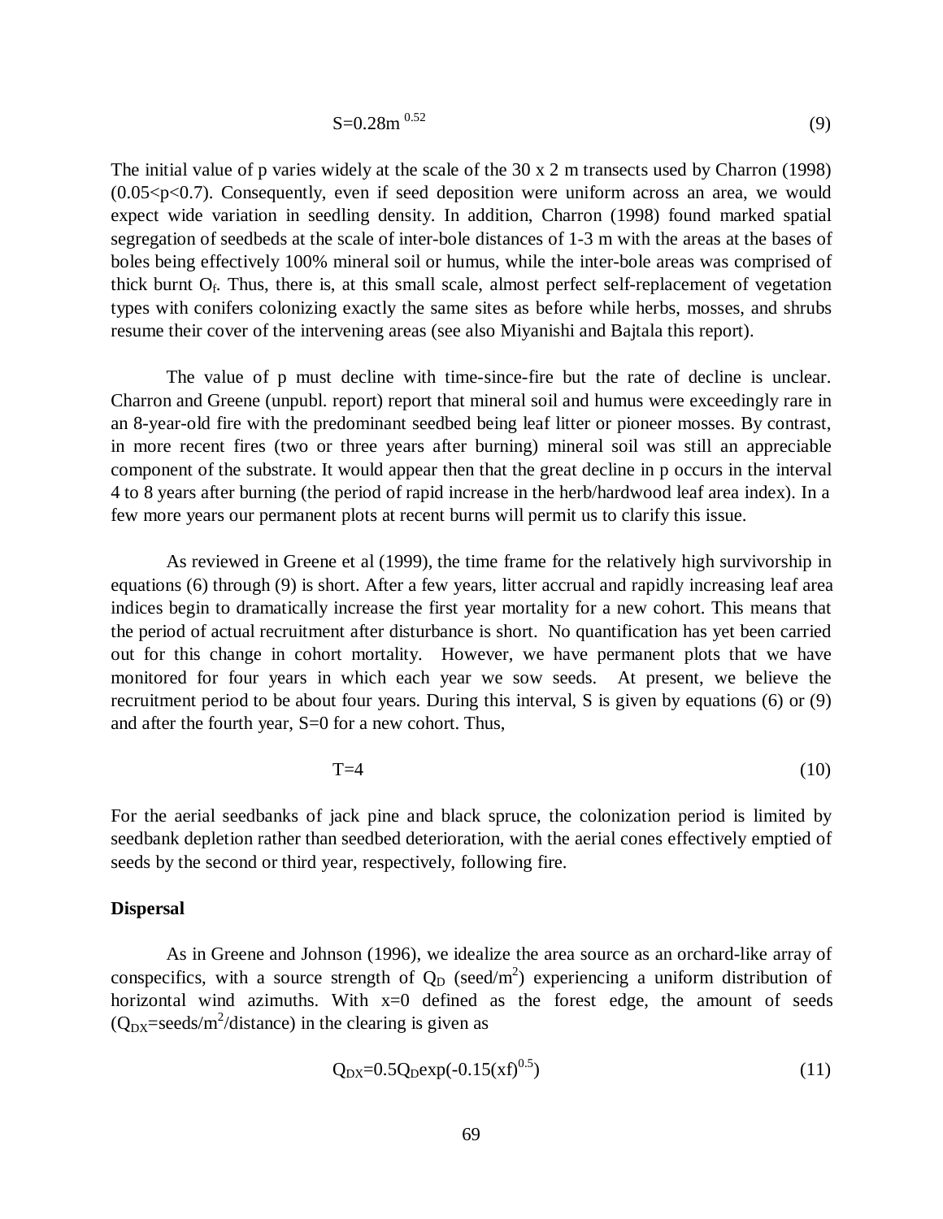$$S=0.28m^{0.52} \tag{9}$$

The initial value of p varies widely at the scale of the 30 x 2 m transects used by Charron (1998) ($0.05<p<0.7$). Consequently, even if seed deposition were uniform across an area, we would expect wide variation in seedling density. In addition, Charron (1998) found marked spatial segregation of seedbeds at the scale of inter-bole distances of 1-3 m with the areas at the bases of boles being effectively 100% mineral soil or humus, while the inter-bole areas was comprised of thick burnt $O_f$. Thus, there is, at this small scale, almost perfect self-replacement of vegetation types with conifers colonizing exactly the same sites as before while herbs, mosses, and shrubs resume their cover of the intervening areas (see also Miyanishi and Bajtala this report).

The value of p must decline with time-since-fire but the rate of decline is unclear. Charron and Greene (unpubl. report) report that mineral soil and humus were exceedingly rare in an 8-year-old fire with the predominant seedbed being leaf litter or pioneer mosses. By contrast, in more recent fires (two or three years after burning) mineral soil was still an appreciable component of the substrate. It would appear then that the great decline in p occurs in the interval 4 to 8 years after burning (the period of rapid increase in the herb/hardwood leaf area index). In a few more years our permanent plots at recent burns will permit us to clarify this issue.

As reviewed in Greene et al (1999), the time frame for the relatively high survivorship in equations (6) through (9) is short. After a few years, litter accrual and rapidly increasing leaf area indices begin to dramatically increase the first year mortality for a new cohort. This means that the period of actual recruitment after disturbance is short. No quantification has yet been carried out for this change in cohort mortality. However, we have permanent plots that we have monitored for four years in which each year we sow seeds. At present, we believe the recruitment period to be about four years. During this interval, S is given by equations (6) or (9) and after the fourth year, S=0 for a new cohort. Thus,

$$T=4 \tag{10}$$

For the aerial seedbanks of jack pine and black spruce, the colonization period is limited by seedbank depletion rather than seedbed deterioration, with the aerial cones effectively emptied of seeds by the second or third year, respectively, following fire.

**Dispersal**

As in Greene and Johnson (1996), we idealize the area source as an orchard-like array of conspecifics, with a source strength of $Q_D$ (seed/m$^2$) experiencing a uniform distribution of horizontal wind azimuths. With x=0 defined as the forest edge, the amount of seeds ($Q_{DX}$=seeds/m$^2$/distance) in the clearing is given as

$$Q_{DX}=0.5Q_D\exp(-0.15(xf)^{0.5}) \tag{11}$$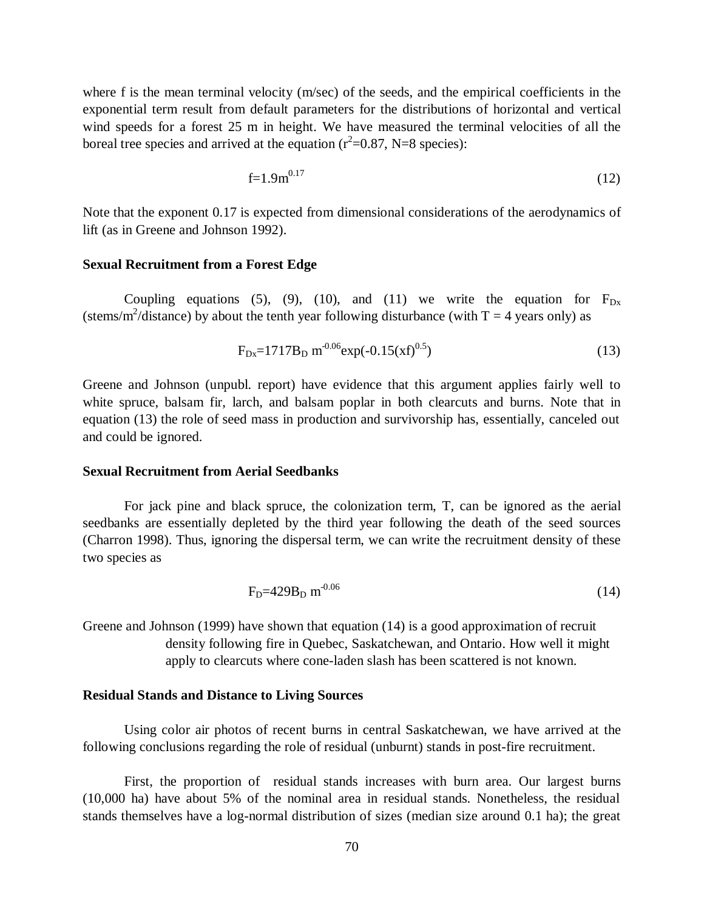where f is the mean terminal velocity (m/sec) of the seeds, and the empirical coefficients in the exponential term result from default parameters for the distributions of horizontal and vertical wind speeds for a forest 25 m in height. We have measured the terminal velocities of all the boreal tree species and arrived at the equation ($r^2$=0.87, N=8 species):

$$f=1.9m^{0.17} \tag{12}$$

Note that the exponent 0.17 is expected from dimensional considerations of the aerodynamics of lift (as in Greene and Johnson 1992).

### Sexual Recruitment from a Forest Edge

Coupling equations (5), (9), (10), and (11) we write the equation for $F_{Dx}$ (stems/$m^2$/distance) by about the tenth year following disturbance (with T = 4 years only) as

$$F_{Dx}=1717B_D\, m^{-0.06}\exp(-0.15(xf)^{0.5}) \tag{13}$$

Greene and Johnson (unpubl. report) have evidence that this argument applies fairly well to white spruce, balsam fir, larch, and balsam poplar in both clearcuts and burns. Note that in equation (13) the role of seed mass in production and survivorship has, essentially, canceled out and could be ignored.

### Sexual Recruitment from Aerial Seedbanks

For jack pine and black spruce, the colonization term, T, can be ignored as the aerial seedbanks are essentially depleted by the third year following the death of the seed sources (Charron 1998). Thus, ignoring the dispersal term, we can write the recruitment density of these two species as

$$F_D=429B_D\, m^{-0.06} \tag{14}$$

Greene and Johnson (1999) have shown that equation (14) is a good approximation of recruit density following fire in Quebec, Saskatchewan, and Ontario. How well it might apply to clearcuts where cone-laden slash has been scattered is not known.

### Residual Stands and Distance to Living Sources

Using color air photos of recent burns in central Saskatchewan, we have arrived at the following conclusions regarding the role of residual (unburnt) stands in post-fire recruitment.

First, the proportion of residual stands increases with burn area. Our largest burns (10,000 ha) have about 5% of the nominal area in residual stands. Nonetheless, the residual stands themselves have a log-normal distribution of sizes (median size around 0.1 ha); the great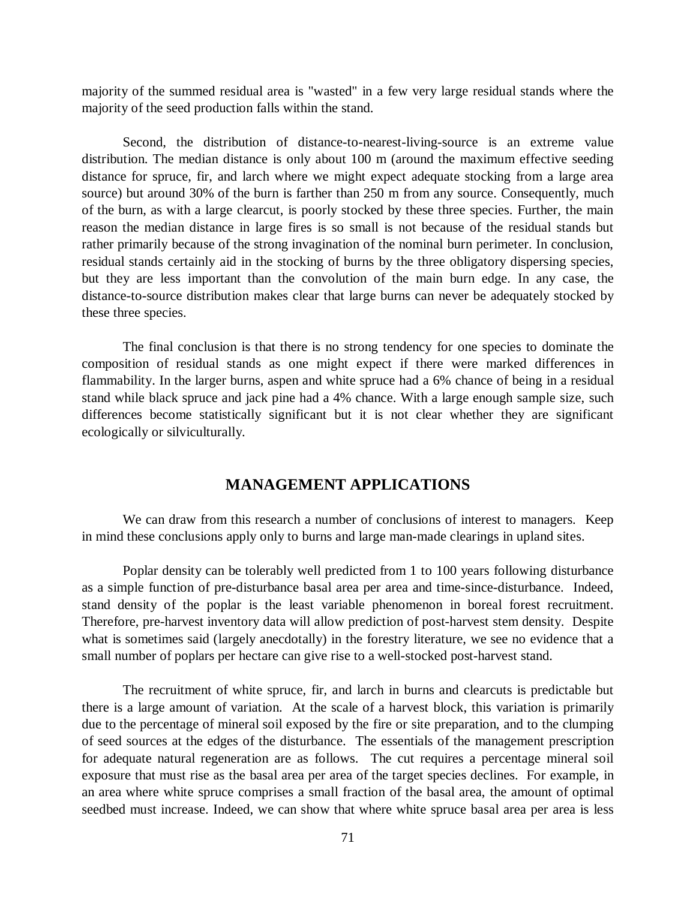majority of the summed residual area is "wasted" in a few very large residual stands where the majority of the seed production falls within the stand.

Second, the distribution of distance-to-nearest-living-source is an extreme value distribution. The median distance is only about 100 m (around the maximum effective seeding distance for spruce, fir, and larch where we might expect adequate stocking from a large area source) but around 30% of the burn is farther than 250 m from any source. Consequently, much of the burn, as with a large clearcut, is poorly stocked by these three species. Further, the main reason the median distance in large fires is so small is not because of the residual stands but rather primarily because of the strong invagination of the nominal burn perimeter. In conclusion, residual stands certainly aid in the stocking of burns by the three obligatory dispersing species, but they are less important than the convolution of the main burn edge. In any case, the distance-to-source distribution makes clear that large burns can never be adequately stocked by these three species.

The final conclusion is that there is no strong tendency for one species to dominate the composition of residual stands as one might expect if there were marked differences in flammability. In the larger burns, aspen and white spruce had a 6% chance of being in a residual stand while black spruce and jack pine had a 4% chance. With a large enough sample size, such differences become statistically significant but it is not clear whether they are significant ecologically or silviculturally.

## MANAGEMENT APPLICATIONS

We can draw from this research a number of conclusions of interest to managers. Keep in mind these conclusions apply only to burns and large man-made clearings in upland sites.

Poplar density can be tolerably well predicted from 1 to 100 years following disturbance as a simple function of pre-disturbance basal area per area and time-since-disturbance. Indeed, stand density of the poplar is the least variable phenomenon in boreal forest recruitment. Therefore, pre-harvest inventory data will allow prediction of post-harvest stem density. Despite what is sometimes said (largely anecdotally) in the forestry literature, we see no evidence that a small number of poplars per hectare can give rise to a well-stocked post-harvest stand.

The recruitment of white spruce, fir, and larch in burns and clearcuts is predictable but there is a large amount of variation. At the scale of a harvest block, this variation is primarily due to the percentage of mineral soil exposed by the fire or site preparation, and to the clumping of seed sources at the edges of the disturbance. The essentials of the management prescription for adequate natural regeneration are as follows. The cut requires a percentage mineral soil exposure that must rise as the basal area per area of the target species declines. For example, in an area where white spruce comprises a small fraction of the basal area, the amount of optimal seedbed must increase. Indeed, we can show that where white spruce basal area per area is less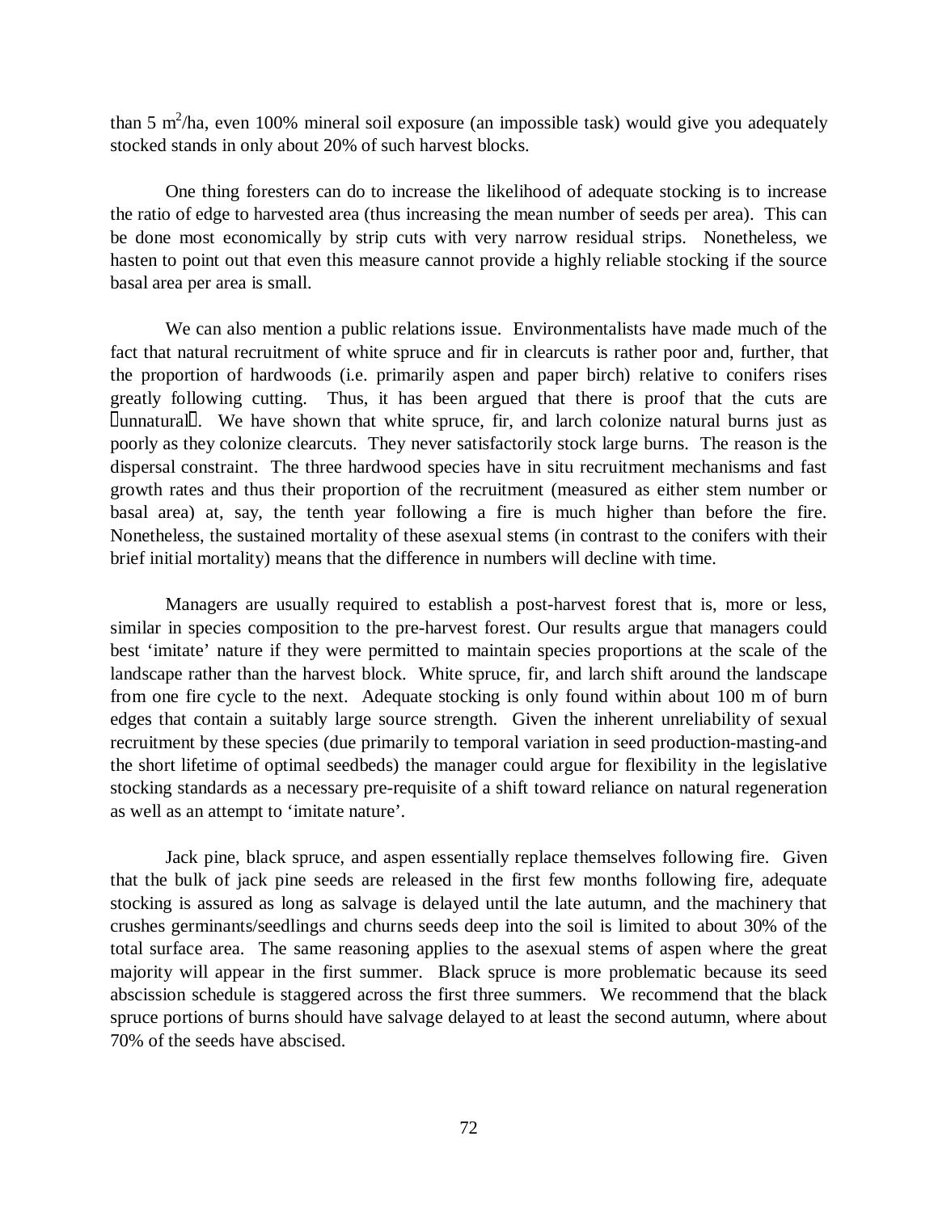than 5 $m^2$/ha, even 100% mineral soil exposure (an impossible task) would give you adequately stocked stands in only about 20% of such harvest blocks.

One thing foresters can do to increase the likelihood of adequate stocking is to increase the ratio of edge to harvested area (thus increasing the mean number of seeds per area). This can be done most economically by strip cuts with very narrow residual strips. Nonetheless, we hasten to point out that even this measure cannot provide a highly reliable stocking if the source basal area per area is small.

We can also mention a public relations issue. Environmentalists have made much of the fact that natural recruitment of white spruce and fir in clearcuts is rather poor and, further, that the proportion of hardwoods (i.e. primarily aspen and paper birch) relative to conifers rises greatly following cutting. Thus, it has been argued that there is proof that the cuts are "unnatural". We have shown that white spruce, fir, and larch colonize natural burns just as poorly as they colonize clearcuts. They never satisfactorily stock large burns. The reason is the dispersal constraint. The three hardwood species have in situ recruitment mechanisms and fast growth rates and thus their proportion of the recruitment (measured as either stem number or basal area) at, say, the tenth year following a fire is much higher than before the fire. Nonetheless, the sustained mortality of these asexual stems (in contrast to the conifers with their brief initial mortality) means that the difference in numbers will decline with time.

Managers are usually required to establish a post-harvest forest that is, more or less, similar in species composition to the pre-harvest forest. Our results argue that managers could best 'imitate' nature if they were permitted to maintain species proportions at the scale of the landscape rather than the harvest block. White spruce, fir, and larch shift around the landscape from one fire cycle to the next. Adequate stocking is only found within about 100 m of burn edges that contain a suitably large source strength. Given the inherent unreliability of sexual recruitment by these species (due primarily to temporal variation in seed production-masting-and the short lifetime of optimal seedbeds) the manager could argue for flexibility in the legislative stocking standards as a necessary pre-requisite of a shift toward reliance on natural regeneration as well as an attempt to 'imitate nature'.

Jack pine, black spruce, and aspen essentially replace themselves following fire. Given that the bulk of jack pine seeds are released in the first few months following fire, adequate stocking is assured as long as salvage is delayed until the late autumn, and the machinery that crushes germinants/seedlings and churns seeds deep into the soil is limited to about 30% of the total surface area. The same reasoning applies to the asexual stems of aspen where the great majority will appear in the first summer. Black spruce is more problematic because its seed abscission schedule is staggered across the first three summers. We recommend that the black spruce portions of burns should have salvage delayed to at least the second autumn, where about 70% of the seeds have abscised.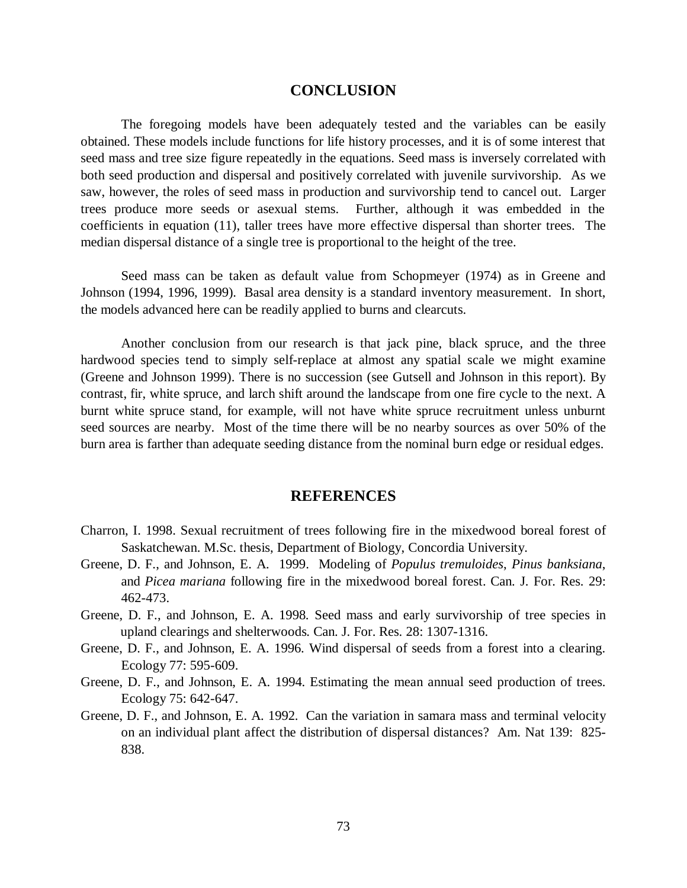## CONCLUSION

The foregoing models have been adequately tested and the variables can be easily obtained. These models include functions for life history processes, and it is of some interest that seed mass and tree size figure repeatedly in the equations. Seed mass is inversely correlated with both seed production and dispersal and positively correlated with juvenile survivorship. As we saw, however, the roles of seed mass in production and survivorship tend to cancel out. Larger trees produce more seeds or asexual stems. Further, although it was embedded in the coefficients in equation (11), taller trees have more effective dispersal than shorter trees. The median dispersal distance of a single tree is proportional to the height of the tree.

Seed mass can be taken as default value from Schopmeyer (1974) as in Greene and Johnson (1994, 1996, 1999). Basal area density is a standard inventory measurement. In short, the models advanced here can be readily applied to burns and clearcuts.

Another conclusion from our research is that jack pine, black spruce, and the three hardwood species tend to simply self-replace at almost any spatial scale we might examine (Greene and Johnson 1999). There is no succession (see Gutsell and Johnson in this report). By contrast, fir, white spruce, and larch shift around the landscape from one fire cycle to the next. A burnt white spruce stand, for example, will not have white spruce recruitment unless unburnt seed sources are nearby. Most of the time there will be no nearby sources as over 50% of the burn area is farther than adequate seeding distance from the nominal burn edge or residual edges.

## REFERENCES

Charron, I. 1998. Sexual recruitment of trees following fire in the mixedwood boreal forest of Saskatchewan. M.Sc. thesis, Department of Biology, Concordia University.

Greene, D. F., and Johnson, E. A. 1999. Modeling of *Populus tremuloides*, *Pinus banksiana*, and *Picea mariana* following fire in the mixedwood boreal forest. Can. J. For. Res. 29: 462-473.

Greene, D. F., and Johnson, E. A. 1998. Seed mass and early survivorship of tree species in upland clearings and shelterwoods. Can. J. For. Res. 28: 1307-1316.

Greene, D. F., and Johnson, E. A. 1996. Wind dispersal of seeds from a forest into a clearing. Ecology 77: 595-609.

Greene, D. F., and Johnson, E. A. 1994. Estimating the mean annual seed production of trees. Ecology 75: 642-647.

Greene, D. F., and Johnson, E. A. 1992. Can the variation in samara mass and terminal velocity on an individual plant affect the distribution of dispersal distances? Am. Nat 139: 825-838.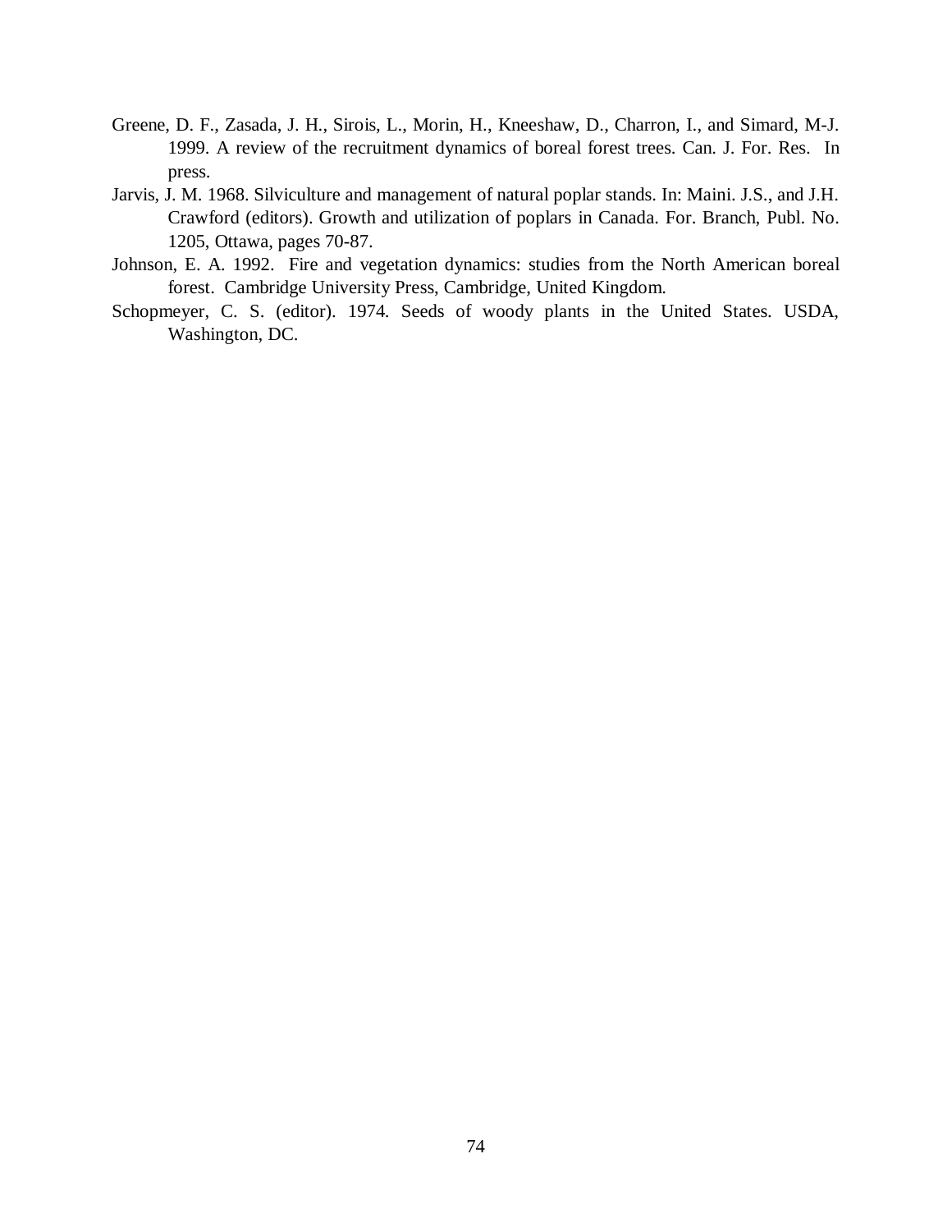Greene, D. F., Zasada, J. H., Sirois, L., Morin, H., Kneeshaw, D., Charron, I., and Simard, M-J. 1999. A review of the recruitment dynamics of boreal forest trees. Can. J. For. Res. In press.

Jarvis, J. M. 1968. Silviculture and management of natural poplar stands. In: Maini. J.S., and J.H. Crawford (editors). Growth and utilization of poplars in Canada. For. Branch, Publ. No. 1205, Ottawa, pages 70-87.

Johnson, E. A. 1992. Fire and vegetation dynamics: studies from the North American boreal forest. Cambridge University Press, Cambridge, United Kingdom.

Schopmeyer, C. S. (editor). 1974. Seeds of woody plants in the United States. USDA, Washington, DC.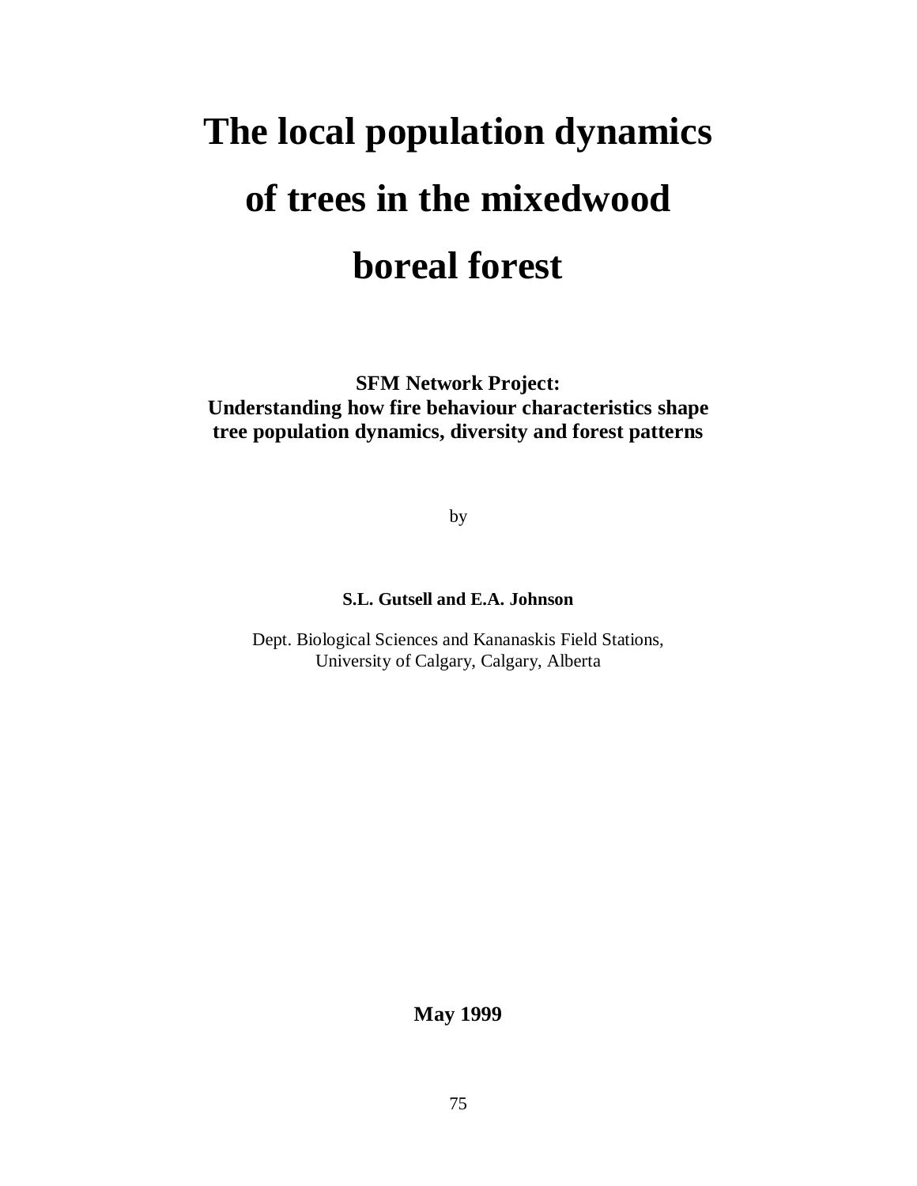# The local population dynamics of trees in the mixedwood boreal forest

**SFM Network Project:**
**Understanding how fire behaviour characteristics shape tree population dynamics, diversity and forest patterns**

by

**S.L. Gutsell and E.A. Johnson**

Dept. Biological Sciences and Kananaskis Field Stations,
University of Calgary, Calgary, Alberta

**May 1999**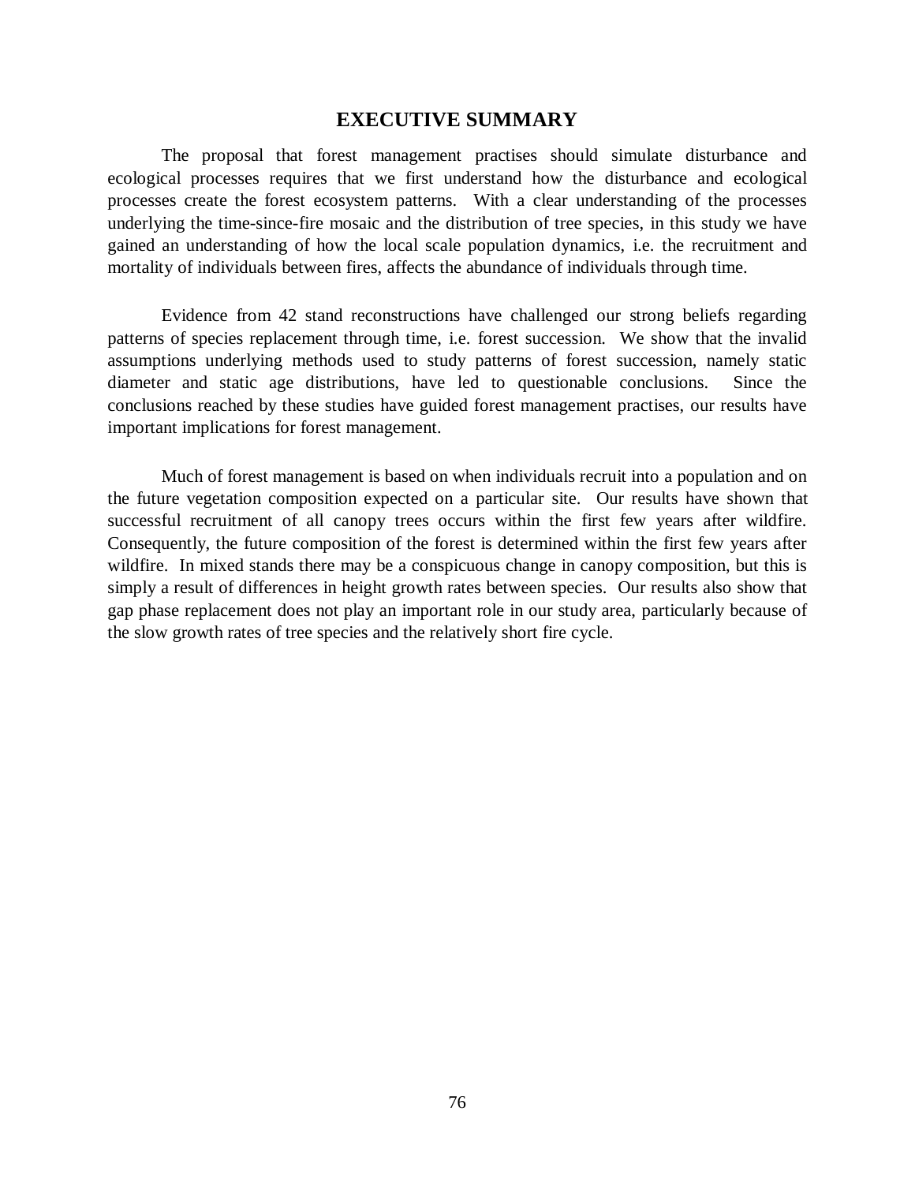# EXECUTIVE SUMMARY

The proposal that forest management practises should simulate disturbance and ecological processes requires that we first understand how the disturbance and ecological processes create the forest ecosystem patterns. With a clear understanding of the processes underlying the time-since-fire mosaic and the distribution of tree species, in this study we have gained an understanding of how the local scale population dynamics, i.e. the recruitment and mortality of individuals between fires, affects the abundance of individuals through time.

Evidence from 42 stand reconstructions have challenged our strong beliefs regarding patterns of species replacement through time, i.e. forest succession. We show that the invalid assumptions underlying methods used to study patterns of forest succession, namely static diameter and static age distributions, have led to questionable conclusions. Since the conclusions reached by these studies have guided forest management practises, our results have important implications for forest management.

Much of forest management is based on when individuals recruit into a population and on the future vegetation composition expected on a particular site. Our results have shown that successful recruitment of all canopy trees occurs within the first few years after wildfire. Consequently, the future composition of the forest is determined within the first few years after wildfire. In mixed stands there may be a conspicuous change in canopy composition, but this is simply a result of differences in height growth rates between species. Our results also show that gap phase replacement does not play an important role in our study area, particularly because of the slow growth rates of tree species and the relatively short fire cycle.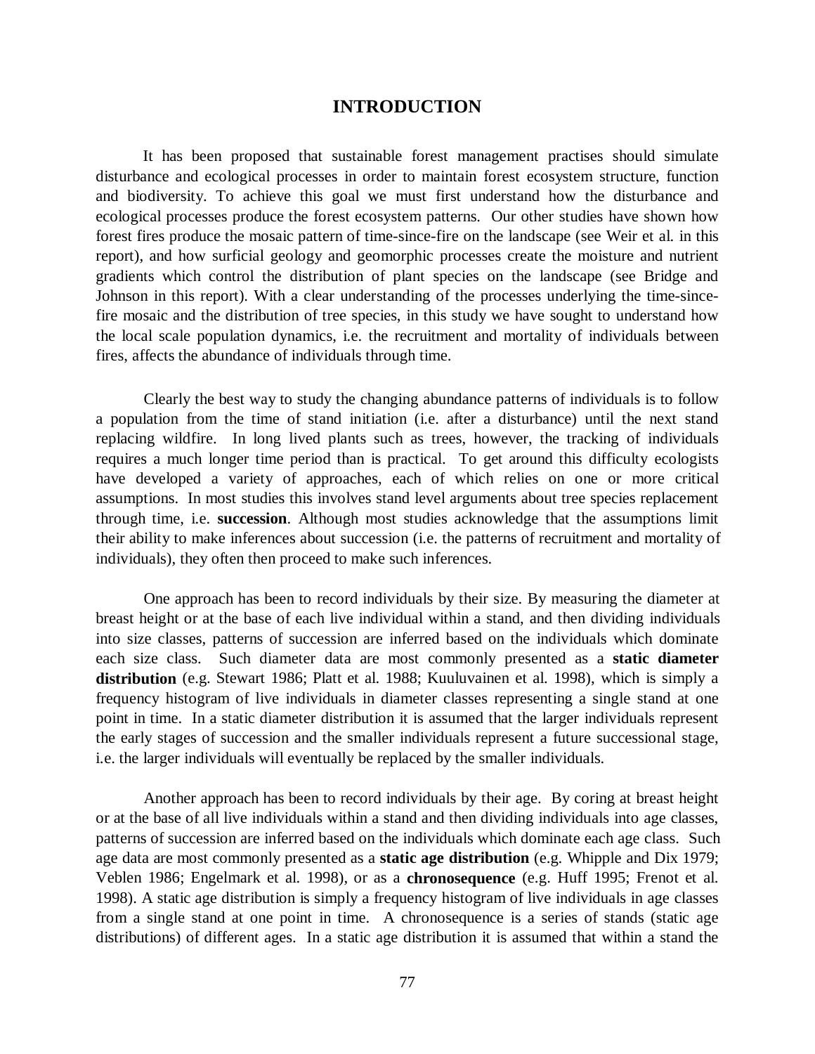# INTRODUCTION

It has been proposed that sustainable forest management practises should simulate disturbance and ecological processes in order to maintain forest ecosystem structure, function and biodiversity. To achieve this goal we must first understand how the disturbance and ecological processes produce the forest ecosystem patterns. Our other studies have shown how forest fires produce the mosaic pattern of time-since-fire on the landscape (see Weir et al. in this report), and how surficial geology and geomorphic processes create the moisture and nutrient gradients which control the distribution of plant species on the landscape (see Bridge and Johnson in this report). With a clear understanding of the processes underlying the time-since-fire mosaic and the distribution of tree species, in this study we have sought to understand how the local scale population dynamics, i.e. the recruitment and mortality of individuals between fires, affects the abundance of individuals through time.

Clearly the best way to study the changing abundance patterns of individuals is to follow a population from the time of stand initiation (i.e. after a disturbance) until the next stand replacing wildfire. In long lived plants such as trees, however, the tracking of individuals requires a much longer time period than is practical. To get around this difficulty ecologists have developed a variety of approaches, each of which relies on one or more critical assumptions. In most studies this involves stand level arguments about tree species replacement through time, i.e. **succession**. Although most studies acknowledge that the assumptions limit their ability to make inferences about succession (i.e. the patterns of recruitment and mortality of individuals), they often then proceed to make such inferences.

One approach has been to record individuals by their size. By measuring the diameter at breast height or at the base of each live individual within a stand, and then dividing individuals into size classes, patterns of succession are inferred based on the individuals which dominate each size class. Such diameter data are most commonly presented as a **static diameter distribution** (e.g. Stewart 1986; Platt et al. 1988; Kuuluvainen et al. 1998), which is simply a frequency histogram of live individuals in diameter classes representing a single stand at one point in time. In a static diameter distribution it is assumed that the larger individuals represent the early stages of succession and the smaller individuals represent a future successional stage, i.e. the larger individuals will eventually be replaced by the smaller individuals.

Another approach has been to record individuals by their age. By coring at breast height or at the base of all live individuals within a stand and then dividing individuals into age classes, patterns of succession are inferred based on the individuals which dominate each age class. Such age data are most commonly presented as a **static age distribution** (e.g. Whipple and Dix 1979; Veblen 1986; Engelmark et al. 1998), or as a **chronosequence** (e.g. Huff 1995; Frenot et al. 1998). A static age distribution is simply a frequency histogram of live individuals in age classes from a single stand at one point in time. A chronosequence is a series of stands (static age distributions) of different ages. In a static age distribution it is assumed that within a stand the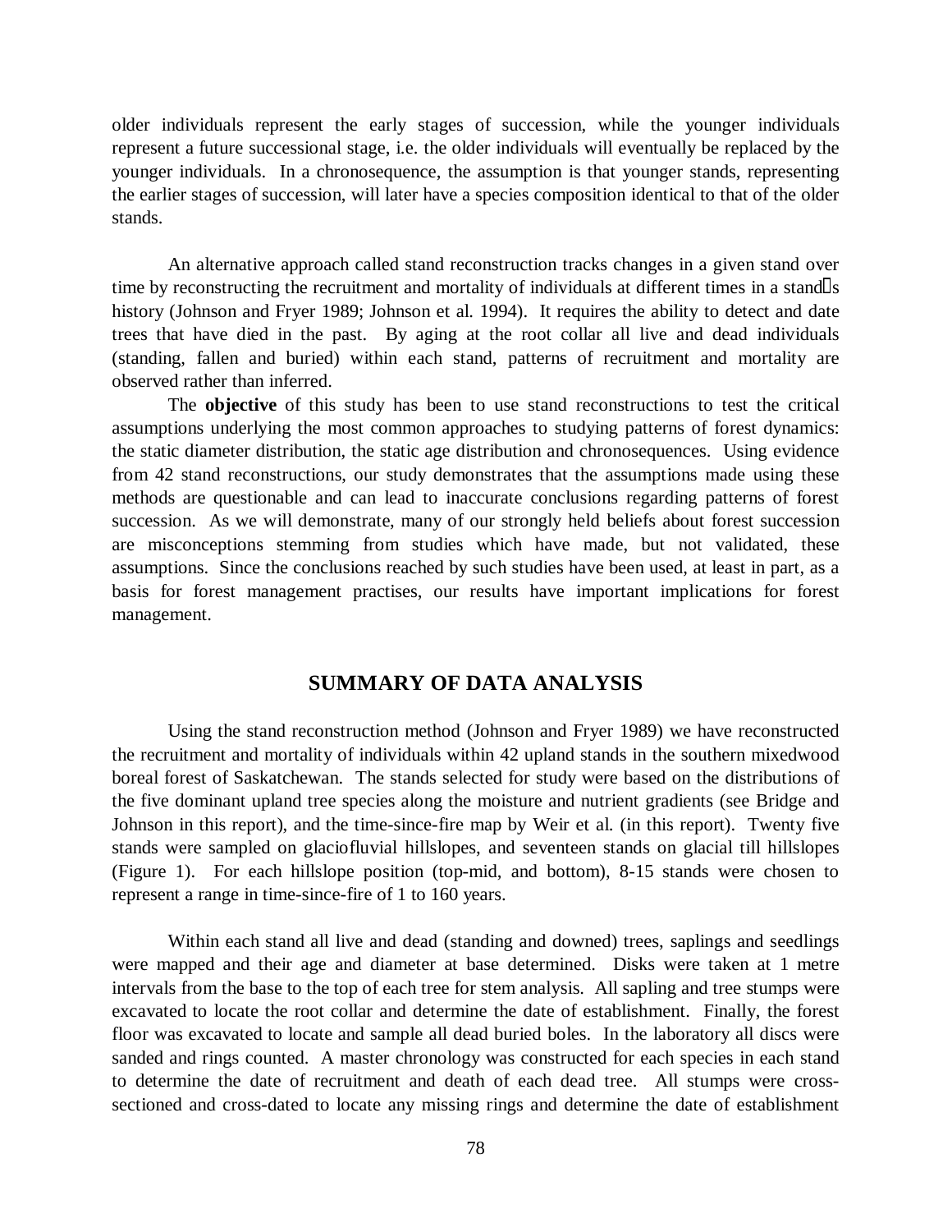older individuals represent the early stages of succession, while the younger individuals represent a future successional stage, i.e. the older individuals will eventually be replaced by the younger individuals. In a chronosequence, the assumption is that younger stands, representing the earlier stages of succession, will later have a species composition identical to that of the older stands.

An alternative approach called stand reconstruction tracks changes in a given stand over time by reconstructing the recruitment and mortality of individuals at different times in a stand's history (Johnson and Fryer 1989; Johnson et al. 1994). It requires the ability to detect and date trees that have died in the past. By aging at the root collar all live and dead individuals (standing, fallen and buried) within each stand, patterns of recruitment and mortality are observed rather than inferred.

The **objective** of this study has been to use stand reconstructions to test the critical assumptions underlying the most common approaches to studying patterns of forest dynamics: the static diameter distribution, the static age distribution and chronosequences. Using evidence from 42 stand reconstructions, our study demonstrates that the assumptions made using these methods are questionable and can lead to inaccurate conclusions regarding patterns of forest succession. As we will demonstrate, many of our strongly held beliefs about forest succession are misconceptions stemming from studies which have made, but not validated, these assumptions. Since the conclusions reached by such studies have been used, at least in part, as a basis for forest management practises, our results have important implications for forest management.

## SUMMARY OF DATA ANALYSIS

Using the stand reconstruction method (Johnson and Fryer 1989) we have reconstructed the recruitment and mortality of individuals within 42 upland stands in the southern mixedwood boreal forest of Saskatchewan. The stands selected for study were based on the distributions of the five dominant upland tree species along the moisture and nutrient gradients (see Bridge and Johnson in this report), and the time-since-fire map by Weir et al. (in this report). Twenty five stands were sampled on glaciofluvial hillslopes, and seventeen stands on glacial till hillslopes (Figure 1). For each hillslope position (top-mid, and bottom), 8-15 stands were chosen to represent a range in time-since-fire of 1 to 160 years.

Within each stand all live and dead (standing and downed) trees, saplings and seedlings were mapped and their age and diameter at base determined. Disks were taken at 1 metre intervals from the base to the top of each tree for stem analysis. All sapling and tree stumps were excavated to locate the root collar and determine the date of establishment. Finally, the forest floor was excavated to locate and sample all dead buried boles. In the laboratory all discs were sanded and rings counted. A master chronology was constructed for each species in each stand to determine the date of recruitment and death of each dead tree. All stumps were cross-sectioned and cross-dated to locate any missing rings and determine the date of establishment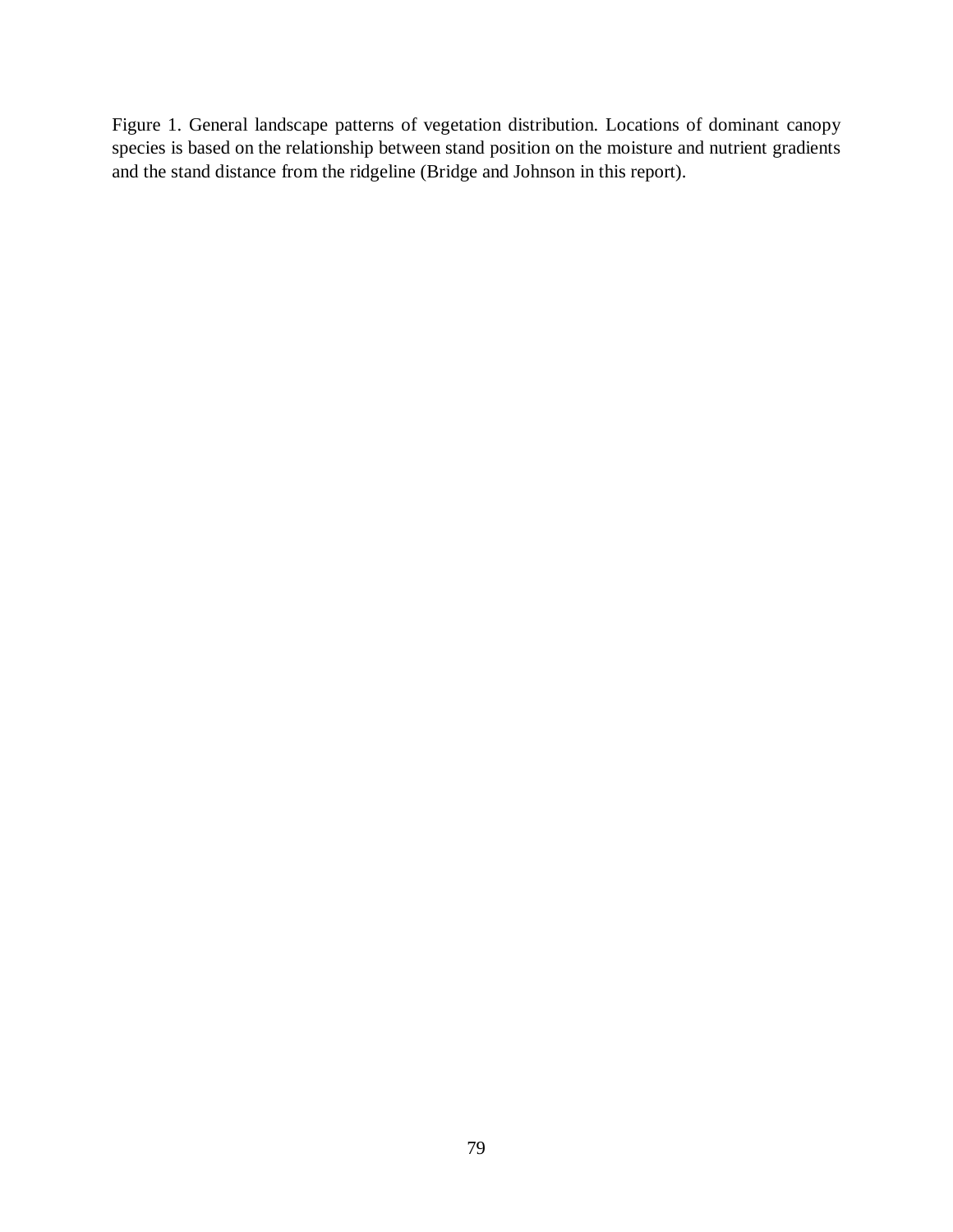Figure 1. General landscape patterns of vegetation distribution. Locations of dominant canopy species is based on the relationship between stand position on the moisture and nutrient gradients and the stand distance from the ridgeline (Bridge and Johnson in this report).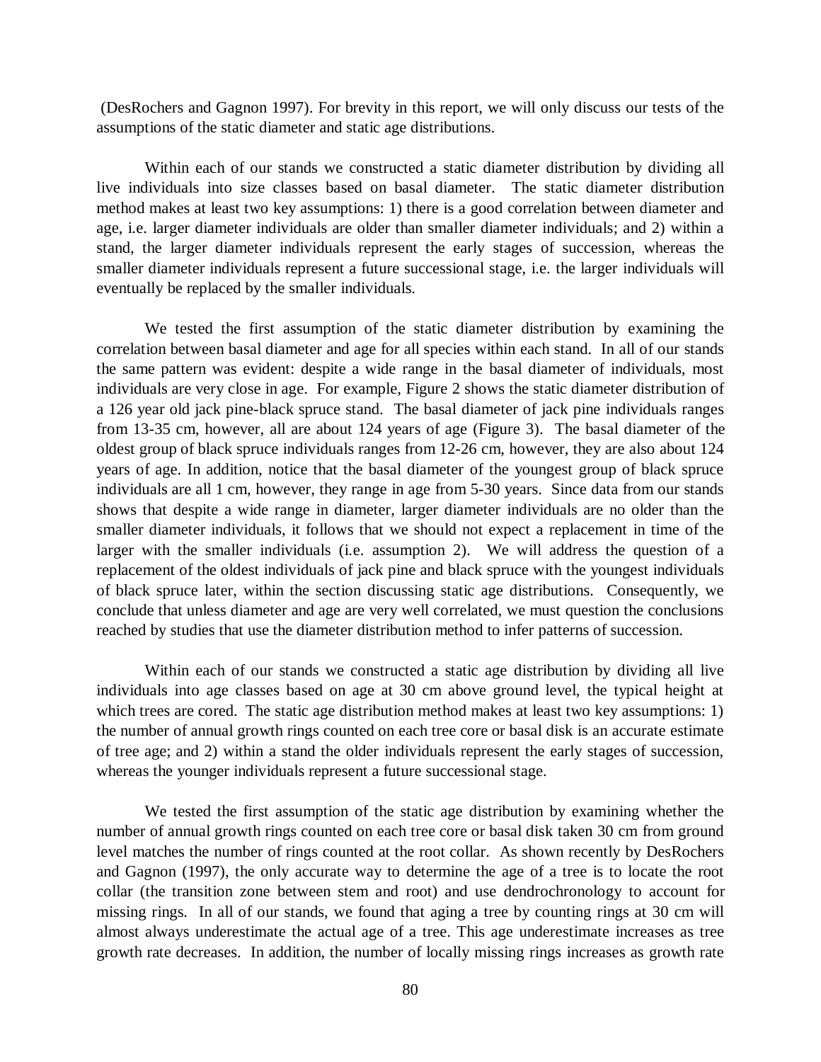(DesRochers and Gagnon 1997). For brevity in this report, we will only discuss our tests of the assumptions of the static diameter and static age distributions.

Within each of our stands we constructed a static diameter distribution by dividing all live individuals into size classes based on basal diameter. The static diameter distribution method makes at least two key assumptions: 1) there is a good correlation between diameter and age, i.e. larger diameter individuals are older than smaller diameter individuals; and 2) within a stand, the larger diameter individuals represent the early stages of succession, whereas the smaller diameter individuals represent a future successional stage, i.e. the larger individuals will eventually be replaced by the smaller individuals.

We tested the first assumption of the static diameter distribution by examining the correlation between basal diameter and age for all species within each stand. In all of our stands the same pattern was evident: despite a wide range in the basal diameter of individuals, most individuals are very close in age. For example, Figure 2 shows the static diameter distribution of a 126 year old jack pine-black spruce stand. The basal diameter of jack pine individuals ranges from 13-35 cm, however, all are about 124 years of age (Figure 3). The basal diameter of the oldest group of black spruce individuals ranges from 12-26 cm, however, they are also about 124 years of age. In addition, notice that the basal diameter of the youngest group of black spruce individuals are all 1 cm, however, they range in age from 5-30 years. Since data from our stands shows that despite a wide range in diameter, larger diameter individuals are no older than the smaller diameter individuals, it follows that we should not expect a replacement in time of the larger with the smaller individuals (i.e. assumption 2). We will address the question of a replacement of the oldest individuals of jack pine and black spruce with the youngest individuals of black spruce later, within the section discussing static age distributions. Consequently, we conclude that unless diameter and age are very well correlated, we must question the conclusions reached by studies that use the diameter distribution method to infer patterns of succession.

Within each of our stands we constructed a static age distribution by dividing all live individuals into age classes based on age at 30 cm above ground level, the typical height at which trees are cored. The static age distribution method makes at least two key assumptions: 1) the number of annual growth rings counted on each tree core or basal disk is an accurate estimate of tree age; and 2) within a stand the older individuals represent the early stages of succession, whereas the younger individuals represent a future successional stage.

We tested the first assumption of the static age distribution by examining whether the number of annual growth rings counted on each tree core or basal disk taken 30 cm from ground level matches the number of rings counted at the root collar. As shown recently by DesRochers and Gagnon (1997), the only accurate way to determine the age of a tree is to locate the root collar (the transition zone between stem and root) and use dendrochronology to account for missing rings. In all of our stands, we found that aging a tree by counting rings at 30 cm will almost always underestimate the actual age of a tree. This age underestimate increases as tree growth rate decreases. In addition, the number of locally missing rings increases as growth rate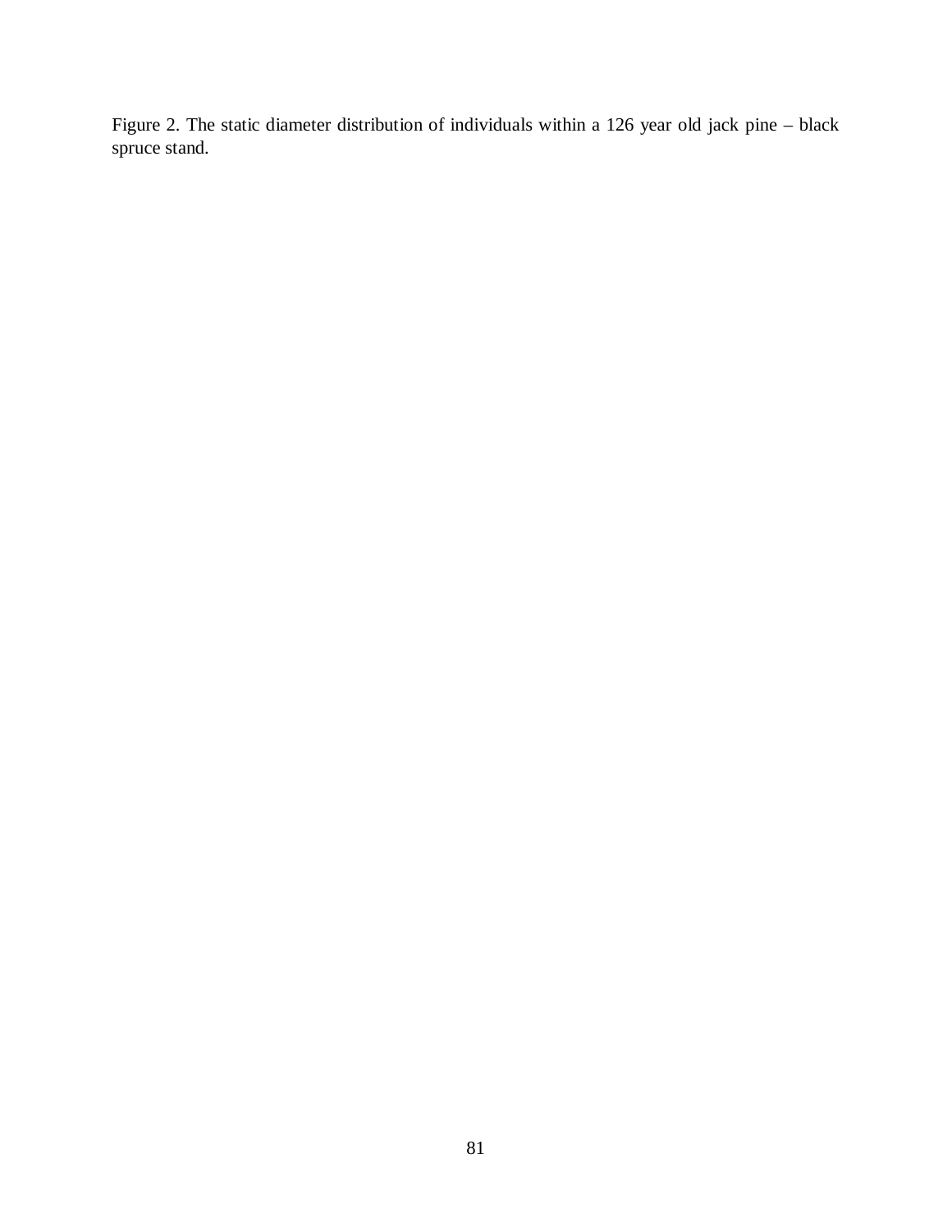Figure 2. The static diameter distribution of individuals within a 126 year old jack pine – black spruce stand.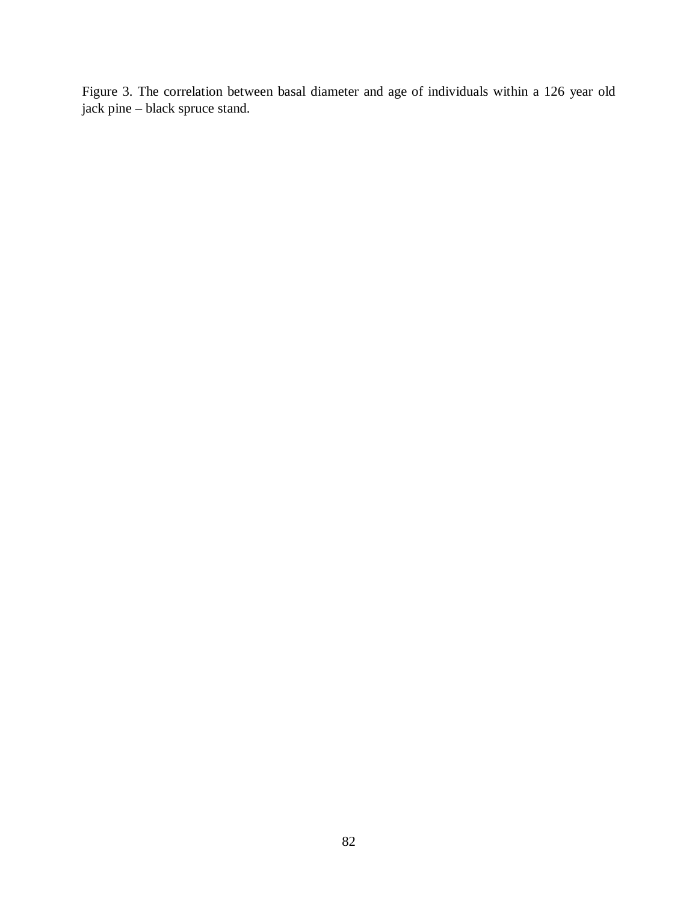Figure 3. The correlation between basal diameter and age of individuals within a 126 year old jack pine – black spruce stand.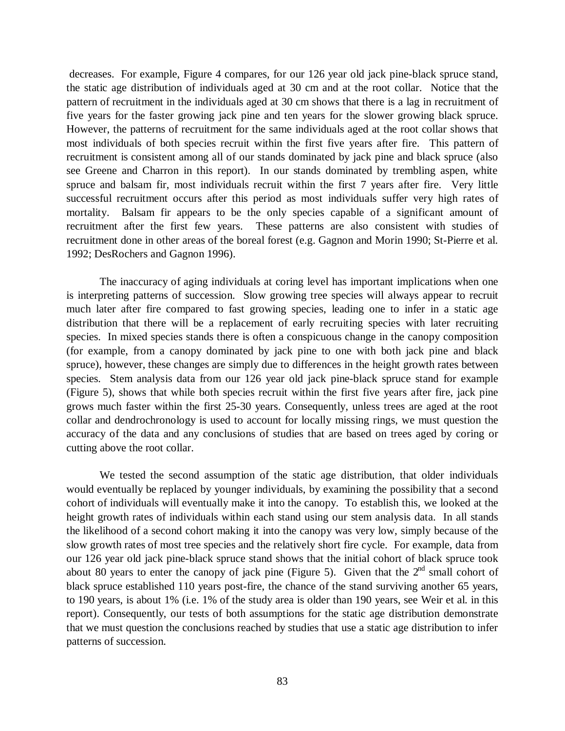decreases. For example, Figure 4 compares, for our 126 year old jack pine-black spruce stand, the static age distribution of individuals aged at 30 cm and at the root collar. Notice that the pattern of recruitment in the individuals aged at 30 cm shows that there is a lag in recruitment of five years for the faster growing jack pine and ten years for the slower growing black spruce. However, the patterns of recruitment for the same individuals aged at the root collar shows that most individuals of both species recruit within the first five years after fire. This pattern of recruitment is consistent among all of our stands dominated by jack pine and black spruce (also see Greene and Charron in this report). In our stands dominated by trembling aspen, white spruce and balsam fir, most individuals recruit within the first 7 years after fire. Very little successful recruitment occurs after this period as most individuals suffer very high rates of mortality. Balsam fir appears to be the only species capable of a significant amount of recruitment after the first few years. These patterns are also consistent with studies of recruitment done in other areas of the boreal forest (e.g. Gagnon and Morin 1990; St-Pierre et al. 1992; DesRochers and Gagnon 1996).

The inaccuracy of aging individuals at coring level has important implications when one is interpreting patterns of succession. Slow growing tree species will always appear to recruit much later after fire compared to fast growing species, leading one to infer in a static age distribution that there will be a replacement of early recruiting species with later recruiting species. In mixed species stands there is often a conspicuous change in the canopy composition (for example, from a canopy dominated by jack pine to one with both jack pine and black spruce), however, these changes are simply due to differences in the height growth rates between species. Stem analysis data from our 126 year old jack pine-black spruce stand for example (Figure 5), shows that while both species recruit within the first five years after fire, jack pine grows much faster within the first 25-30 years. Consequently, unless trees are aged at the root collar and dendrochronology is used to account for locally missing rings, we must question the accuracy of the data and any conclusions of studies that are based on trees aged by coring or cutting above the root collar.

We tested the second assumption of the static age distribution, that older individuals would eventually be replaced by younger individuals, by examining the possibility that a second cohort of individuals will eventually make it into the canopy. To establish this, we looked at the height growth rates of individuals within each stand using our stem analysis data. In all stands the likelihood of a second cohort making it into the canopy was very low, simply because of the slow growth rates of most tree species and the relatively short fire cycle. For example, data from our 126 year old jack pine-black spruce stand shows that the initial cohort of black spruce took about 80 years to enter the canopy of jack pine (Figure 5). Given that the 2nd small cohort of black spruce established 110 years post-fire, the chance of the stand surviving another 65 years, to 190 years, is about 1% (i.e. 1% of the study area is older than 190 years, see Weir et al. in this report). Consequently, our tests of both assumptions for the static age distribution demonstrate that we must question the conclusions reached by studies that use a static age distribution to infer patterns of succession.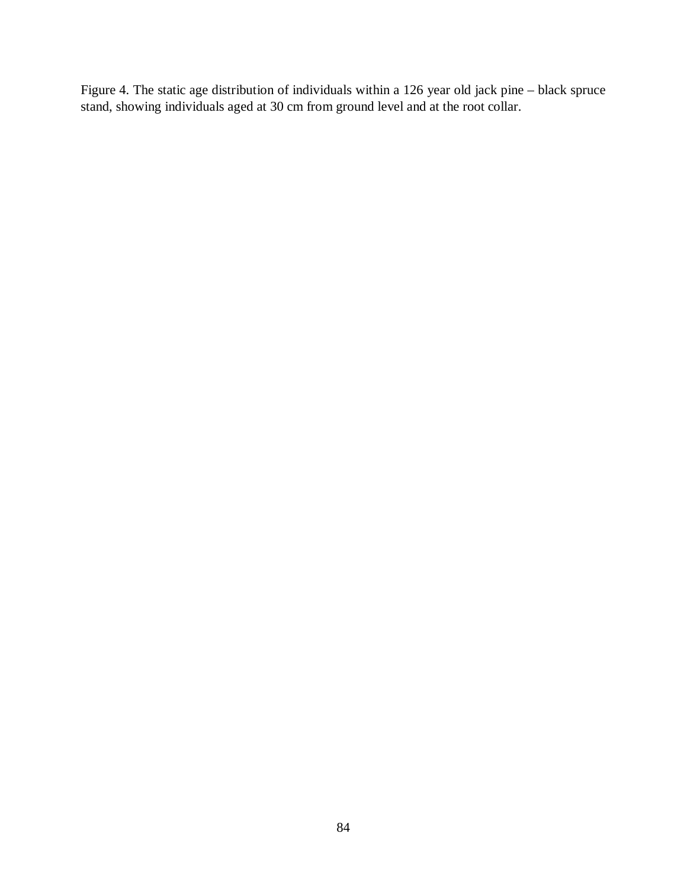Figure 4. The static age distribution of individuals within a 126 year old jack pine – black spruce stand, showing individuals aged at 30 cm from ground level and at the root collar.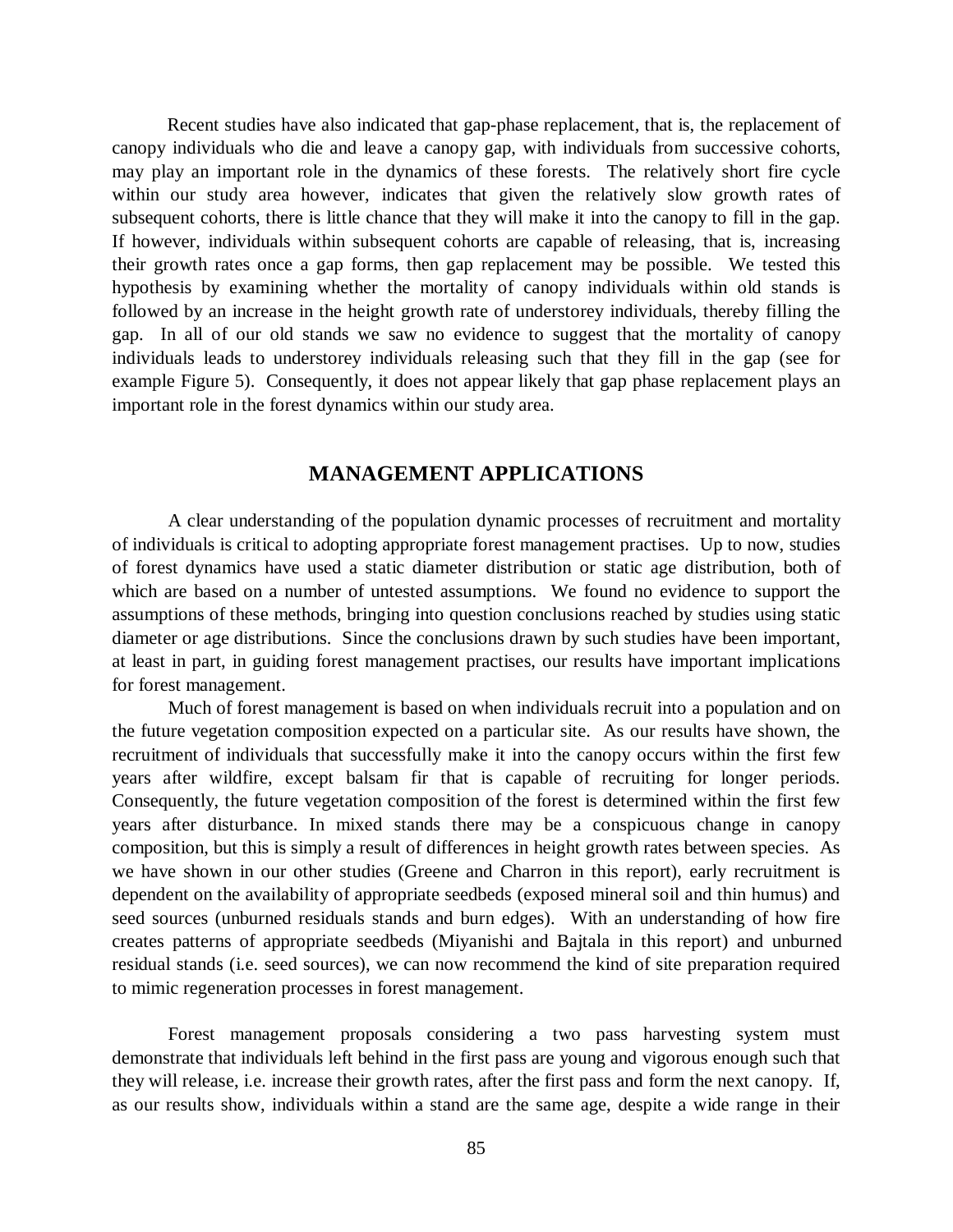Recent studies have also indicated that gap-phase replacement, that is, the replacement of canopy individuals who die and leave a canopy gap, with individuals from successive cohorts, may play an important role in the dynamics of these forests. The relatively short fire cycle within our study area however, indicates that given the relatively slow growth rates of subsequent cohorts, there is little chance that they will make it into the canopy to fill in the gap. If however, individuals within subsequent cohorts are capable of releasing, that is, increasing their growth rates once a gap forms, then gap replacement may be possible. We tested this hypothesis by examining whether the mortality of canopy individuals within old stands is followed by an increase in the height growth rate of understorey individuals, thereby filling the gap. In all of our old stands we saw no evidence to suggest that the mortality of canopy individuals leads to understorey individuals releasing such that they fill in the gap (see for example Figure 5). Consequently, it does not appear likely that gap phase replacement plays an important role in the forest dynamics within our study area.

## MANAGEMENT APPLICATIONS

A clear understanding of the population dynamic processes of recruitment and mortality of individuals is critical to adopting appropriate forest management practises. Up to now, studies of forest dynamics have used a static diameter distribution or static age distribution, both of which are based on a number of untested assumptions. We found no evidence to support the assumptions of these methods, bringing into question conclusions reached by studies using static diameter or age distributions. Since the conclusions drawn by such studies have been important, at least in part, in guiding forest management practises, our results have important implications for forest management.

Much of forest management is based on when individuals recruit into a population and on the future vegetation composition expected on a particular site. As our results have shown, the recruitment of individuals that successfully make it into the canopy occurs within the first few years after wildfire, except balsam fir that is capable of recruiting for longer periods. Consequently, the future vegetation composition of the forest is determined within the first few years after disturbance. In mixed stands there may be a conspicuous change in canopy composition, but this is simply a result of differences in height growth rates between species. As we have shown in our other studies (Greene and Charron in this report), early recruitment is dependent on the availability of appropriate seedbeds (exposed mineral soil and thin humus) and seed sources (unburned residuals stands and burn edges). With an understanding of how fire creates patterns of appropriate seedbeds (Miyanishi and Bajtala in this report) and unburned residual stands (i.e. seed sources), we can now recommend the kind of site preparation required to mimic regeneration processes in forest management.

Forest management proposals considering a two pass harvesting system must demonstrate that individuals left behind in the first pass are young and vigorous enough such that they will release, i.e. increase their growth rates, after the first pass and form the next canopy. If, as our results show, individuals within a stand are the same age, despite a wide range in their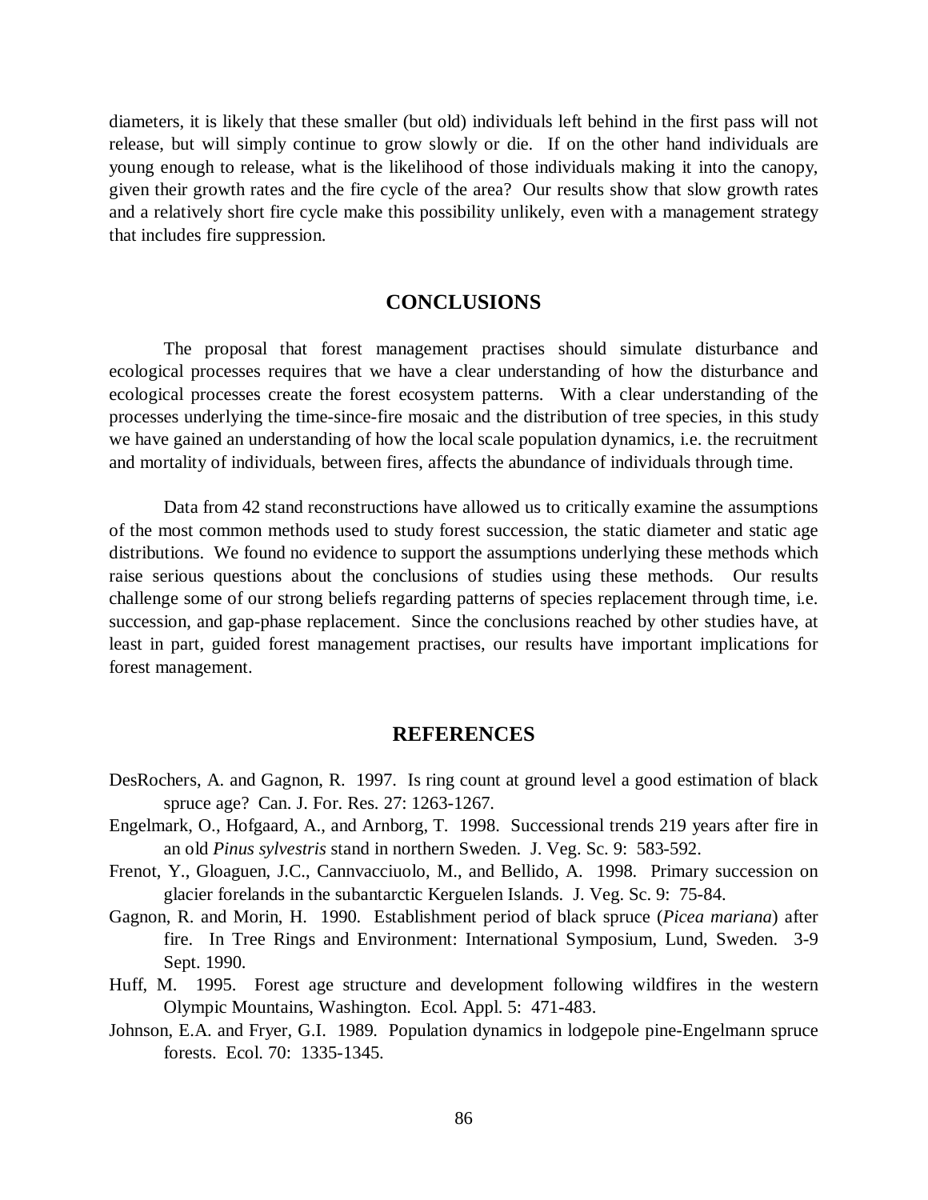diameters, it is likely that these smaller (but old) individuals left behind in the first pass will not release, but will simply continue to grow slowly or die. If on the other hand individuals are young enough to release, what is the likelihood of those individuals making it into the canopy, given their growth rates and the fire cycle of the area? Our results show that slow growth rates and a relatively short fire cycle make this possibility unlikely, even with a management strategy that includes fire suppression.

## CONCLUSIONS

The proposal that forest management practises should simulate disturbance and ecological processes requires that we have a clear understanding of how the disturbance and ecological processes create the forest ecosystem patterns. With a clear understanding of the processes underlying the time-since-fire mosaic and the distribution of tree species, in this study we have gained an understanding of how the local scale population dynamics, i.e. the recruitment and mortality of individuals, between fires, affects the abundance of individuals through time.

Data from 42 stand reconstructions have allowed us to critically examine the assumptions of the most common methods used to study forest succession, the static diameter and static age distributions. We found no evidence to support the assumptions underlying these methods which raise serious questions about the conclusions of studies using these methods. Our results challenge some of our strong beliefs regarding patterns of species replacement through time, i.e. succession, and gap-phase replacement. Since the conclusions reached by other studies have, at least in part, guided forest management practises, our results have important implications for forest management.

## REFERENCES

DesRochers, A. and Gagnon, R. 1997. Is ring count at ground level a good estimation of black spruce age? Can. J. For. Res. 27: 1263-1267.

Engelmark, O., Hofgaard, A., and Arnborg, T. 1998. Successional trends 219 years after fire in an old *Pinus sylvestris* stand in northern Sweden. J. Veg. Sc. 9: 583-592.

Frenot, Y., Gloaguen, J.C., Cannvacciuolo, M., and Bellido, A. 1998. Primary succession on glacier forelands in the subantarctic Kerguelen Islands. J. Veg. Sc. 9: 75-84.

Gagnon, R. and Morin, H. 1990. Establishment period of black spruce (*Picea mariana*) after fire. In Tree Rings and Environment: International Symposium, Lund, Sweden. 3-9 Sept. 1990.

Huff, M. 1995. Forest age structure and development following wildfires in the western Olympic Mountains, Washington. Ecol. Appl. 5: 471-483.

Johnson, E.A. and Fryer, G.I. 1989. Population dynamics in lodgepole pine-Engelmann spruce forests. Ecol. 70: 1335-1345.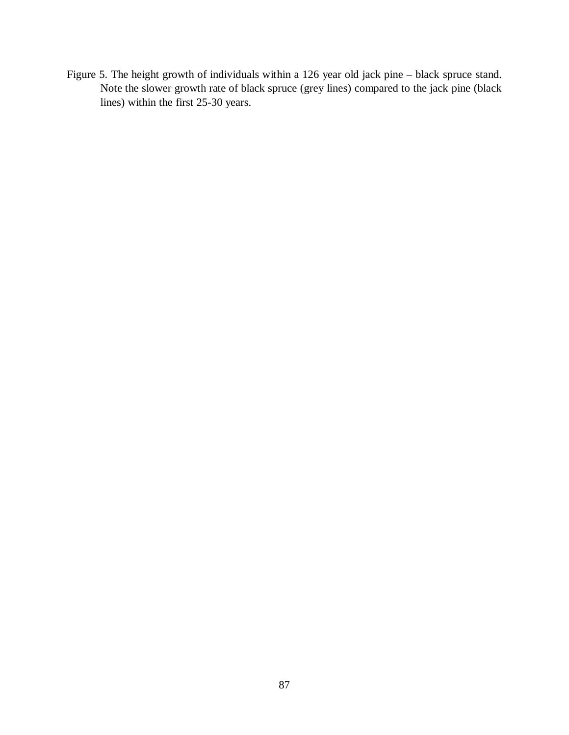Figure 5. The height growth of individuals within a 126 year old jack pine – black spruce stand. Note the slower growth rate of black spruce (grey lines) compared to the jack pine (black lines) within the first 25-30 years.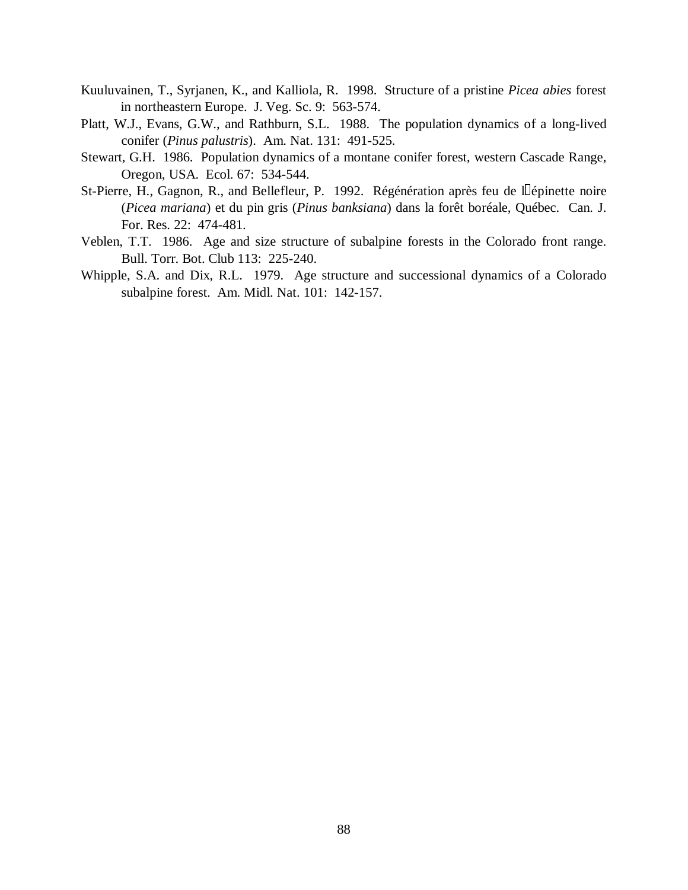Kuuluvainen, T., Syrjanen, K., and Kalliola, R. 1998. Structure of a pristine *Picea abies* forest in northeastern Europe. J. Veg. Sc. 9: 563-574.

Platt, W.J., Evans, G.W., and Rathburn, S.L. 1988. The population dynamics of a long-lived conifer (*Pinus palustris*). Am. Nat. 131: 491-525.

Stewart, G.H. 1986. Population dynamics of a montane conifer forest, western Cascade Range, Oregon, USA. Ecol. 67: 534-544.

St-Pierre, H., Gagnon, R., and Bellefleur, P. 1992. Régénération après feu de l'épinette noire (*Picea mariana*) et du pin gris (*Pinus banksiana*) dans la forêt boréale, Québec. Can. J. For. Res. 22: 474-481.

Veblen, T.T. 1986. Age and size structure of subalpine forests in the Colorado front range. Bull. Torr. Bot. Club 113: 225-240.

Whipple, S.A. and Dix, R.L. 1979. Age structure and successional dynamics of a Colorado subalpine forest. Am. Midl. Nat. 101: 142-157.